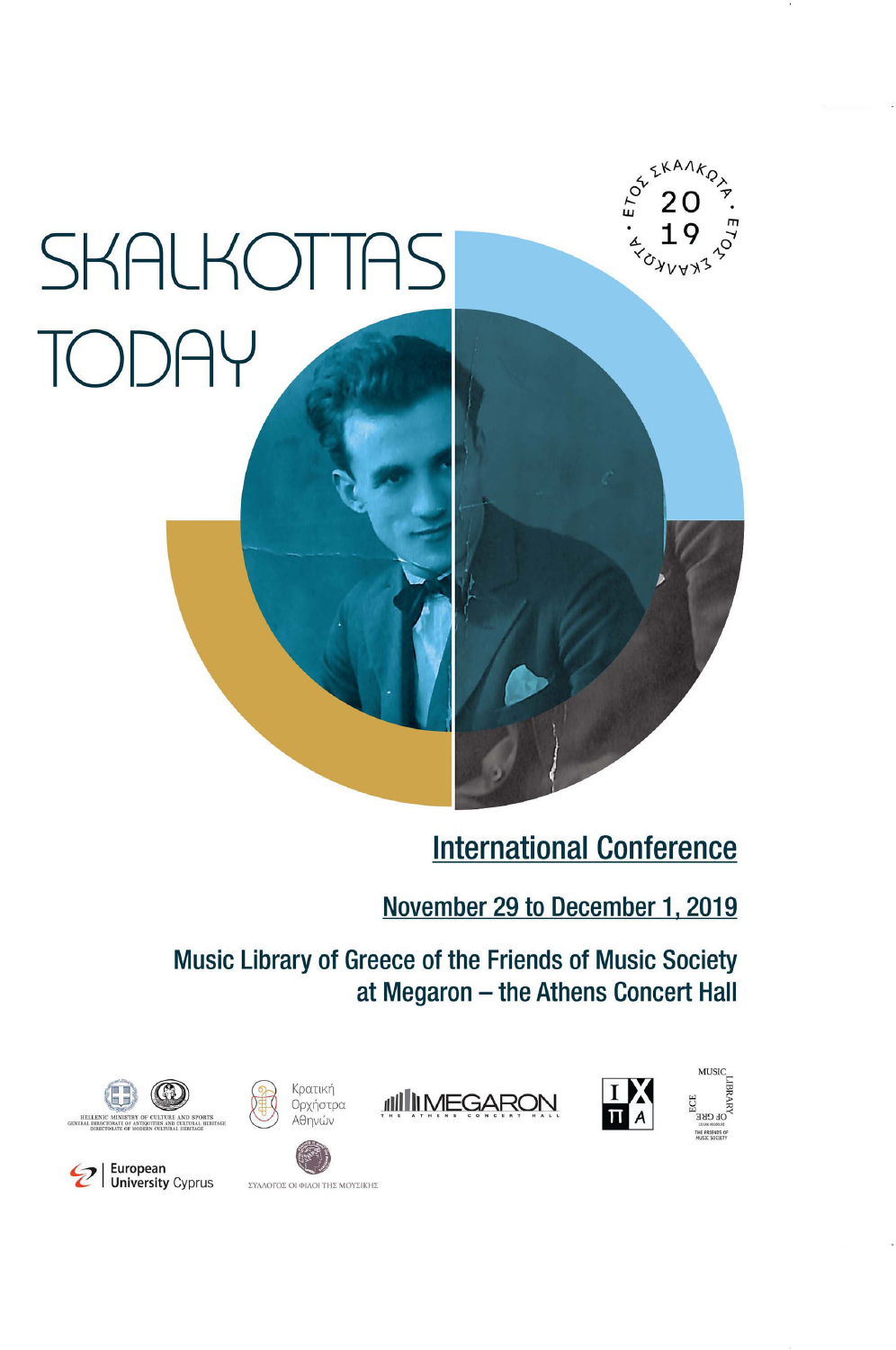# SKALKOTTAS TODAY

ΕΤΟΣ ΣΚΑΛΚΩΤΑ · 2019 · ΕΤΟΣ ΣΚΑΛΚΩΤΑ

## International Conference

November 29 to December 1, 2019

Music Library of Greece of the Friends of Music Society
at Megaron – the Athens Concert Hall

HELLENIC MINISTRY OF CULTURE AND SPORTS
GENERAL DIRECTORATE OF ANTIQUITIES AND CULTURAL HERITAGE
DIRECTORATE OF MODERN CULTURAL HERITAGE

Κρατική Ορχήστρα Αθηνών

MEGARON THE ATHENS CONCERT HALL

Ι Χ Π Α

MUSIC LIBRARY OF GREECE
THE FRIENDS OF MUSIC SOCIETY

European University Cyprus

ΣΥΛΛΟΓΟΣ ΟΙ ΦΙΛΟΙ ΤΗΣ ΜΟΥΣΙΚΗΣ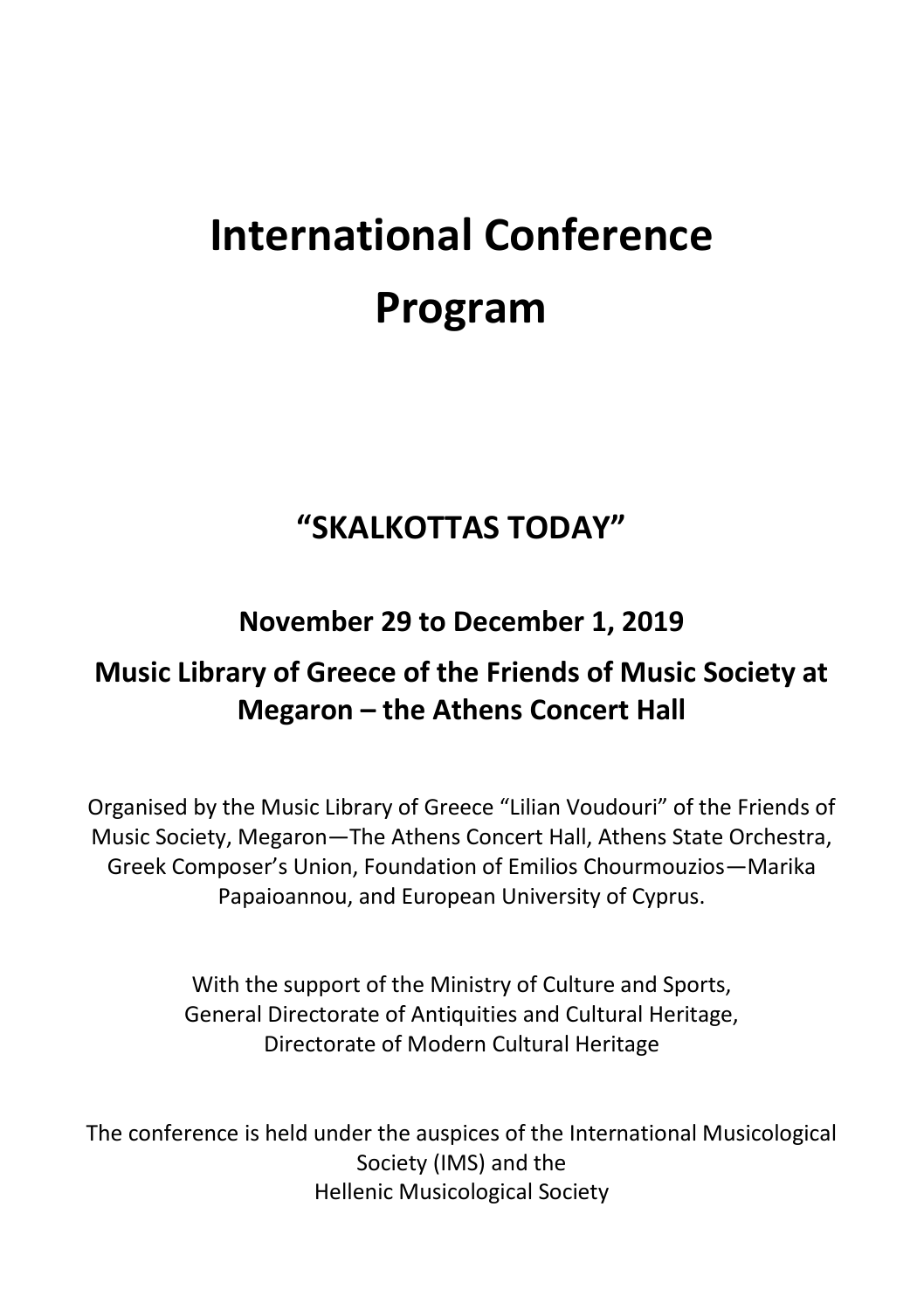# International Conference Program

## "SKALKOTTAS TODAY"

**November 29 to December 1, 2019**

**Music Library of Greece of the Friends of Music Society at Megaron – the Athens Concert Hall**

Organised by the Music Library of Greece "Lilian Voudouri" of the Friends of Music Society, Megaron—The Athens Concert Hall, Athens State Orchestra, Greek Composer's Union, Foundation of Emilios Chourmouzios—Marika Papaioannou, and European University of Cyprus.

With the support of the Ministry of Culture and Sports, General Directorate of Antiquities and Cultural Heritage, Directorate of Modern Cultural Heritage

The conference is held under the auspices of the International Musicological Society (IMS) and the Hellenic Musicological Society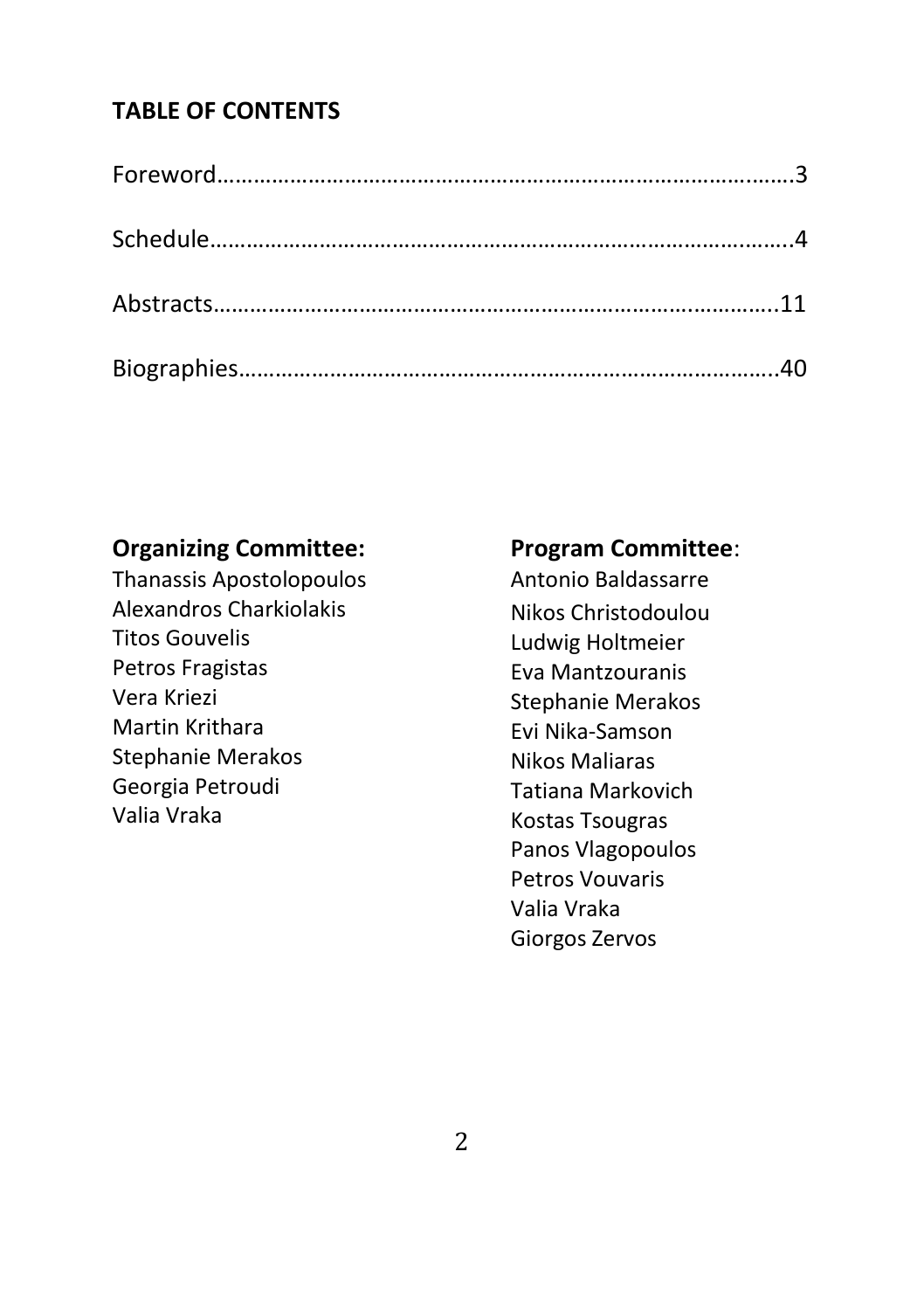## TABLE OF CONTENTS

Foreword…………………………………………………………………………………3

Schedule…………………………………………………………………………………4

Abstracts………………………………………………………………………………11

Biographies……………………………………………………………………………40

**Organizing Committee:**

Thanassis Apostolopoulos
Alexandros Charkiolakis
Titos Gouvelis
Petros Fragistas
Vera Kriezi
Martin Krithara
Stephanie Merakos
Georgia Petroudi
Valia Vraka

**Program Committee**:

Antonio Baldassarre
Nikos Christodoulou
Ludwig Holtmeier
Eva Mantzouranis
Stephanie Merakos
Evi Nika-Samson
Nikos Maliaras
Tatiana Markovich
Kostas Tsougras
Panos Vlagopoulos
Petros Vouvaris
Valia Vraka
Giorgos Zervos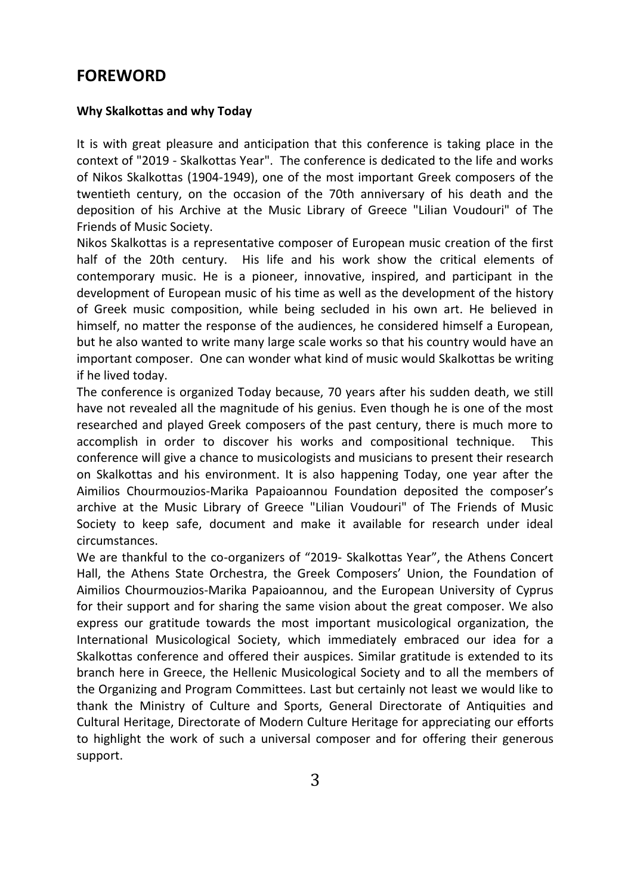# FOREWORD

**Why Skalkottas and why Today**

It is with great pleasure and anticipation that this conference is taking place in the context of "2019 - Skalkottas Year". The conference is dedicated to the life and works of Nikos Skalkottas (1904-1949), one of the most important Greek composers of the twentieth century, on the occasion of the 70th anniversary of his death and the deposition of his Archive at the Music Library of Greece "Lilian Voudouri" of The Friends of Music Society.

Nikos Skalkottas is a representative composer of European music creation of the first half of the 20th century. His life and his work show the critical elements of contemporary music. He is a pioneer, innovative, inspired, and participant in the development of European music of his time as well as the development of the history of Greek music composition, while being secluded in his own art. He believed in himself, no matter the response of the audiences, he considered himself a European, but he also wanted to write many large scale works so that his country would have an important composer. One can wonder what kind of music would Skalkottas be writing if he lived today.

The conference is organized Today because, 70 years after his sudden death, we still have not revealed all the magnitude of his genius. Even though he is one of the most researched and played Greek composers of the past century, there is much more to accomplish in order to discover his works and compositional technique. This conference will give a chance to musicologists and musicians to present their research on Skalkottas and his environment. It is also happening Today, one year after the Aimilios Chourmouzios-Marika Papaioannou Foundation deposited the composer's archive at the Music Library of Greece "Lilian Voudouri" of The Friends of Music Society to keep safe, document and make it available for research under ideal circumstances.

We are thankful to the co-organizers of "2019- Skalkottas Year", the Athens Concert Hall, the Athens State Orchestra, the Greek Composers' Union, the Foundation of Aimilios Chourmouzios-Marika Papaioannou, and the European University of Cyprus for their support and for sharing the same vision about the great composer. We also express our gratitude towards the most important musicological organization, the International Musicological Society, which immediately embraced our idea for a Skalkottas conference and offered their auspices. Similar gratitude is extended to its branch here in Greece, the Hellenic Musicological Society and to all the members of the Organizing and Program Committees. Last but certainly not least we would like to thank the Ministry of Culture and Sports, General Directorate of Antiquities and Cultural Heritage, Directorate of Modern Culture Heritage for appreciating our efforts to highlight the work of such a universal composer and for offering their generous support.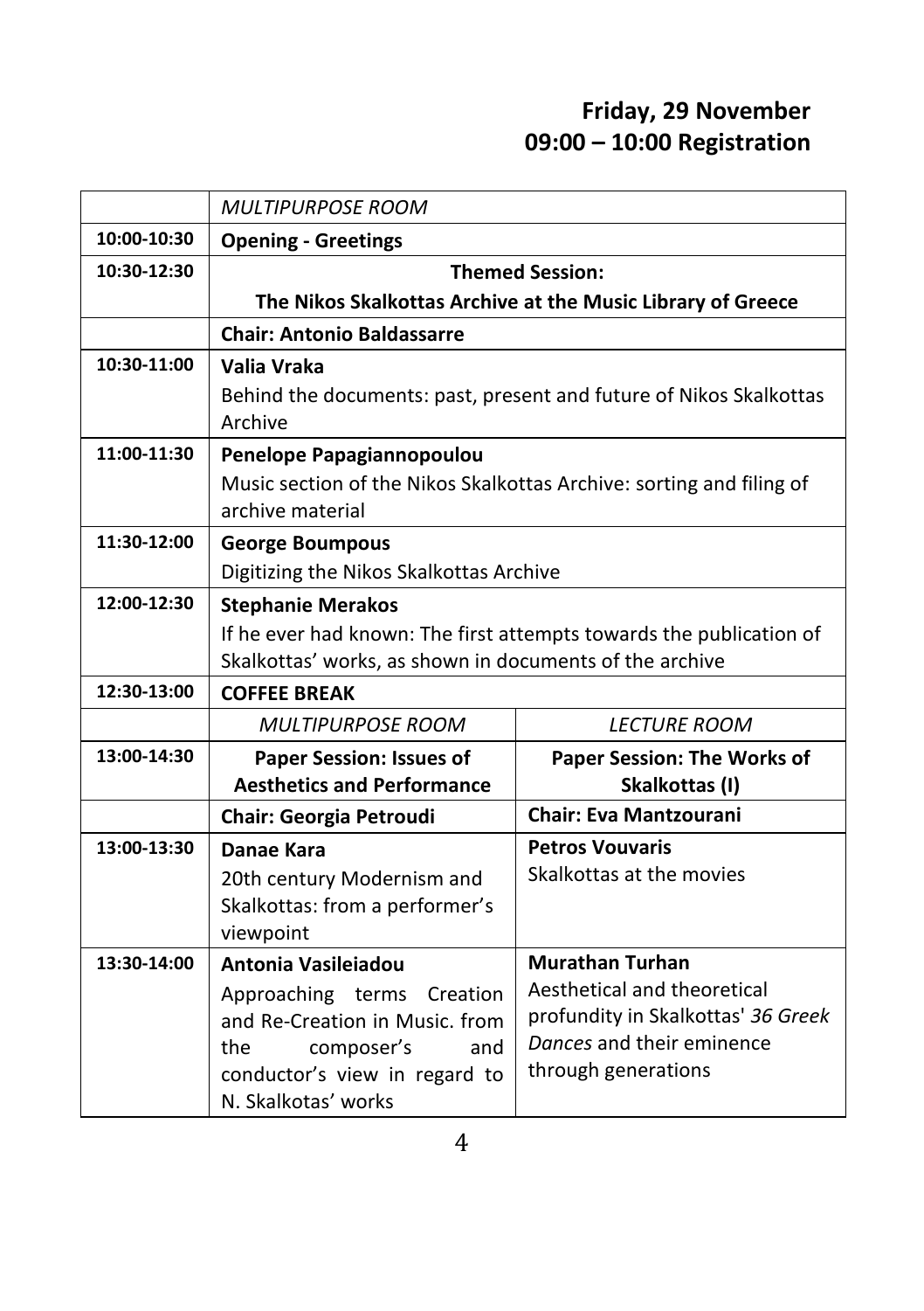## Friday, 29 November
## 09:00 – 10:00 Registration

| | | |
|---|---|---|
| | *MULTIPURPOSE ROOM* | |
| **10:00-10:30** | **Opening - Greetings** | |
| **10:30-12:30** | **Themed Session: The Nikos Skalkottas Archive at the Music Library of Greece** | |
| | **Chair: Antonio Baldassarre** | |
| **10:30-11:00** | **Valia Vraka** Behind the documents: past, present and future of Nikos Skalkottas Archive | |
| **11:00-11:30** | **Penelope Papagiannopoulou** Music section of the Nikos Skalkottas Archive: sorting and filing of archive material | |
| **11:30-12:00** | **George Boumpous** Digitizing the Nikos Skalkottas Archive | |
| **12:00-12:30** | **Stephanie Merakos** If he ever had known: The first attempts towards the publication of Skalkottas' works, as shown in documents of the archive | |
| **12:30-13:00** | **COFFEE BREAK** | |
| | *MULTIPURPOSE ROOM* | *LECTURE ROOM* |
| **13:00-14:30** | **Paper Session: Issues of Aesthetics and Performance** | **Paper Session: The Works of Skalkottas (I)** |
| | **Chair: Georgia Petroudi** | **Chair: Eva Mantzourani** |
| **13:00-13:30** | **Danae Kara** 20th century Modernism and Skalkottas: from a performer's viewpoint | **Petros Vouvaris** Skalkottas at the movies |
| **13:30-14:00** | **Antonia Vasileiadou** Approaching terms Creation and Re-Creation in Music. from the composer's and conductor's view in regard to N. Skalkotas' works | **Murathan Turhan** Aesthetical and theoretical profundity in Skalkottas' *36 Greek Dances* and their eminence through generations |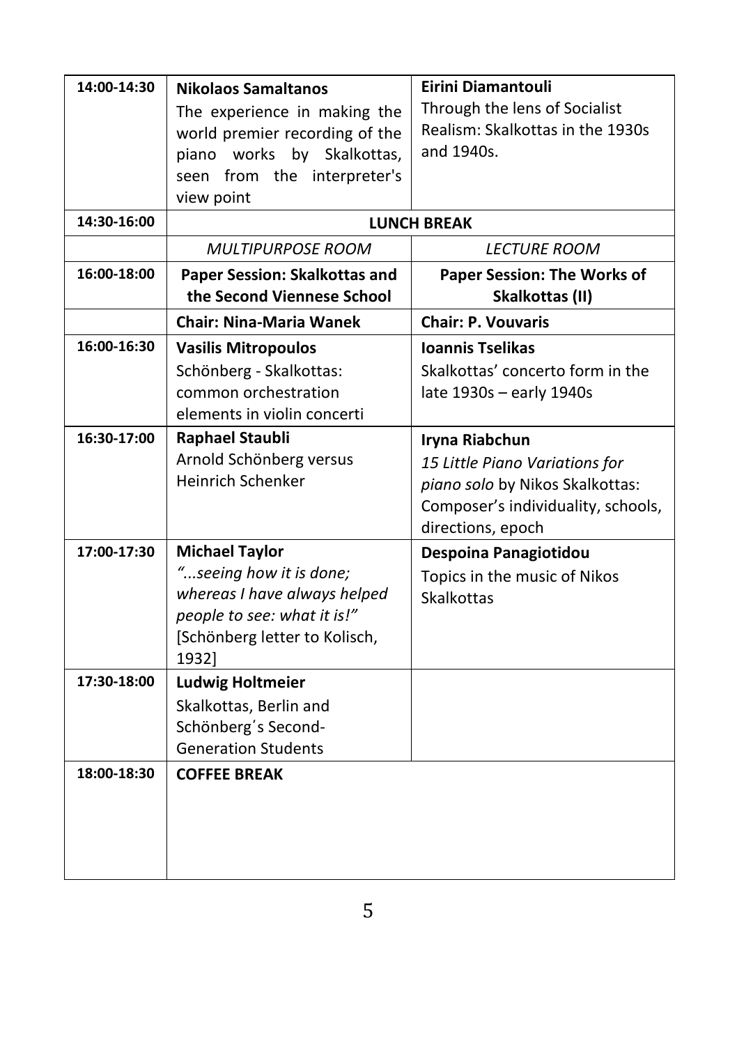| | | |
|---|---|---|
| **14:00-14:30** | **Nikolaos Samaltanos** The experience in making the world premier recording of the piano works by Skalkottas, seen from the interpreter's view point | **Eirini Diamantouli** Through the lens of Socialist Realism: Skalkottas in the 1930s and 1940s. |
| **14:30-16:00** | **LUNCH BREAK** | |
| | *MULTIPURPOSE ROOM* | *LECTURE ROOM* |
| **16:00-18:00** | **Paper Session: Skalkottas and the Second Viennese School** | **Paper Session: The Works of Skalkottas (II)** |
| | **Chair: Nina-Maria Wanek** | **Chair: P. Vouvaris** |
| **16:00-16:30** | **Vasilis Mitropoulos** Schönberg - Skalkottas: common orchestration elements in violin concerti | **Ioannis Tselikas** Skalkottas' concerto form in the late 1930s – early 1940s |
| **16:30-17:00** | **Raphael Staubli** Arnold Schönberg versus Heinrich Schenker | **Iryna Riabchun** *15 Little Piano Variations for piano solo* by Nikos Skalkottas: Composer's individuality, schools, directions, epoch |
| **17:00-17:30** | **Michael Taylor** *"...seeing how it is done; whereas I have always helped people to see: what it is!"* [Schönberg letter to Kolisch, 1932] | **Despoina Panagiotidou** Topics in the music of Nikos Skalkottas |
| **17:30-18:00** | **Ludwig Holtmeier** Skalkottas, Berlin and Schönberg´s Second-Generation Students | |
| **18:00-18:30** | **COFFEE BREAK** | |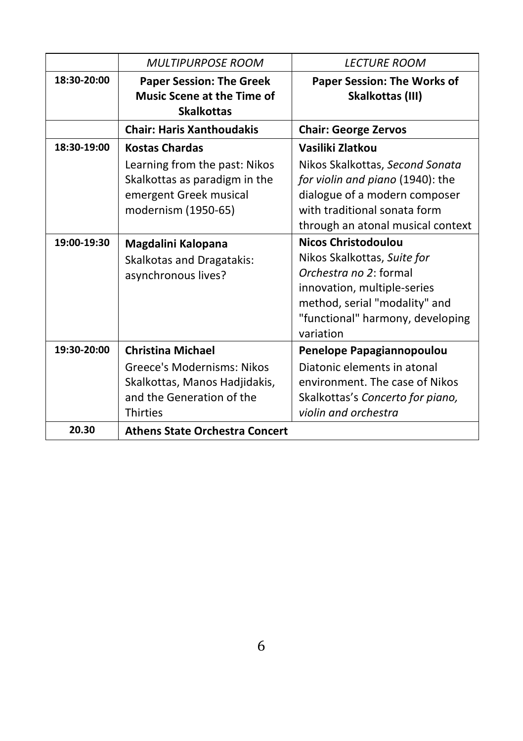| | *MULTIPURPOSE ROOM* | *LECTURE ROOM* |
|---|---|---|
| **18:30-20:00** | **Paper Session: The Greek Music Scene at the Time of Skalkottas** | **Paper Session: The Works of Skalkottas (III)** |
| | **Chair: Haris Xanthoudakis** | **Chair: George Zervos** |
| **18:30-19:00** | **Kostas Chardas** Learning from the past: Nikos Skalkottas as paradigm in the emergent Greek musical modernism (1950-65) | **Vasiliki Zlatkou** Nikos Skalkottas, *Second Sonata for violin and piano* (1940): the dialogue of a modern composer with traditional sonata form through an atonal musical context |
| **19:00-19:30** | **Magdalini Kalopana** Skalkotas and Dragatakis: asynchronous lives? | **Nicos Christodoulou** Nikos Skalkottas, *Suite for Orchestra no 2*: formal innovation, multiple-series method, serial "modality" and "functional" harmony, developing variation |
| **19:30-20:00** | **Christina Michael** Greece's Modernisms: Nikos Skalkottas, Manos Hadjidakis, and the Generation of the Thirties | **Penelope Papagiannopoulou** Diatonic elements in atonal environment. The case of Nikos Skalkottas's *Concerto for piano, violin and orchestra* |
| **20.30** | **Athens State Orchestra Concert** | |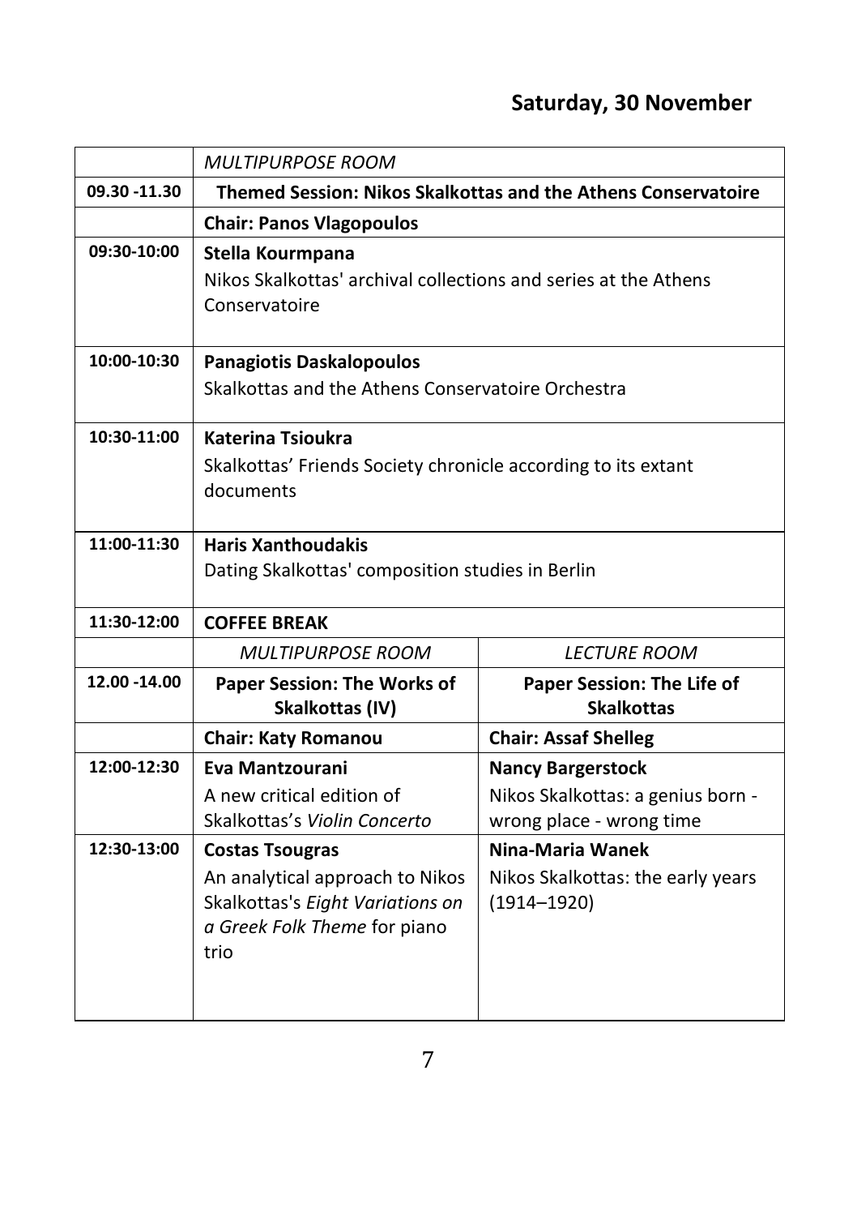## Saturday, 30 November

| | *MULTIPURPOSE ROOM* | |
|---|---|---|
| **09.30 -11.30** | **Themed Session: Nikos Skalkottas and the Athens Conservatoire** | |
| | **Chair: Panos Vlagopoulos** | |
| **09:30-10:00** | **Stella Kourmpana**<br>Nikos Skalkottas' archival collections and series at the Athens Conservatoire | |
| **10:00-10:30** | **Panagiotis Daskalopoulos**<br>Skalkottas and the Athens Conservatoire Orchestra | |
| **10:30-11:00** | **Katerina Tsioukra**<br>Skalkottas' Friends Society chronicle according to its extant documents | |
| **11:00-11:30** | **Haris Xanthoudakis**<br>Dating Skalkottas' composition studies in Berlin | |
| **11:30-12:00** | **COFFEE BREAK** | |
| | *MULTIPURPOSE ROOM* | *LECTURE ROOM* |
| **12.00 -14.00** | **Paper Session: The Works of Skalkottas (IV)** | **Paper Session: The Life of Skalkottas** |
| | **Chair: Katy Romanou** | **Chair: Assaf Shelleg** |
| **12:00-12:30** | **Eva Mantzourani**<br>A new critical edition of Skalkottas's *Violin Concerto* | **Nancy Bargerstock**<br>Nikos Skalkottas: a genius born - wrong place - wrong time |
| **12:30-13:00** | **Costas Tsougras**<br>An analytical approach to Nikos Skalkottas's *Eight Variations on a Greek Folk Theme* for piano trio | **Nina-Maria Wanek**<br>Nikos Skalkottas: the early years (1914–1920) |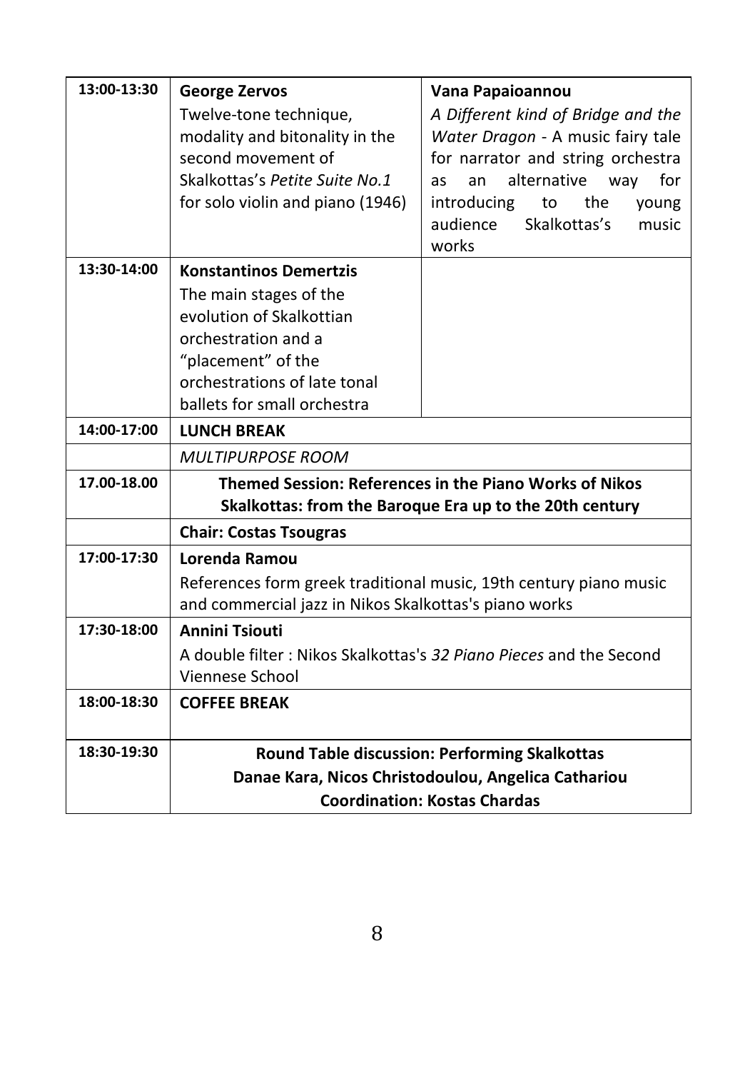| | | |
|---|---|---|
| 13:00-13:30 | **George Zervos**<br>Twelve-tone technique, modality and bitonality in the second movement of Skalkottas's *Petite Suite No.1* for solo violin and piano (1946) | **Vana Papaioannou**<br>*A Different kind of Bridge and the Water Dragon* - A music fairy tale for narrator and string orchestra as an alternative way for introducing to the young audience Skalkottas's music works |
| 13:30-14:00 | **Konstantinos Demertzis**<br>The main stages of the evolution of Skalkottian orchestration and a "placement" of the orchestrations of late tonal ballets for small orchestra | |
| 14:00-17:00 | **LUNCH BREAK** | |
| | *MULTIPURPOSE ROOM* | |
| 17.00-18.00 | **Themed Session: References in the Piano Works of Nikos Skalkottas: from the Baroque Era up to the 20th century** | |
| | **Chair: Costas Tsougras** | |
| 17:00-17:30 | **Lorenda Ramou**<br>References form greek traditional music, 19th century piano music and commercial jazz in Nikos Skalkottas's piano works | |
| 17:30-18:00 | **Annini Tsiouti**<br>A double filter : Nikos Skalkottas's *32 Piano Pieces* and the Second Viennese School | |
| 18:00-18:30 | **COFFEE BREAK** | |
| 18:30-19:30 | **Round Table discussion: Performing Skalkottas**<br>**Danae Kara, Nicos Christodoulou, Angelica Cathariou**<br>**Coordination: Kostas Chardas** | |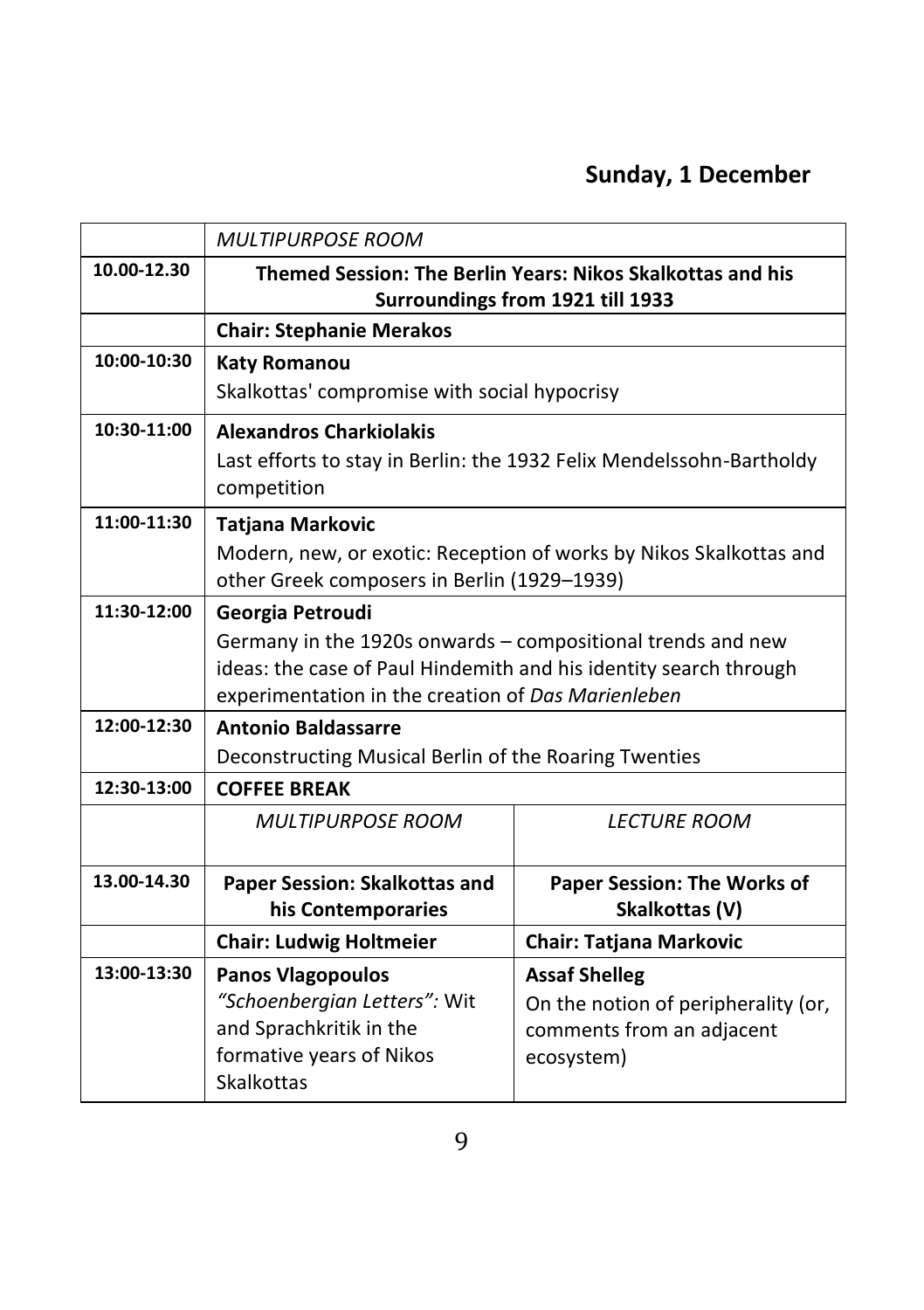## Sunday, 1 December

| | | |
|---|---|---|
| | *MULTIPURPOSE ROOM* | |
| **10.00-12.30** | **Themed Session: The Berlin Years: Nikos Skalkottas and his Surroundings from 1921 till 1933** | |
| | **Chair: Stephanie Merakos** | |
| **10:00-10:30** | **Katy Romanou**<br>Skalkottas' compromise with social hypocrisy | |
| **10:30-11:00** | **Alexandros Charkiolakis**<br>Last efforts to stay in Berlin: the 1932 Felix Mendelssohn-Bartholdy competition | |
| **11:00-11:30** | **Tatjana Markovic**<br>Modern, new, or exotic: Reception of works by Nikos Skalkottas and other Greek composers in Berlin (1929–1939) | |
| **11:30-12:00** | **Georgia Petroudi**<br>Germany in the 1920s onwards – compositional trends and new ideas: the case of Paul Hindemith and his identity search through experimentation in the creation of *Das Marienleben* | |
| **12:00-12:30** | **Antonio Baldassarre**<br>Deconstructing Musical Berlin of the Roaring Twenties | |
| **12:30-13:00** | **COFFEE BREAK** | |
| | *MULTIPURPOSE ROOM* | *LECTURE ROOM* |
| **13.00-14.30** | **Paper Session: Skalkottas and his Contemporaries** | **Paper Session: The Works of Skalkottas (V)** |
| | **Chair: Ludwig Holtmeier** | **Chair: Tatjana Markovic** |
| **13:00-13:30** | **Panos Vlagopoulos**<br>*"Schoenbergian Letters":* Wit and Sprachkritik in the formative years of Nikos Skalkottas | **Assaf Shelleg**<br>On the notion of peripherality (or, comments from an adjacent ecosystem) |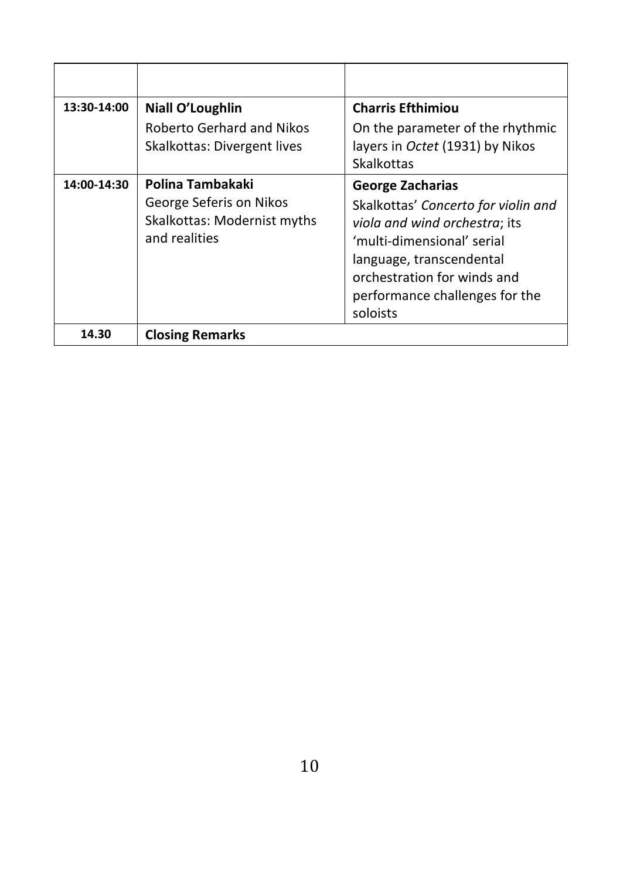| | | |
|---|---|---|
| 13:30-14:00 | **Niall O'Loughlin**<br>Roberto Gerhard and Nikos Skalkottas: Divergent lives | **Charris Efthimiou**<br>On the parameter of the rhythmic layers in *Octet* (1931) by Nikos Skalkottas |
| 14:00-14:30 | **Polina Tambakaki**<br>George Seferis on Nikos Skalkottas: Modernist myths and realities | **George Zacharias**<br>Skalkottas' *Concerto for violin and viola and wind orchestra*; its 'multi-dimensional' serial language, transcendental orchestration for winds and performance challenges for the soloists |
| 14.30 | **Closing Remarks** | |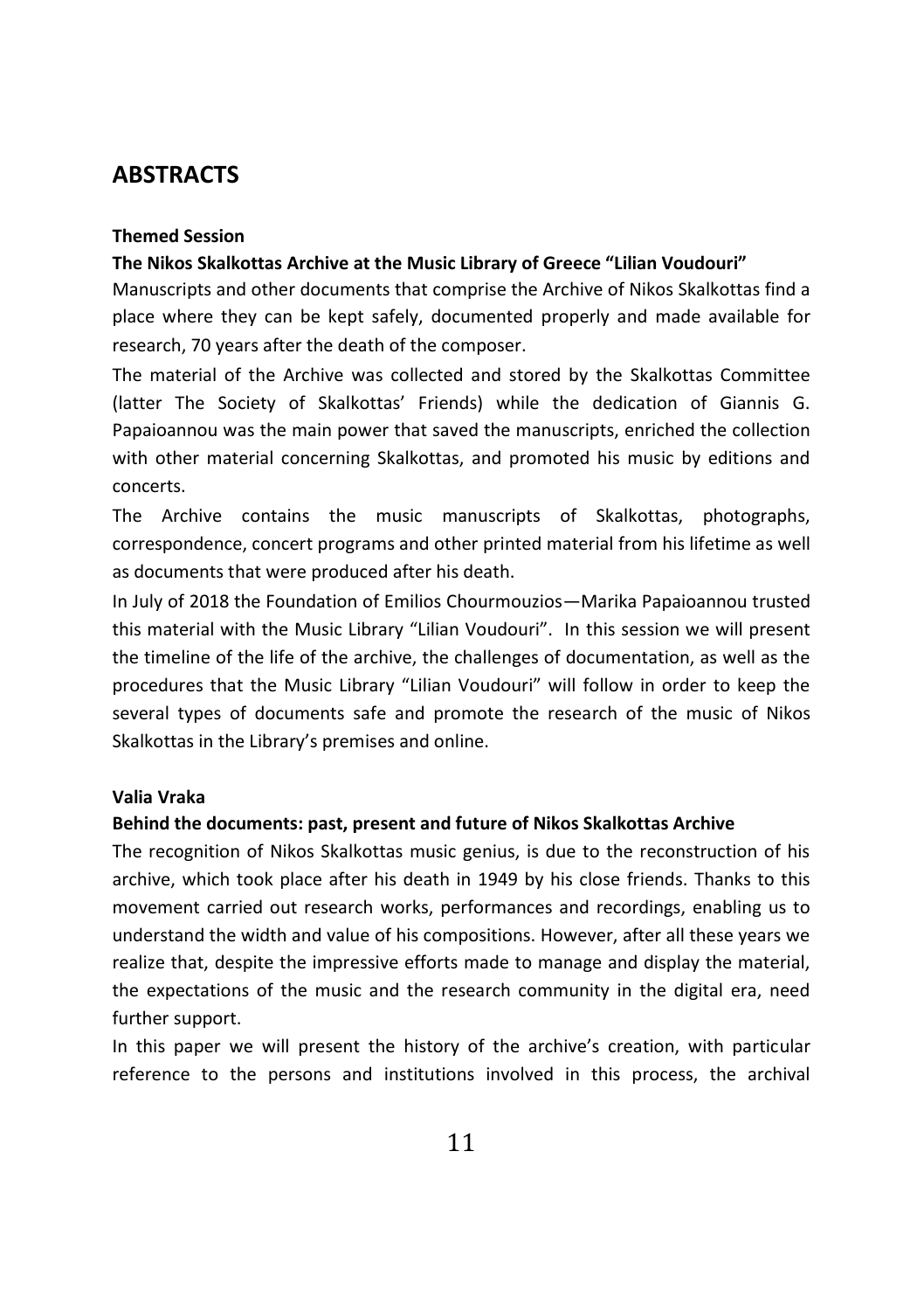## ABSTRACTS

**Themed Session**

**The Nikos Skalkottas Archive at the Music Library of Greece "Lilian Voudouri"**

Manuscripts and other documents that comprise the Archive of Nikos Skalkottas find a place where they can be kept safely, documented properly and made available for research, 70 years after the death of the composer.

The material of the Archive was collected and stored by the Skalkottas Committee (latter The Society of Skalkottas' Friends) while the dedication of Giannis G. Papaioannou was the main power that saved the manuscripts, enriched the collection with other material concerning Skalkottas, and promoted his music by editions and concerts.

The Archive contains the music manuscripts of Skalkottas, photographs, correspondence, concert programs and other printed material from his lifetime as well as documents that were produced after his death.

In July of 2018 the Foundation of Emilios Chourmouzios—Marika Papaioannou trusted this material with the Music Library "Lilian Voudouri". In this session we will present the timeline of the life of the archive, the challenges of documentation, as well as the procedures that the Music Library "Lilian Voudouri" will follow in order to keep the several types of documents safe and promote the research of the music of Nikos Skalkottas in the Library's premises and online.

**Valia Vraka**

**Behind the documents: past, present and future of Nikos Skalkottas Archive**

The recognition of Nikos Skalkottas music genius, is due to the reconstruction of his archive, which took place after his death in 1949 by his close friends. Thanks to this movement carried out research works, performances and recordings, enabling us to understand the width and value of his compositions. However, after all these years we realize that, despite the impressive efforts made to manage and display the material, the expectations of the music and the research community in the digital era, need further support.

In this paper we will present the history of the archive's creation, with particular reference to the persons and institutions involved in this process, the archival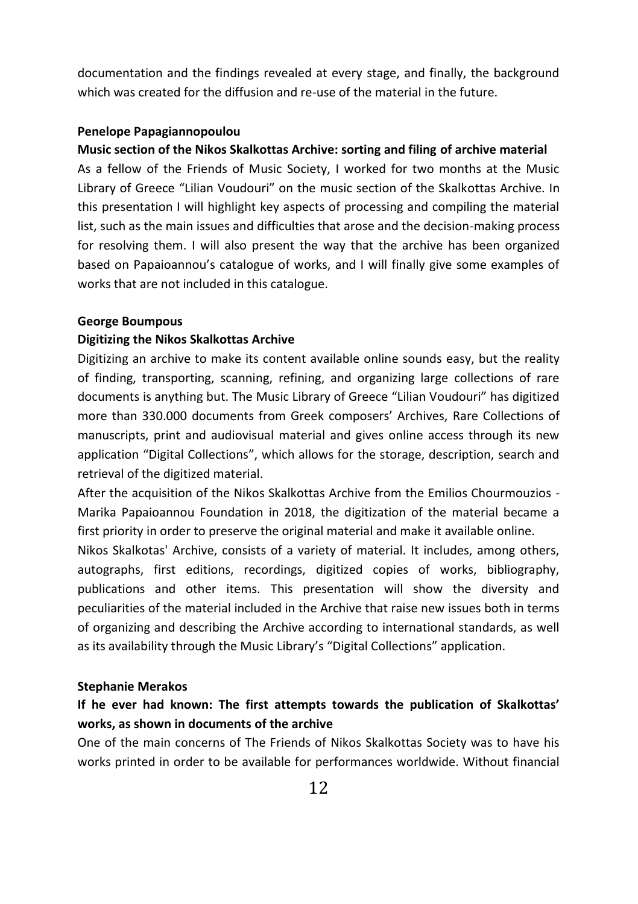documentation and the findings revealed at every stage, and finally, the background which was created for the diffusion and re-use of the material in the future.

**Penelope Papagiannopoulou**

**Music section of the Nikos Skalkottas Archive: sorting and filing of archive material**

As a fellow of the Friends of Music Society, I worked for two months at the Music Library of Greece "Lilian Voudouri" on the music section of the Skalkottas Archive. In this presentation I will highlight key aspects of processing and compiling the material list, such as the main issues and difficulties that arose and the decision-making process for resolving them. I will also present the way that the archive has been organized based on Papaioannou's catalogue of works, and I will finally give some examples of works that are not included in this catalogue.

**George Boumpous**

**Digitizing the Nikos Skalkottas Archive**

Digitizing an archive to make its content available online sounds easy, but the reality of finding, transporting, scanning, refining, and organizing large collections of rare documents is anything but. The Music Library of Greece "Lilian Voudouri" has digitized more than 330.000 documents from Greek composers' Archives, Rare Collections of manuscripts, print and audiovisual material and gives online access through its new application "Digital Collections", which allows for the storage, description, search and retrieval of the digitized material.

After the acquisition of the Nikos Skalkottas Archive from the Emilios Chourmouzios - Marika Papaioannou Foundation in 2018, the digitization of the material became a first priority in order to preserve the original material and make it available online.

Nikos Skalkotas' Archive, consists of a variety of material. It includes, among others, autographs, first editions, recordings, digitized copies of works, bibliography, publications and other items. This presentation will show the diversity and peculiarities of the material included in the Archive that raise new issues both in terms of organizing and describing the Archive according to international standards, as well as its availability through the Music Library's "Digital Collections" application.

**Stephanie Merakos**

**If he ever had known: The first attempts towards the publication of Skalkottas' works, as shown in documents of the archive**

One of the main concerns of The Friends of Nikos Skalkottas Society was to have his works printed in order to be available for performances worldwide. Without financial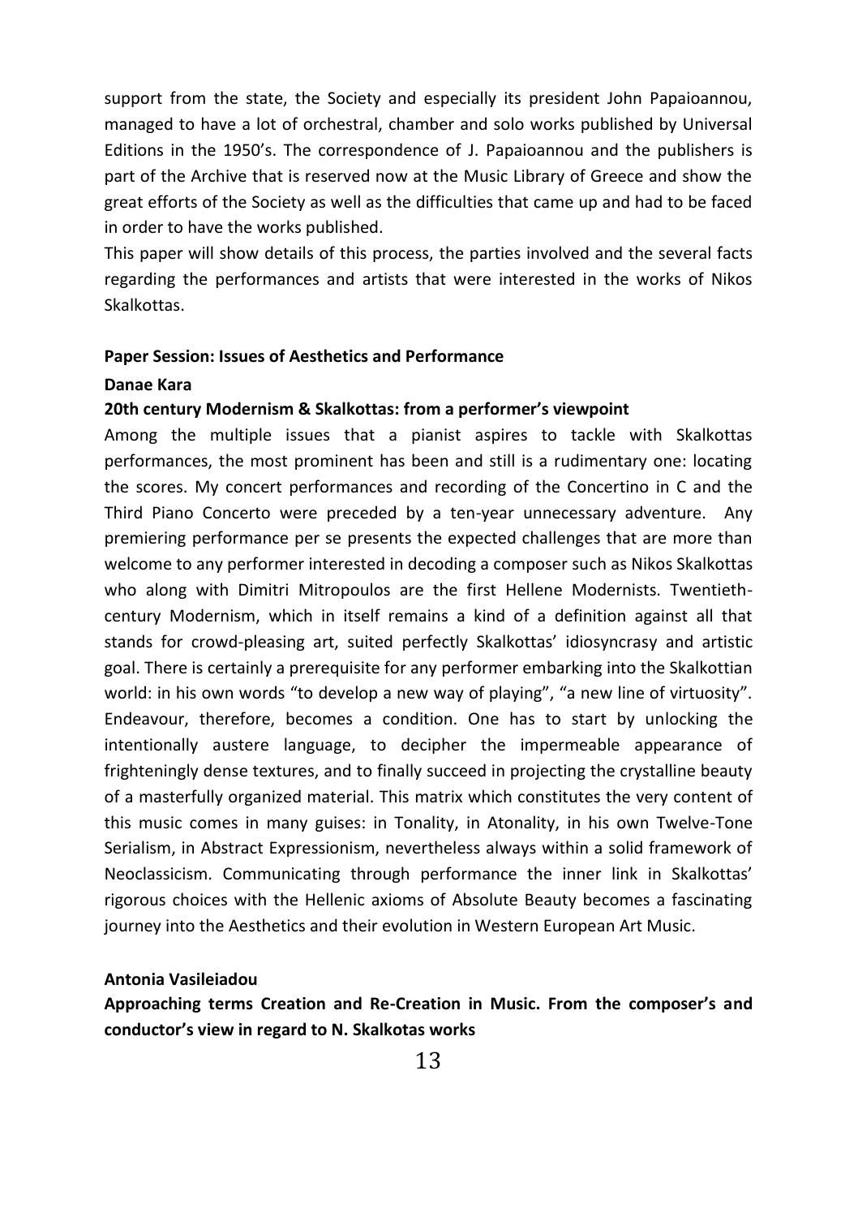support from the state, the Society and especially its president John Papaioannou, managed to have a lot of orchestral, chamber and solo works published by Universal Editions in the 1950's. The correspondence of J. Papaioannou and the publishers is part of the Archive that is reserved now at the Music Library of Greece and show the great efforts of the Society as well as the difficulties that came up and had to be faced in order to have the works published.

This paper will show details of this process, the parties involved and the several facts regarding the performances and artists that were interested in the works of Nikos Skalkottas.

**Paper Session: Issues of Aesthetics and Performance**

**Danae Kara**

**20th century Modernism & Skalkottas: from a performer's viewpoint**

Among the multiple issues that a pianist aspires to tackle with Skalkottas performances, the most prominent has been and still is a rudimentary one: locating the scores. My concert performances and recording of the Concertino in C and the Third Piano Concerto were preceded by a ten-year unnecessary adventure. Any premiering performance per se presents the expected challenges that are more than welcome to any performer interested in decoding a composer such as Nikos Skalkottas who along with Dimitri Mitropoulos are the first Hellene Modernists. Twentieth-century Modernism, which in itself remains a kind of a definition against all that stands for crowd-pleasing art, suited perfectly Skalkottas' idiosyncrasy and artistic goal. There is certainly a prerequisite for any performer embarking into the Skalkottian world: in his own words "to develop a new way of playing", "a new line of virtuosity". Endeavour, therefore, becomes a condition. One has to start by unlocking the intentionally austere language, to decipher the impermeable appearance of frighteningly dense textures, and to finally succeed in projecting the crystalline beauty of a masterfully organized material. This matrix which constitutes the very content of this music comes in many guises: in Tonality, in Atonality, in his own Twelve-Tone Serialism, in Abstract Expressionism, nevertheless always within a solid framework of Neoclassicism. Communicating through performance the inner link in Skalkottas' rigorous choices with the Hellenic axioms of Absolute Beauty becomes a fascinating journey into the Aesthetics and their evolution in Western European Art Music.

**Antonia Vasileiadou**

**Approaching terms Creation and Re-Creation in Music. From the composer's and conductor's view in regard to N. Skalkotas works**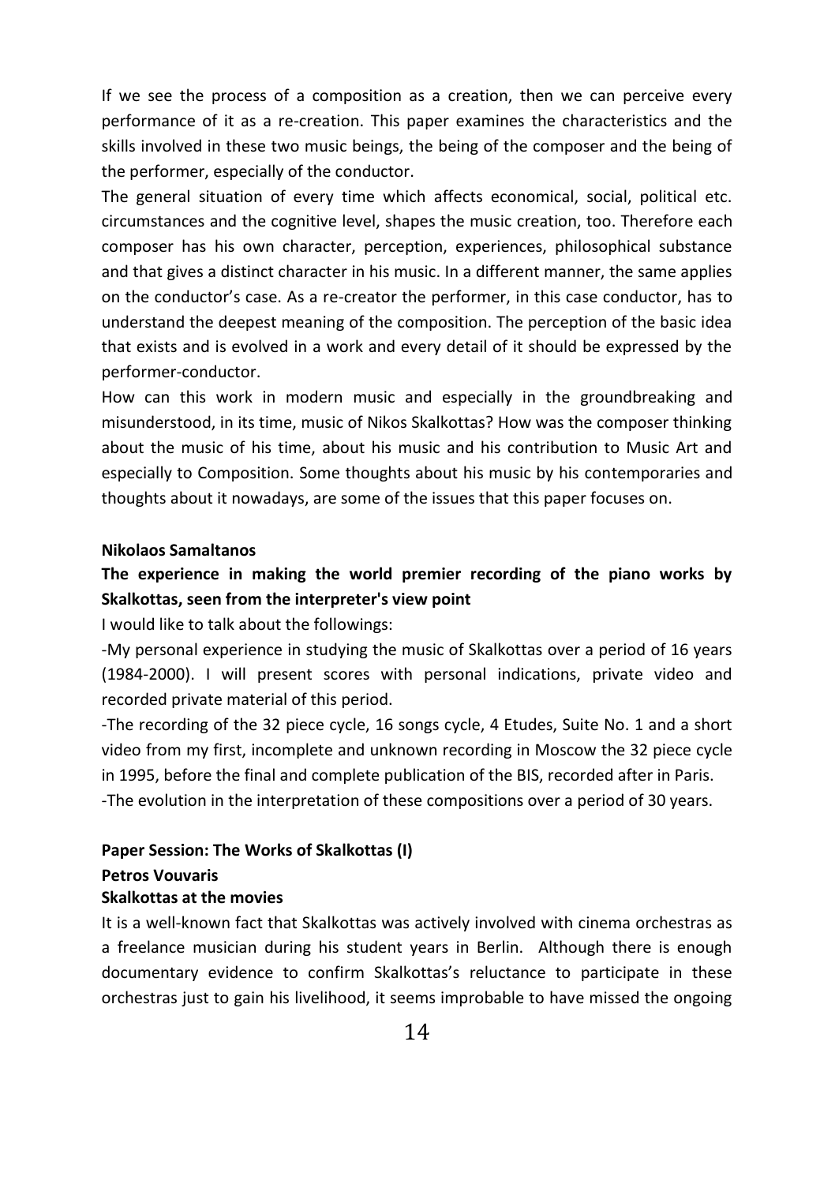If we see the process of a composition as a creation, then we can perceive every performance of it as a re-creation. This paper examines the characteristics and the skills involved in these two music beings, the being of the composer and the being of the performer, especially of the conductor.

The general situation of every time which affects economical, social, political etc. circumstances and the cognitive level, shapes the music creation, too. Therefore each composer has his own character, perception, experiences, philosophical substance and that gives a distinct character in his music. In a different manner, the same applies on the conductor's case. As a re-creator the performer, in this case conductor, has to understand the deepest meaning of the composition. The perception of the basic idea that exists and is evolved in a work and every detail of it should be expressed by the performer-conductor.

How can this work in modern music and especially in the groundbreaking and misunderstood, in its time, music of Nikos Skalkottas? How was the composer thinking about the music of his time, about his music and his contribution to Music Art and especially to Composition. Some thoughts about his music by his contemporaries and thoughts about it nowadays, are some of the issues that this paper focuses on.

**Nikolaos Samaltanos**

**The experience in making the world premier recording of the piano works by Skalkottas, seen from the interpreter's view point**

I would like to talk about the followings:

-My personal experience in studying the music of Skalkottas over a period of 16 years (1984-2000). I will present scores with personal indications, private video and recorded private material of this period.

-The recording of the 32 piece cycle, 16 songs cycle, 4 Etudes, Suite No. 1 and a short video from my first, incomplete and unknown recording in Moscow the 32 piece cycle in 1995, before the final and complete publication of the BIS, recorded after in Paris.

-The evolution in the interpretation of these compositions over a period of 30 years.

**Paper Session: The Works of Skalkottas (I)**

**Petros Vouvaris**

**Skalkottas at the movies**

It is a well-known fact that Skalkottas was actively involved with cinema orchestras as a freelance musician during his student years in Berlin. Although there is enough documentary evidence to confirm Skalkottas's reluctance to participate in these orchestras just to gain his livelihood, it seems improbable to have missed the ongoing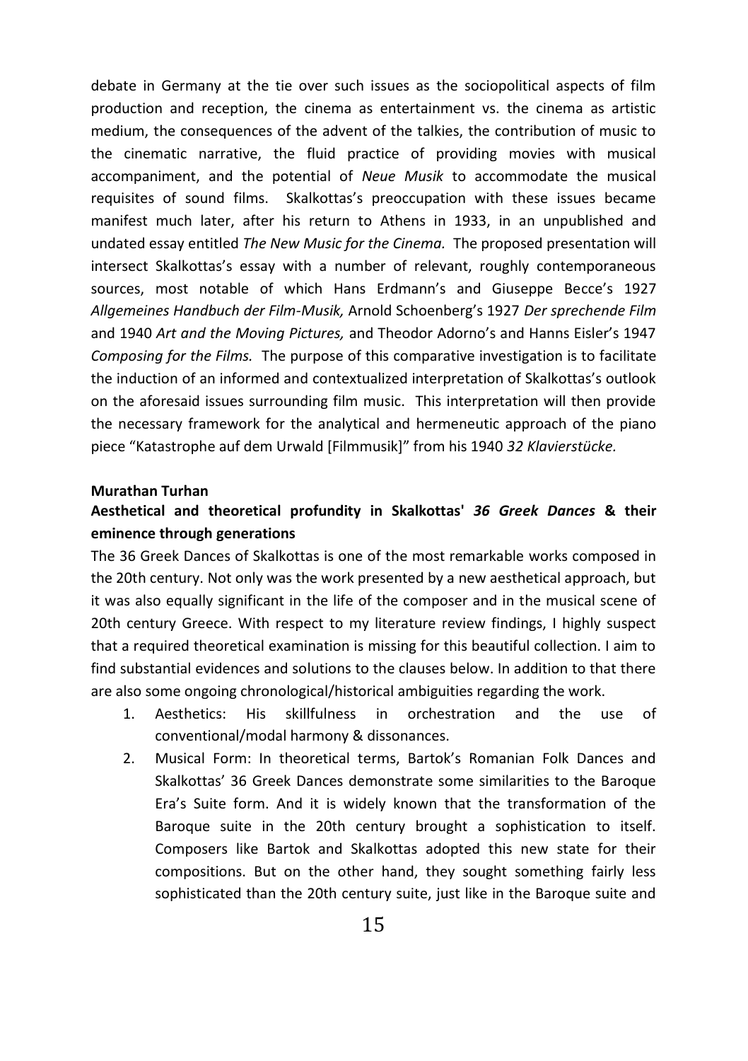debate in Germany at the tie over such issues as the sociopolitical aspects of film production and reception, the cinema as entertainment vs. the cinema as artistic medium, the consequences of the advent of the talkies, the contribution of music to the cinematic narrative, the fluid practice of providing movies with musical accompaniment, and the potential of *Neue Musik* to accommodate the musical requisites of sound films. Skalkottas's preoccupation with these issues became manifest much later, after his return to Athens in 1933, in an unpublished and undated essay entitled *The New Music for the Cinema.* The proposed presentation will intersect Skalkottas's essay with a number of relevant, roughly contemporaneous sources, most notable of which Hans Erdmann's and Giuseppe Becce's 1927 *Allgemeines Handbuch der Film-Musik,* Arnold Schoenberg's 1927 *Der sprechende Film* and 1940 *Art and the Moving Pictures,* and Theodor Adorno's and Hanns Eisler's 1947 *Composing for the Films.* The purpose of this comparative investigation is to facilitate the induction of an informed and contextualized interpretation of Skalkottas's outlook on the aforesaid issues surrounding film music. This interpretation will then provide the necessary framework for the analytical and hermeneutic approach of the piano piece "Katastrophe auf dem Urwald [Filmmusik]" from his 1940 *32 Klavierstücke.*

**Murathan Turhan**

**Aesthetical and theoretical profundity in Skalkottas' *36 Greek Dances* & their eminence through generations**

The 36 Greek Dances of Skalkottas is one of the most remarkable works composed in the 20th century. Not only was the work presented by a new aesthetical approach, but it was also equally significant in the life of the composer and in the musical scene of 20th century Greece. With respect to my literature review findings, I highly suspect that a required theoretical examination is missing for this beautiful collection. I aim to find substantial evidences and solutions to the clauses below. In addition to that there are also some ongoing chronological/historical ambiguities regarding the work.

1. Aesthetics: His skillfulness in orchestration and the use of conventional/modal harmony & dissonances.
2. Musical Form: In theoretical terms, Bartok's Romanian Folk Dances and Skalkottas' 36 Greek Dances demonstrate some similarities to the Baroque Era's Suite form. And it is widely known that the transformation of the Baroque suite in the 20th century brought a sophistication to itself. Composers like Bartok and Skalkottas adopted this new state for their compositions. But on the other hand, they sought something fairly less sophisticated than the 20th century suite, just like in the Baroque suite and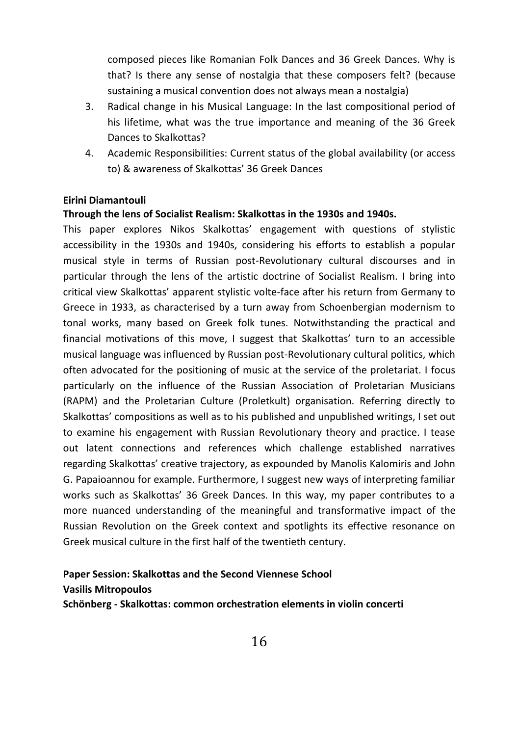composed pieces like Romanian Folk Dances and 36 Greek Dances. Why is that? Is there any sense of nostalgia that these composers felt? (because sustaining a musical convention does not always mean a nostalgia)

3. Radical change in his Musical Language: In the last compositional period of his lifetime, what was the true importance and meaning of the 36 Greek Dances to Skalkottas?
4. Academic Responsibilities: Current status of the global availability (or access to) & awareness of Skalkottas' 36 Greek Dances

**Eirini Diamantouli**

**Through the lens of Socialist Realism: Skalkottas in the 1930s and 1940s.**

This paper explores Nikos Skalkottas' engagement with questions of stylistic accessibility in the 1930s and 1940s, considering his efforts to establish a popular musical style in terms of Russian post-Revolutionary cultural discourses and in particular through the lens of the artistic doctrine of Socialist Realism. I bring into critical view Skalkottas' apparent stylistic volte-face after his return from Germany to Greece in 1933, as characterised by a turn away from Schoenbergian modernism to tonal works, many based on Greek folk tunes. Notwithstanding the practical and financial motivations of this move, I suggest that Skalkottas' turn to an accessible musical language was influenced by Russian post-Revolutionary cultural politics, which often advocated for the positioning of music at the service of the proletariat. I focus particularly on the influence of the Russian Association of Proletarian Musicians (RAPM) and the Proletarian Culture (Proletkult) organisation. Referring directly to Skalkottas' compositions as well as to his published and unpublished writings, I set out to examine his engagement with Russian Revolutionary theory and practice. I tease out latent connections and references which challenge established narratives regarding Skalkottas' creative trajectory, as expounded by Manolis Kalomiris and John G. Papaioannou for example. Furthermore, I suggest new ways of interpreting familiar works such as Skalkottas' 36 Greek Dances. In this way, my paper contributes to a more nuanced understanding of the meaningful and transformative impact of the Russian Revolution on the Greek context and spotlights its effective resonance on Greek musical culture in the first half of the twentieth century.

**Paper Session: Skalkottas and the Second Viennese School**

**Vasilis Mitropoulos**

**Schönberg - Skalkottas: common orchestration elements in violin concerti**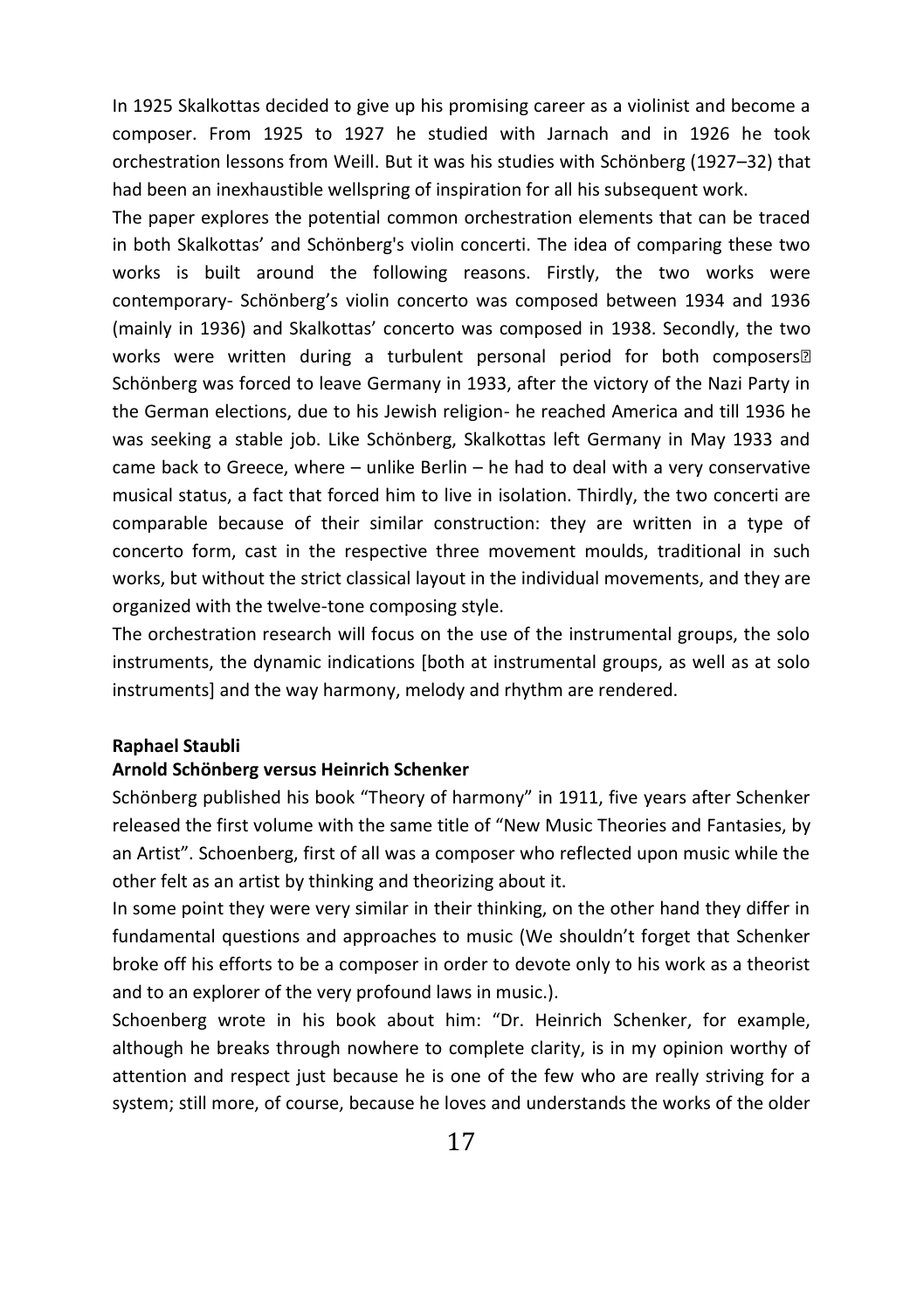In 1925 Skalkottas decided to give up his promising career as a violinist and become a composer. From 1925 to 1927 he studied with Jarnach and in 1926 he took orchestration lessons from Weill. But it was his studies with Schönberg (1927–32) that had been an inexhaustible wellspring of inspiration for all his subsequent work.

The paper explores the potential common orchestration elements that can be traced in both Skalkottas' and Schönberg's violin concerti. The idea of comparing these two works is built around the following reasons. Firstly, the two works were contemporary- Schönberg's violin concerto was composed between 1934 and 1936 (mainly in 1936) and Skalkottas' concerto was composed in 1938. Secondly, the two works were written during a turbulent personal period for both composers Schönberg was forced to leave Germany in 1933, after the victory of the Nazi Party in the German elections, due to his Jewish religion- he reached America and till 1936 he was seeking a stable job. Like Schönberg, Skalkottas left Germany in May 1933 and came back to Greece, where – unlike Berlin – he had to deal with a very conservative musical status, a fact that forced him to live in isolation. Thirdly, the two concerti are comparable because of their similar construction: they are written in a type of concerto form, cast in the respective three movement moulds, traditional in such works, but without the strict classical layout in the individual movements, and they are organized with the twelve-tone composing style.

The orchestration research will focus on the use of the instrumental groups, the solo instruments, the dynamic indications [both at instrumental groups, as well as at solo instruments] and the way harmony, melody and rhythm are rendered.

**Raphael Staubli**

**Arnold Schönberg versus Heinrich Schenker**

Schönberg published his book "Theory of harmony" in 1911, five years after Schenker released the first volume with the same title of "New Music Theories and Fantasies, by an Artist". Schoenberg, first of all was a composer who reflected upon music while the other felt as an artist by thinking and theorizing about it.

In some point they were very similar in their thinking, on the other hand they differ in fundamental questions and approaches to music (We shouldn't forget that Schenker broke off his efforts to be a composer in order to devote only to his work as a theorist and to an explorer of the very profound laws in music.).

Schoenberg wrote in his book about him: "Dr. Heinrich Schenker, for example, although he breaks through nowhere to complete clarity, is in my opinion worthy of attention and respect just because he is one of the few who are really striving for a system; still more, of course, because he loves and understands the works of the older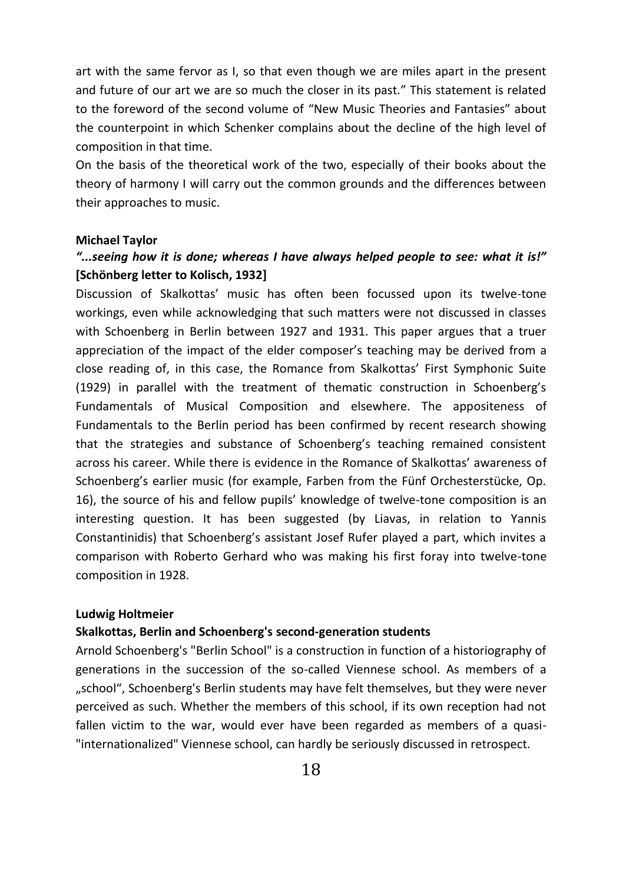art with the same fervor as I, so that even though we are miles apart in the present and future of our art we are so much the closer in its past." This statement is related to the foreword of the second volume of "New Music Theories and Fantasies" about the counterpoint in which Schenker complains about the decline of the high level of composition in that time.

On the basis of the theoretical work of the two, especially of their books about the theory of harmony I will carry out the common grounds and the differences between their approaches to music.

**Michael Taylor**

***"...seeing how it is done; whereas I have always helped people to see: what it is!"* [Schönberg letter to Kolisch, 1932]**

Discussion of Skalkottas' music has often been focussed upon its twelve-tone workings, even while acknowledging that such matters were not discussed in classes with Schoenberg in Berlin between 1927 and 1931. This paper argues that a truer appreciation of the impact of the elder composer's teaching may be derived from a close reading of, in this case, the Romance from Skalkottas' First Symphonic Suite (1929) in parallel with the treatment of thematic construction in Schoenberg's Fundamentals of Musical Composition and elsewhere. The appositeness of Fundamentals to the Berlin period has been confirmed by recent research showing that the strategies and substance of Schoenberg's teaching remained consistent across his career. While there is evidence in the Romance of Skalkottas' awareness of Schoenberg's earlier music (for example, Farben from the Fünf Orchesterstücke, Op. 16), the source of his and fellow pupils' knowledge of twelve-tone composition is an interesting question. It has been suggested (by Liavas, in relation to Yannis Constantinidis) that Schoenberg's assistant Josef Rufer played a part, which invites a comparison with Roberto Gerhard who was making his first foray into twelve-tone composition in 1928.

**Ludwig Holtmeier**

**Skalkottas, Berlin and Schoenberg's second-generation students**

Arnold Schoenberg's "Berlin School" is a construction in function of a historiography of generations in the succession of the so-called Viennese school. As members of a „school", Schoenberg's Berlin students may have felt themselves, but they were never perceived as such. Whether the members of this school, if its own reception had not fallen victim to the war, would ever have been regarded as members of a quasi-"internationalized" Viennese school, can hardly be seriously discussed in retrospect.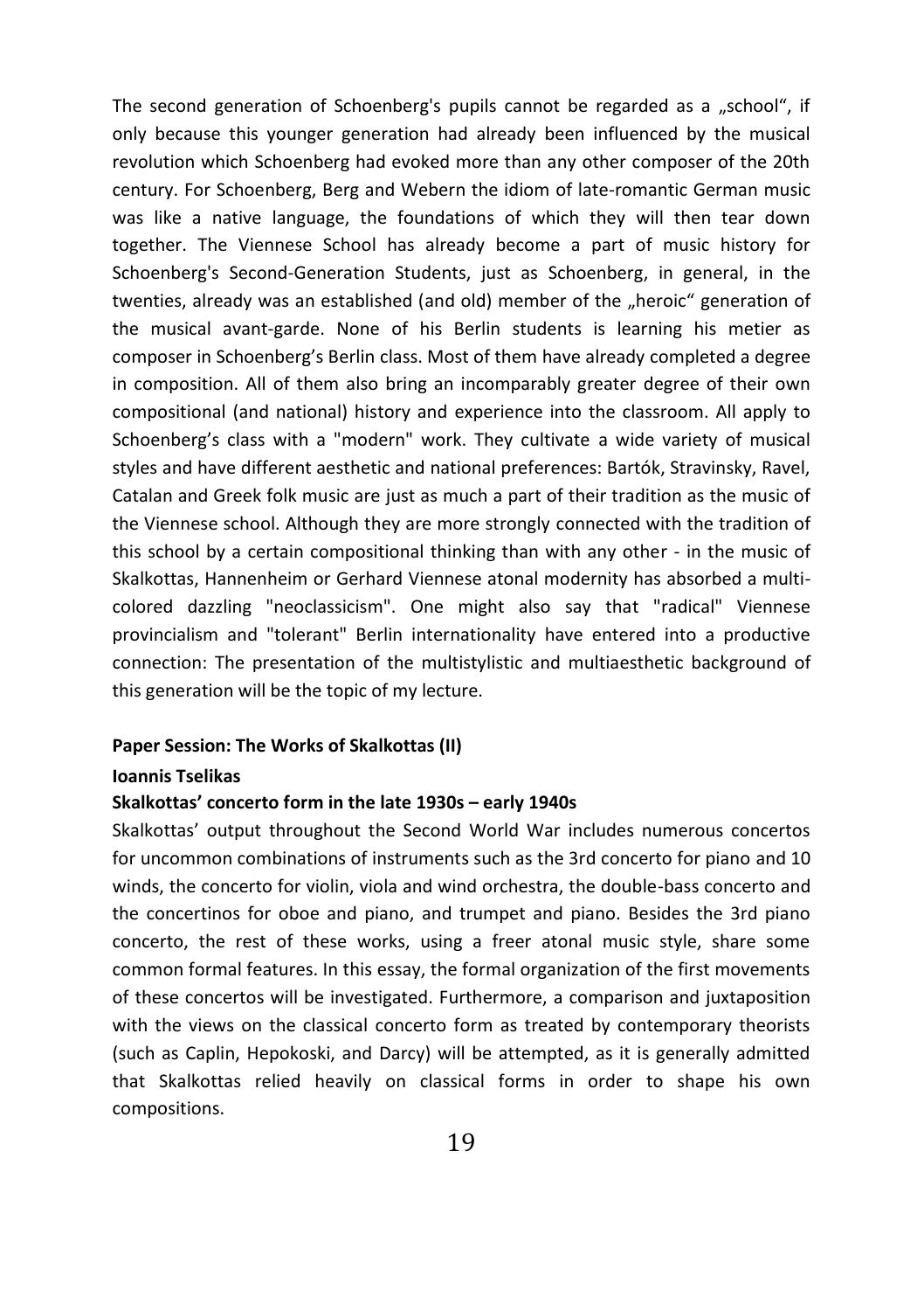The second generation of Schoenberg's pupils cannot be regarded as a „school", if only because this younger generation had already been influenced by the musical revolution which Schoenberg had evoked more than any other composer of the 20th century. For Schoenberg, Berg and Webern the idiom of late-romantic German music was like a native language, the foundations of which they will then tear down together. The Viennese School has already become a part of music history for Schoenberg's Second-Generation Students, just as Schoenberg, in general, in the twenties, already was an established (and old) member of the „heroic" generation of the musical avant-garde. None of his Berlin students is learning his metier as composer in Schoenberg's Berlin class. Most of them have already completed a degree in composition. All of them also bring an incomparably greater degree of their own compositional (and national) history and experience into the classroom. All apply to Schoenberg's class with a "modern" work. They cultivate a wide variety of musical styles and have different aesthetic and national preferences: Bartók, Stravinsky, Ravel, Catalan and Greek folk music are just as much a part of their tradition as the music of the Viennese school. Although they are more strongly connected with the tradition of this school by a certain compositional thinking than with any other - in the music of Skalkottas, Hannenheim or Gerhard Viennese atonal modernity has absorbed a multi-colored dazzling "neoclassicism". One might also say that "radical" Viennese provincialism and "tolerant" Berlin internationality have entered into a productive connection: The presentation of the multistylistic and multiaesthetic background of this generation will be the topic of my lecture.

**Paper Session: The Works of Skalkottas (II)**

**Ioannis Tselikas**

**Skalkottas' concerto form in the late 1930s – early 1940s**

Skalkottas' output throughout the Second World War includes numerous concertos for uncommon combinations of instruments such as the 3rd concerto for piano and 10 winds, the concerto for violin, viola and wind orchestra, the double-bass concerto and the concertinos for oboe and piano, and trumpet and piano. Besides the 3rd piano concerto, the rest of these works, using a freer atonal music style, share some common formal features. In this essay, the formal organization of the first movements of these concertos will be investigated. Furthermore, a comparison and juxtaposition with the views on the classical concerto form as treated by contemporary theorists (such as Caplin, Hepokoski, and Darcy) will be attempted, as it is generally admitted that Skalkottas relied heavily on classical forms in order to shape his own compositions.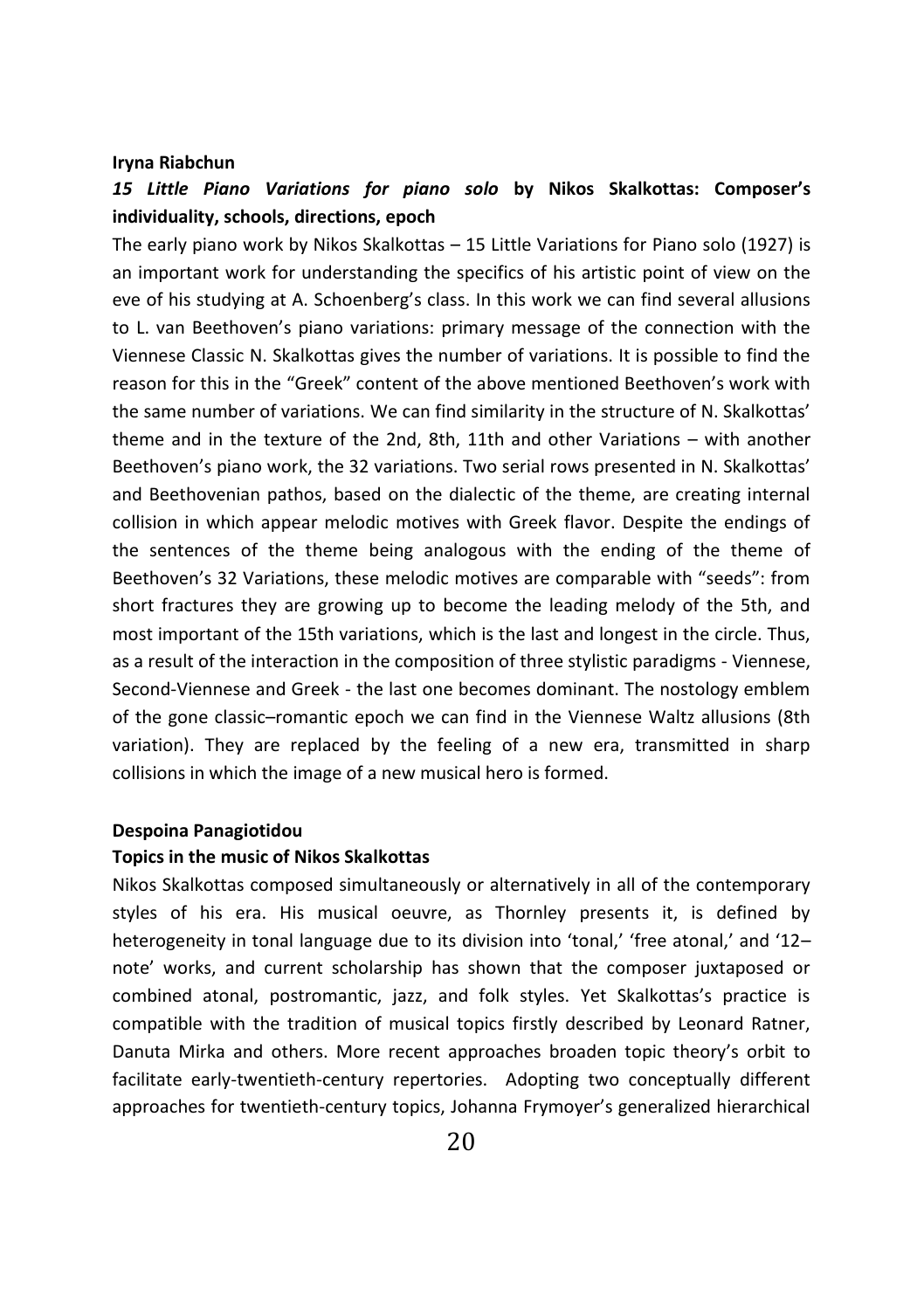**Iryna Riabchun**

***15 Little Piano Variations for piano solo* by Nikos Skalkottas: Composer's individuality, schools, directions, epoch**

The early piano work by Nikos Skalkottas – 15 Little Variations for Piano solo (1927) is an important work for understanding the specifics of his artistic point of view on the eve of his studying at A. Schoenberg's class. In this work we can find several allusions to L. van Beethoven's piano variations: primary message of the connection with the Viennese Classic N. Skalkottas gives the number of variations. It is possible to find the reason for this in the "Greek" content of the above mentioned Beethoven's work with the same number of variations. We can find similarity in the structure of N. Skalkottas' theme and in the texture of the 2nd, 8th, 11th and other Variations – with another Beethoven's piano work, the 32 variations. Two serial rows presented in N. Skalkottas' and Beethovenian pathos, based on the dialectic of the theme, are creating internal collision in which appear melodic motives with Greek flavor. Despite the endings of the sentences of the theme being analogous with the ending of the theme of Beethoven's 32 Variations, these melodic motives are comparable with "seeds": from short fractures they are growing up to become the leading melody of the 5th, and most important of the 15th variations, which is the last and longest in the circle. Thus, as a result of the interaction in the composition of three stylistic paradigms - Viennese, Second-Viennese and Greek - the last one becomes dominant. The nostology emblem of the gone classic–romantic epoch we can find in the Viennese Waltz allusions (8th variation). They are replaced by the feeling of a new era, transmitted in sharp collisions in which the image of a new musical hero is formed.

**Despoina Panagiotidou**

**Topics in the music of Nikos Skalkottas**

Nikos Skalkottas composed simultaneously or alternatively in all of the contemporary styles of his era. His musical oeuvre, as Thornley presents it, is defined by heterogeneity in tonal language due to its division into 'tonal,' 'free atonal,' and '12–note' works, and current scholarship has shown that the composer juxtaposed or combined atonal, postromantic, jazz, and folk styles. Yet Skalkottas's practice is compatible with the tradition of musical topics firstly described by Leonard Ratner, Danuta Mirka and others. More recent approaches broaden topic theory's orbit to facilitate early-twentieth-century repertories. Adopting two conceptually different approaches for twentieth-century topics, Johanna Frymoyer's generalized hierarchical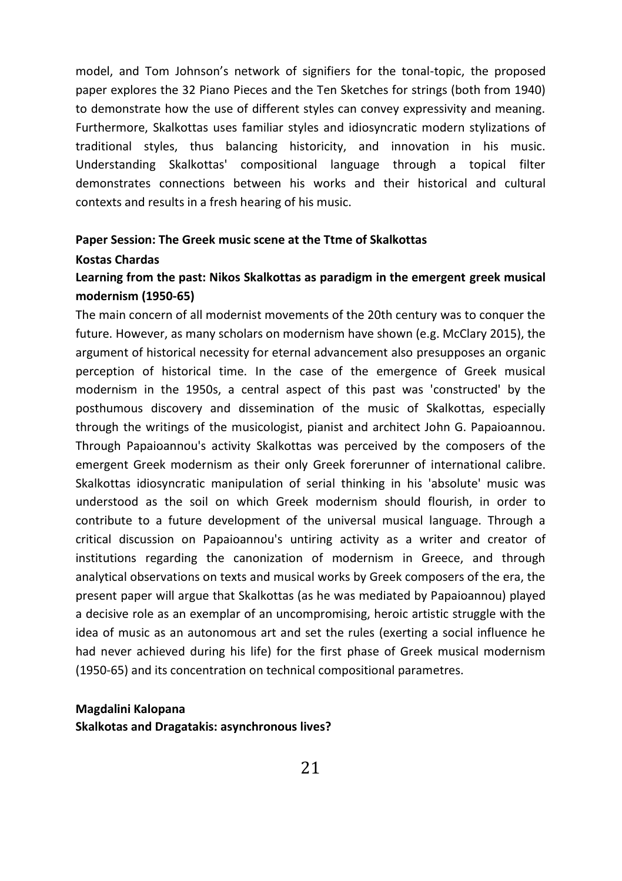model, and Tom Johnson's network of signifiers for the tonal-topic, the proposed paper explores the 32 Piano Pieces and the Ten Sketches for strings (both from 1940) to demonstrate how the use of different styles can convey expressivity and meaning. Furthermore, Skalkottas uses familiar styles and idiosyncratic modern stylizations of traditional styles, thus balancing historicity, and innovation in his music. Understanding Skalkottas' compositional language through a topical filter demonstrates connections between his works and their historical and cultural contexts and results in a fresh hearing of his music.

**Paper Session: The Greek music scene at the Ttme of Skalkottas**

**Kostas Chardas**

**Learning from the past: Nikos Skalkottas as paradigm in the emergent greek musical modernism (1950-65)**

The main concern of all modernist movements of the 20th century was to conquer the future. However, as many scholars on modernism have shown (e.g. McClary 2015), the argument of historical necessity for eternal advancement also presupposes an organic perception of historical time. In the case of the emergence of Greek musical modernism in the 1950s, a central aspect of this past was 'constructed' by the posthumous discovery and dissemination of the music of Skalkottas, especially through the writings of the musicologist, pianist and architect John G. Papaioannou. Through Papaioannou's activity Skalkottas was perceived by the composers of the emergent Greek modernism as their only Greek forerunner of international calibre. Skalkottas idiosyncratic manipulation of serial thinking in his 'absolute' music was understood as the soil on which Greek modernism should flourish, in order to contribute to a future development of the universal musical language. Through a critical discussion on Papaioannou's untiring activity as a writer and creator of institutions regarding the canonization of modernism in Greece, and through analytical observations on texts and musical works by Greek composers of the era, the present paper will argue that Skalkottas (as he was mediated by Papaioannou) played a decisive role as an exemplar of an uncompromising, heroic artistic struggle with the idea of music as an autonomous art and set the rules (exerting a social influence he had never achieved during his life) for the first phase of Greek musical modernism (1950-65) and its concentration on technical compositional parametres.

**Magdalini Kalopana**

**Skalkotas and Dragatakis: asynchronous lives?**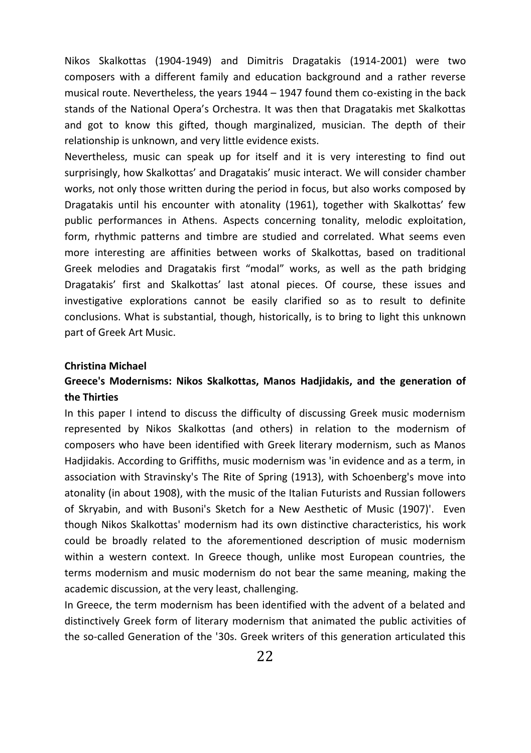Nikos Skalkottas (1904-1949) and Dimitris Dragatakis (1914-2001) were two composers with a different family and education background and a rather reverse musical route. Nevertheless, the years 1944 – 1947 found them co-existing in the back stands of the National Opera's Orchestra. It was then that Dragatakis met Skalkottas and got to know this gifted, though marginalized, musician. The depth of their relationship is unknown, and very little evidence exists.

Nevertheless, music can speak up for itself and it is very interesting to find out surprisingly, how Skalkottas' and Dragatakis' music interact. We will consider chamber works, not only those written during the period in focus, but also works composed by Dragatakis until his encounter with atonality (1961), together with Skalkottas' few public performances in Athens. Aspects concerning tonality, melodic exploitation, form, rhythmic patterns and timbre are studied and correlated. What seems even more interesting are affinities between works of Skalkottas, based on traditional Greek melodies and Dragatakis first "modal" works, as well as the path bridging Dragatakis' first and Skalkottas' last atonal pieces. Of course, these issues and investigative explorations cannot be easily clarified so as to result to definite conclusions. What is substantial, though, historically, is to bring to light this unknown part of Greek Art Music.

**Christina Michael**

**Greece's Modernisms: Nikos Skalkottas, Manos Hadjidakis, and the generation of the Thirties**

In this paper I intend to discuss the difficulty of discussing Greek music modernism represented by Nikos Skalkottas (and others) in relation to the modernism of composers who have been identified with Greek literary modernism, such as Manos Hadjidakis. According to Griffiths, music modernism was 'in evidence and as a term, in association with Stravinsky's The Rite of Spring (1913), with Schoenberg's move into atonality (in about 1908), with the music of the Italian Futurists and Russian followers of Skryabin, and with Busoni's Sketch for a New Aesthetic of Music (1907)'. Even though Nikos Skalkottas' modernism had its own distinctive characteristics, his work could be broadly related to the aforementioned description of music modernism within a western context. In Greece though, unlike most European countries, the terms modernism and music modernism do not bear the same meaning, making the academic discussion, at the very least, challenging.

In Greece, the term modernism has been identified with the advent of a belated and distinctively Greek form of literary modernism that animated the public activities of the so-called Generation of the '30s. Greek writers of this generation articulated this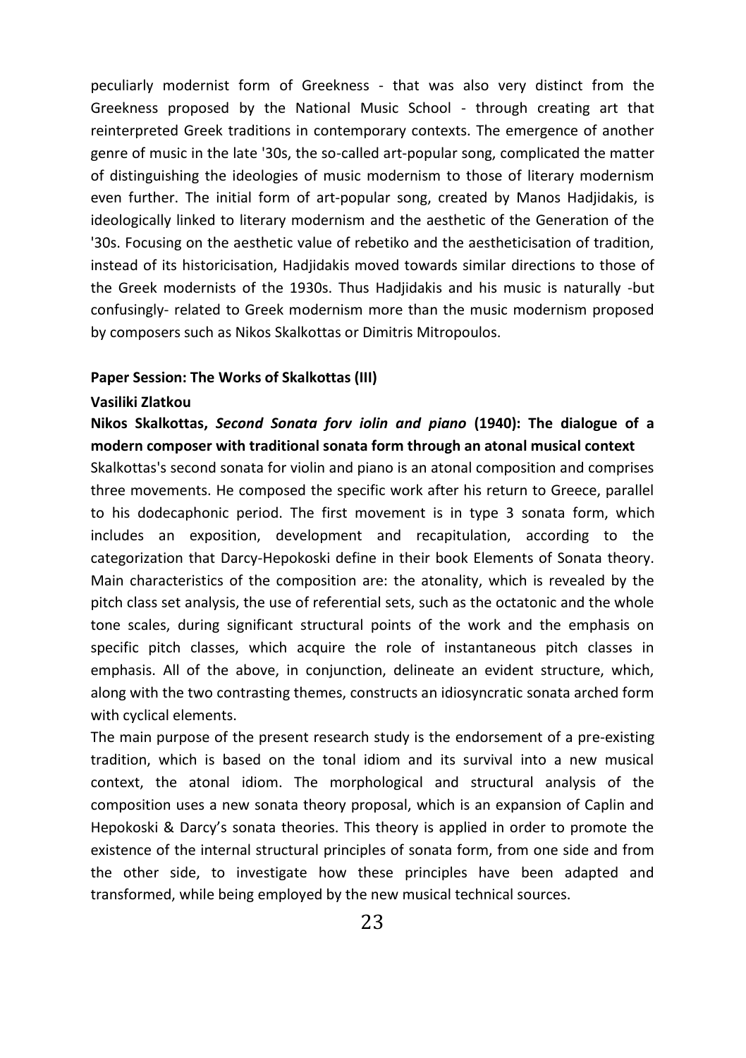peculiarly modernist form of Greekness - that was also very distinct from the Greekness proposed by the National Music School - through creating art that reinterpreted Greek traditions in contemporary contexts. The emergence of another genre of music in the late '30s, the so-called art-popular song, complicated the matter of distinguishing the ideologies of music modernism to those of literary modernism even further. The initial form of art-popular song, created by Manos Hadjidakis, is ideologically linked to literary modernism and the aesthetic of the Generation of the '30s. Focusing on the aesthetic value of rebetiko and the aestheticisation of tradition, instead of its historicisation, Hadjidakis moved towards similar directions to those of the Greek modernists of the 1930s. Thus Hadjidakis and his music is naturally -but confusingly- related to Greek modernism more than the music modernism proposed by composers such as Nikos Skalkottas or Dimitris Mitropoulos.

**Paper Session: The Works of Skalkottas (III)**

**Vasiliki Zlatkou**

**Nikos Skalkottas, *Second Sonata forv iolin and piano* (1940): The dialogue of a modern composer with traditional sonata form through an atonal musical context**

Skalkottas's second sonata for violin and piano is an atonal composition and comprises three movements. He composed the specific work after his return to Greece, parallel to his dodecaphonic period. The first movement is in type 3 sonata form, which includes an exposition, development and recapitulation, according to the categorization that Darcy-Hepokoski define in their book Elements of Sonata theory. Main characteristics of the composition are: the atonality, which is revealed by the pitch class set analysis, the use of referential sets, such as the octatonic and the whole tone scales, during significant structural points of the work and the emphasis on specific pitch classes, which acquire the role of instantaneous pitch classes in emphasis. All of the above, in conjunction, delineate an evident structure, which, along with the two contrasting themes, constructs an idiosyncratic sonata arched form with cyclical elements.

The main purpose of the present research study is the endorsement of a pre-existing tradition, which is based on the tonal idiom and its survival into a new musical context, the atonal idiom. The morphological and structural analysis of the composition uses a new sonata theory proposal, which is an expansion of Caplin and Hepokoski & Darcy's sonata theories. This theory is applied in order to promote the existence of the internal structural principles of sonata form, from one side and from the other side, to investigate how these principles have been adapted and transformed, while being employed by the new musical technical sources.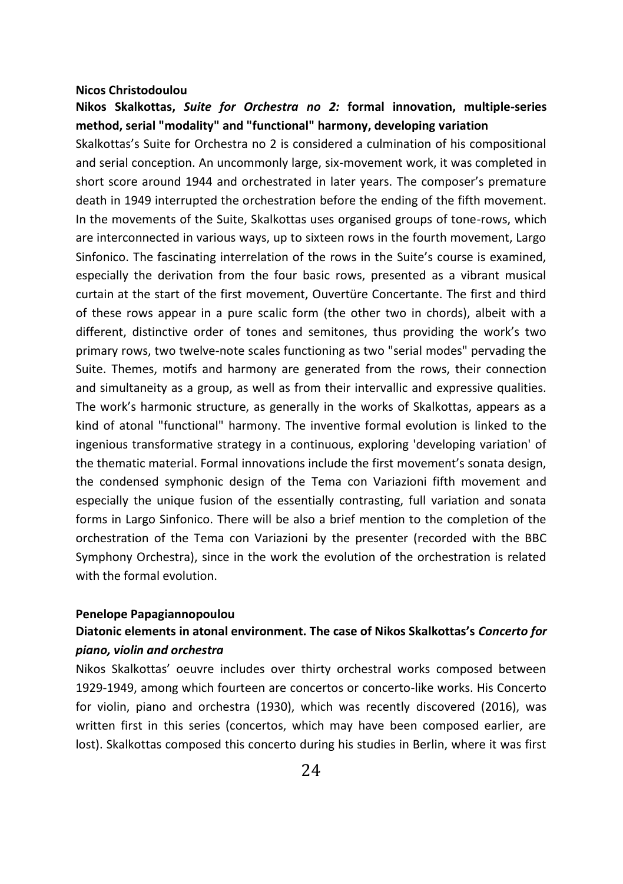**Nicos Christodoulou**

**Nikos Skalkottas, *Suite for Orchestra no 2:* formal innovation, multiple-series method, serial "modality" and "functional" harmony, developing variation**

Skalkottas's Suite for Orchestra no 2 is considered a culmination of his compositional and serial conception. An uncommonly large, six-movement work, it was completed in short score around 1944 and orchestrated in later years. The composer's premature death in 1949 interrupted the orchestration before the ending of the fifth movement. In the movements of the Suite, Skalkottas uses organised groups of tone-rows, which are interconnected in various ways, up to sixteen rows in the fourth movement, Largo Sinfonico. The fascinating interrelation of the rows in the Suite's course is examined, especially the derivation from the four basic rows, presented as a vibrant musical curtain at the start of the first movement, Ouvertüre Concertante. The first and third of these rows appear in a pure scalic form (the other two in chords), albeit with a different, distinctive order of tones and semitones, thus providing the work's two primary rows, two twelve-note scales functioning as two "serial modes" pervading the Suite. Themes, motifs and harmony are generated from the rows, their connection and simultaneity as a group, as well as from their intervallic and expressive qualities. The work's harmonic structure, as generally in the works of Skalkottas, appears as a kind of atonal "functional" harmony. The inventive formal evolution is linked to the ingenious transformative strategy in a continuous, exploring 'developing variation' of the thematic material. Formal innovations include the first movement's sonata design, the condensed symphonic design of the Tema con Variazioni fifth movement and especially the unique fusion of the essentially contrasting, full variation and sonata forms in Largo Sinfonico. There will be also a brief mention to the completion of the orchestration of the Tema con Variazioni by the presenter (recorded with the BBC Symphony Orchestra), since in the work the evolution of the orchestration is related with the formal evolution.

**Penelope Papagiannopoulou**

**Diatonic elements in atonal environment. The case of Nikos Skalkottas's *Concerto for piano, violin and orchestra***

Nikos Skalkottas' oeuvre includes over thirty orchestral works composed between 1929-1949, among which fourteen are concertos or concerto-like works. His Concerto for violin, piano and orchestra (1930), which was recently discovered (2016), was written first in this series (concertos, which may have been composed earlier, are lost). Skalkottas composed this concerto during his studies in Berlin, where it was first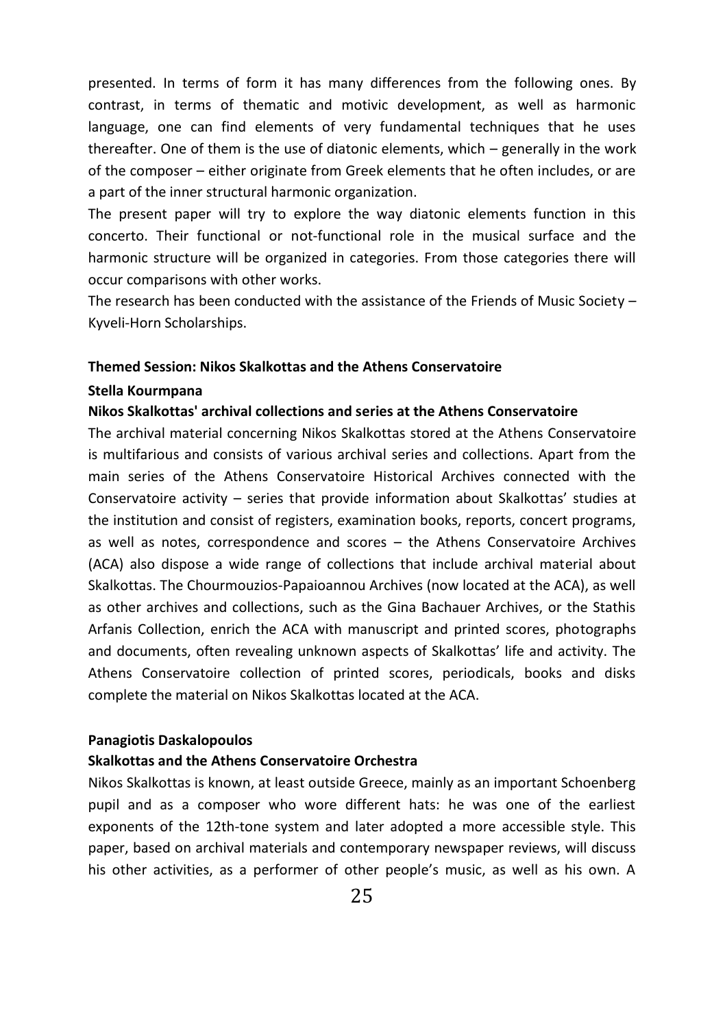presented. In terms of form it has many differences from the following ones. By contrast, in terms of thematic and motivic development, as well as harmonic language, one can find elements of very fundamental techniques that he uses thereafter. One of them is the use of diatonic elements, which – generally in the work of the composer – either originate from Greek elements that he often includes, or are a part of the inner structural harmonic organization.

The present paper will try to explore the way diatonic elements function in this concerto. Their functional or not-functional role in the musical surface and the harmonic structure will be organized in categories. From those categories there will occur comparisons with other works.

The research has been conducted with the assistance of the Friends of Music Society – Kyveli-Horn Scholarships.

**Themed Session: Nikos Skalkottas and the Athens Conservatoire**

**Stella Kourmpana**

**Nikos Skalkottas' archival collections and series at the Athens Conservatoire**

The archival material concerning Nikos Skalkottas stored at the Athens Conservatoire is multifarious and consists of various archival series and collections. Apart from the main series of the Athens Conservatoire Historical Archives connected with the Conservatoire activity – series that provide information about Skalkottas' studies at the institution and consist of registers, examination books, reports, concert programs, as well as notes, correspondence and scores – the Athens Conservatoire Archives (ACA) also dispose a wide range of collections that include archival material about Skalkottas. The Chourmouzios-Papaioannou Archives (now located at the ACA), as well as other archives and collections, such as the Gina Bachauer Archives, or the Stathis Arfanis Collection, enrich the ACA with manuscript and printed scores, photographs and documents, often revealing unknown aspects of Skalkottas' life and activity. The Athens Conservatoire collection of printed scores, periodicals, books and disks complete the material on Nikos Skalkottas located at the ACA.

**Panagiotis Daskalopoulos**

**Skalkottas and the Athens Conservatoire Orchestra**

Nikos Skalkottas is known, at least outside Greece, mainly as an important Schoenberg pupil and as a composer who wore different hats: he was one of the earliest exponents of the 12th-tone system and later adopted a more accessible style. This paper, based on archival materials and contemporary newspaper reviews, will discuss his other activities, as a performer of other people's music, as well as his own. A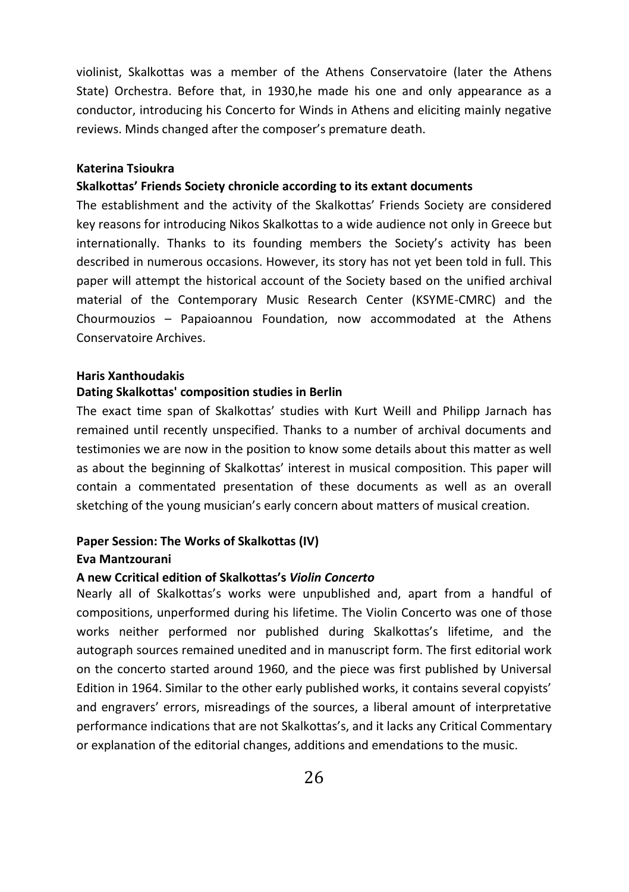violinist, Skalkottas was a member of the Athens Conservatoire (later the Athens State) Orchestra. Before that, in 1930,he made his one and only appearance as a conductor, introducing his Concerto for Winds in Athens and eliciting mainly negative reviews. Minds changed after the composer's premature death.

**Katerina Tsioukra**

**Skalkottas' Friends Society chronicle according to its extant documents**

The establishment and the activity of the Skalkottas' Friends Society are considered key reasons for introducing Nikos Skalkottas to a wide audience not only in Greece but internationally. Thanks to its founding members the Society's activity has been described in numerous occasions. However, its story has not yet been told in full. This paper will attempt the historical account of the Society based on the unified archival material of the Contemporary Music Research Center (KSYME-CMRC) and the Chourmouzios – Papaioannou Foundation, now accommodated at the Athens Conservatoire Archives.

**Haris Xanthoudakis**

**Dating Skalkottas' composition studies in Berlin**

The exact time span of Skalkottas' studies with Kurt Weill and Philipp Jarnach has remained until recently unspecified. Thanks to a number of archival documents and testimonies we are now in the position to know some details about this matter as well as about the beginning of Skalkottas' interest in musical composition. This paper will contain a commentated presentation of these documents as well as an overall sketching of the young musician's early concern about matters of musical creation.

**Paper Session: The Works of Skalkottas (IV)**

**Eva Mantzourani**

**A new Ccritical edition of Skalkottas's *Violin Concerto***

Nearly all of Skalkottas's works were unpublished and, apart from a handful of compositions, unperformed during his lifetime. The Violin Concerto was one of those works neither performed nor published during Skalkottas's lifetime, and the autograph sources remained unedited and in manuscript form. The first editorial work on the concerto started around 1960, and the piece was first published by Universal Edition in 1964. Similar to the other early published works, it contains several copyists' and engravers' errors, misreadings of the sources, a liberal amount of interpretative performance indications that are not Skalkottas's, and it lacks any Critical Commentary or explanation of the editorial changes, additions and emendations to the music.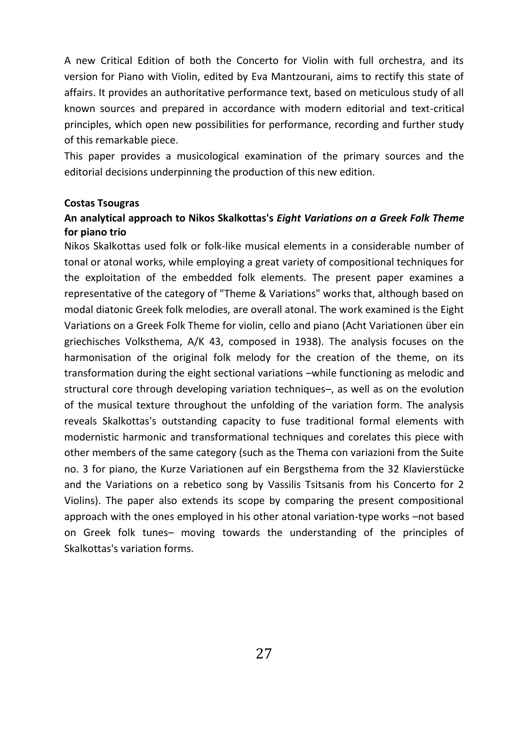A new Critical Edition of both the Concerto for Violin with full orchestra, and its version for Piano with Violin, edited by Eva Mantzourani, aims to rectify this state of affairs. It provides an authoritative performance text, based on meticulous study of all known sources and prepared in accordance with modern editorial and text-critical principles, which open new possibilities for performance, recording and further study of this remarkable piece.

This paper provides a musicological examination of the primary sources and the editorial decisions underpinning the production of this new edition.

**Costas Tsougras**

**An analytical approach to Nikos Skalkottas's *Eight Variations on a Greek Folk Theme* for piano trio**

Nikos Skalkottas used folk or folk-like musical elements in a considerable number of tonal or atonal works, while employing a great variety of compositional techniques for the exploitation of the embedded folk elements. The present paper examines a representative of the category of "Theme & Variations" works that, although based on modal diatonic Greek folk melodies, are overall atonal. The work examined is the Eight Variations on a Greek Folk Theme for violin, cello and piano (Acht Variationen über ein griechisches Volksthema, A/K 43, composed in 1938). The analysis focuses on the harmonisation of the original folk melody for the creation of the theme, on its transformation during the eight sectional variations –while functioning as melodic and structural core through developing variation techniques–, as well as on the evolution of the musical texture throughout the unfolding of the variation form. The analysis reveals Skalkottas's outstanding capacity to fuse traditional formal elements with modernistic harmonic and transformational techniques and corelates this piece with other members of the same category (such as the Thema con variazioni from the Suite no. 3 for piano, the Kurze Variationen auf ein Bergsthema from the 32 Klavierstücke and the Variations on a rebetico song by Vassilis Tsitsanis from his Concerto for 2 Violins). The paper also extends its scope by comparing the present compositional approach with the ones employed in his other atonal variation-type works –not based on Greek folk tunes– moving towards the understanding of the principles of Skalkottas's variation forms.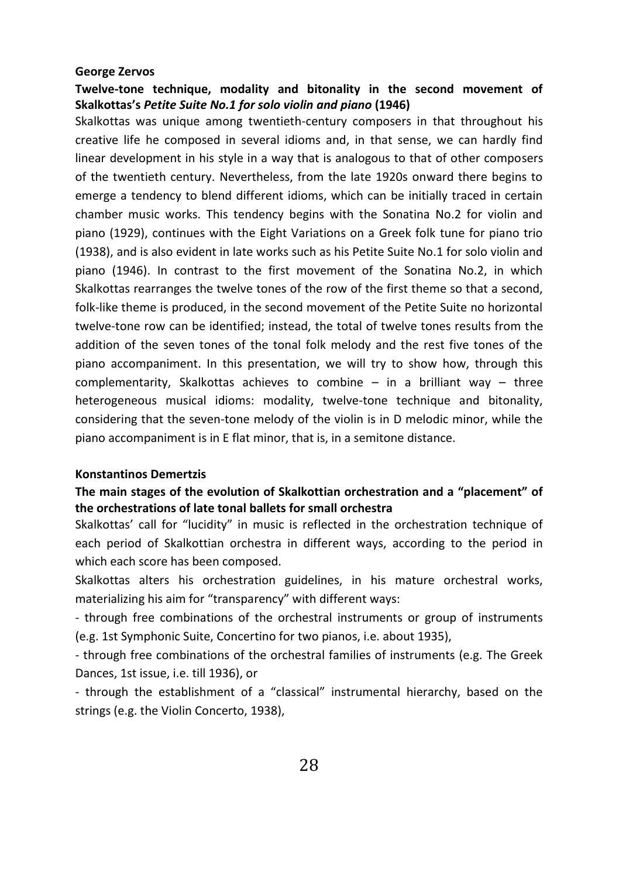**George Zervos**

**Twelve-tone technique, modality and bitonality in the second movement of Skalkottas's *Petite Suite No.1 for solo violin and piano* (1946)**

Skalkottas was unique among twentieth-century composers in that throughout his creative life he composed in several idioms and, in that sense, we can hardly find linear development in his style in a way that is analogous to that of other composers of the twentieth century. Nevertheless, from the late 1920s onward there begins to emerge a tendency to blend different idioms, which can be initially traced in certain chamber music works. This tendency begins with the Sonatina No.2 for violin and piano (1929), continues with the Eight Variations on a Greek folk tune for piano trio (1938), and is also evident in late works such as his Petite Suite No.1 for solo violin and piano (1946). In contrast to the first movement of the Sonatina No.2, in which Skalkottas rearranges the twelve tones of the row of the first theme so that a second, folk-like theme is produced, in the second movement of the Petite Suite no horizontal twelve-tone row can be identified; instead, the total of twelve tones results from the addition of the seven tones of the tonal folk melody and the rest five tones of the piano accompaniment. In this presentation, we will try to show how, through this complementarity, Skalkottas achieves to combine – in a brilliant way – three heterogeneous musical idioms: modality, twelve-tone technique and bitonality, considering that the seven-tone melody of the violin is in D melodic minor, while the piano accompaniment is in E flat minor, that is, in a semitone distance.

**Konstantinos Demertzis**

**The main stages of the evolution of Skalkottian orchestration and a "placement" of the orchestrations of late tonal ballets for small orchestra**

Skalkottas' call for "lucidity" in music is reflected in the orchestration technique of each period of Skalkottian orchestra in different ways, according to the period in which each score has been composed.

Skalkottas alters his orchestration guidelines, in his mature orchestral works, materializing his aim for "transparency" with different ways:

- through free combinations of the orchestral instruments or group of instruments (e.g. 1st Symphonic Suite, Concertino for two pianos, i.e. about 1935),
- through free combinations of the orchestral families of instruments (e.g. The Greek Dances, 1st issue, i.e. till 1936), or
- through the establishment of a "classical" instrumental hierarchy, based on the strings (e.g. the Violin Concerto, 1938),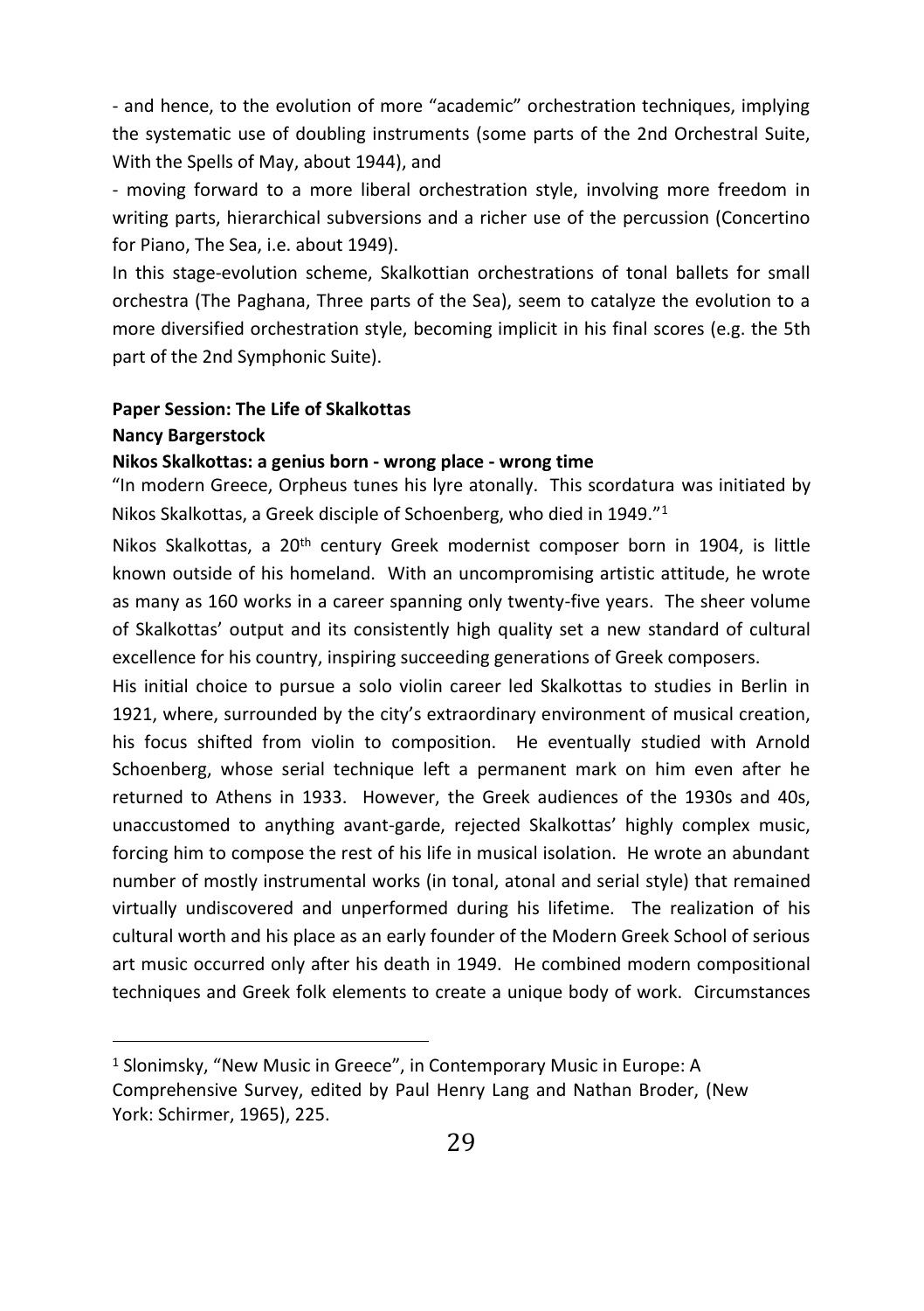- and hence, to the evolution of more "academic" orchestration techniques, implying the systematic use of doubling instruments (some parts of the 2nd Orchestral Suite, With the Spells of May, about 1944), and

- moving forward to a more liberal orchestration style, involving more freedom in writing parts, hierarchical subversions and a richer use of the percussion (Concertino for Piano, The Sea, i.e. about 1949).

In this stage-evolution scheme, Skalkottian orchestrations of tonal ballets for small orchestra (The Paghana, Three parts of the Sea), seem to catalyze the evolution to a more diversified orchestration style, becoming implicit in his final scores (e.g. the 5th part of the 2nd Symphonic Suite).

**Paper Session: The Life of Skalkottas**

**Nancy Bargerstock**

**Nikos Skalkottas: a genius born - wrong place - wrong time**

"In modern Greece, Orpheus tunes his lyre atonally. This scordatura was initiated by Nikos Skalkottas, a Greek disciple of Schoenberg, who died in 1949."[1]

Nikos Skalkottas, a 20th century Greek modernist composer born in 1904, is little known outside of his homeland. With an uncompromising artistic attitude, he wrote as many as 160 works in a career spanning only twenty-five years. The sheer volume of Skalkottas' output and its consistently high quality set a new standard of cultural excellence for his country, inspiring succeeding generations of Greek composers.

His initial choice to pursue a solo violin career led Skalkottas to studies in Berlin in 1921, where, surrounded by the city's extraordinary environment of musical creation, his focus shifted from violin to composition. He eventually studied with Arnold Schoenberg, whose serial technique left a permanent mark on him even after he returned to Athens in 1933. However, the Greek audiences of the 1930s and 40s, unaccustomed to anything avant-garde, rejected Skalkottas' highly complex music, forcing him to compose the rest of his life in musical isolation. He wrote an abundant number of mostly instrumental works (in tonal, atonal and serial style) that remained virtually undiscovered and unperformed during his lifetime. The realization of his cultural worth and his place as an early founder of the Modern Greek School of serious art music occurred only after his death in 1949. He combined modern compositional techniques and Greek folk elements to create a unique body of work. Circumstances

[1] Slonimsky, "New Music in Greece", in Contemporary Music in Europe: A Comprehensive Survey, edited by Paul Henry Lang and Nathan Broder, (New York: Schirmer, 1965), 225.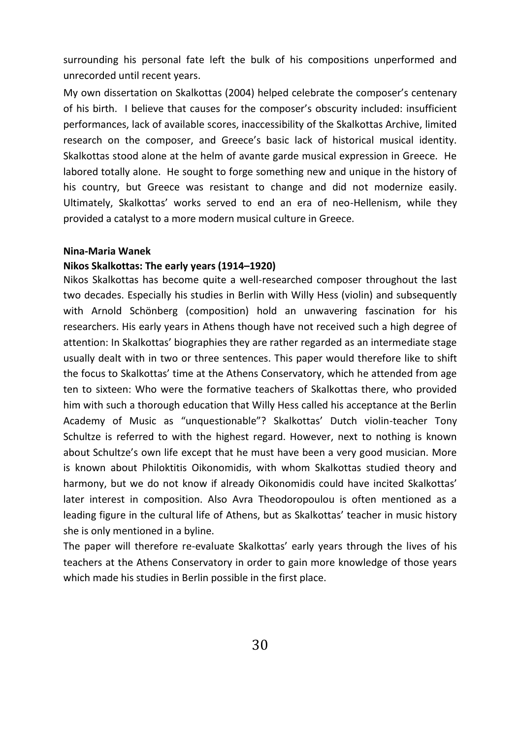surrounding his personal fate left the bulk of his compositions unperformed and unrecorded until recent years.

My own dissertation on Skalkottas (2004) helped celebrate the composer's centenary of his birth. I believe that causes for the composer's obscurity included: insufficient performances, lack of available scores, inaccessibility of the Skalkottas Archive, limited research on the composer, and Greece's basic lack of historical musical identity. Skalkottas stood alone at the helm of avante garde musical expression in Greece. He labored totally alone. He sought to forge something new and unique in the history of his country, but Greece was resistant to change and did not modernize easily. Ultimately, Skalkottas' works served to end an era of neo-Hellenism, while they provided a catalyst to a more modern musical culture in Greece.

**Nina-Maria Wanek**

**Nikos Skalkottas: The early years (1914–1920)**

Nikos Skalkottas has become quite a well-researched composer throughout the last two decades. Especially his studies in Berlin with Willy Hess (violin) and subsequently with Arnold Schönberg (composition) hold an unwavering fascination for his researchers. His early years in Athens though have not received such a high degree of attention: In Skalkottas' biographies they are rather regarded as an intermediate stage usually dealt with in two or three sentences. This paper would therefore like to shift the focus to Skalkottas' time at the Athens Conservatory, which he attended from age ten to sixteen: Who were the formative teachers of Skalkottas there, who provided him with such a thorough education that Willy Hess called his acceptance at the Berlin Academy of Music as "unquestionable"? Skalkottas' Dutch violin-teacher Tony Schultze is referred to with the highest regard. However, next to nothing is known about Schultze's own life except that he must have been a very good musician. More is known about Philoktitis Oikonomidis, with whom Skalkottas studied theory and harmony, but we do not know if already Oikonomidis could have incited Skalkottas' later interest in composition. Also Avra Theodoropoulou is often mentioned as a leading figure in the cultural life of Athens, but as Skalkottas' teacher in music history she is only mentioned in a byline.

The paper will therefore re-evaluate Skalkottas' early years through the lives of his teachers at the Athens Conservatory in order to gain more knowledge of those years which made his studies in Berlin possible in the first place.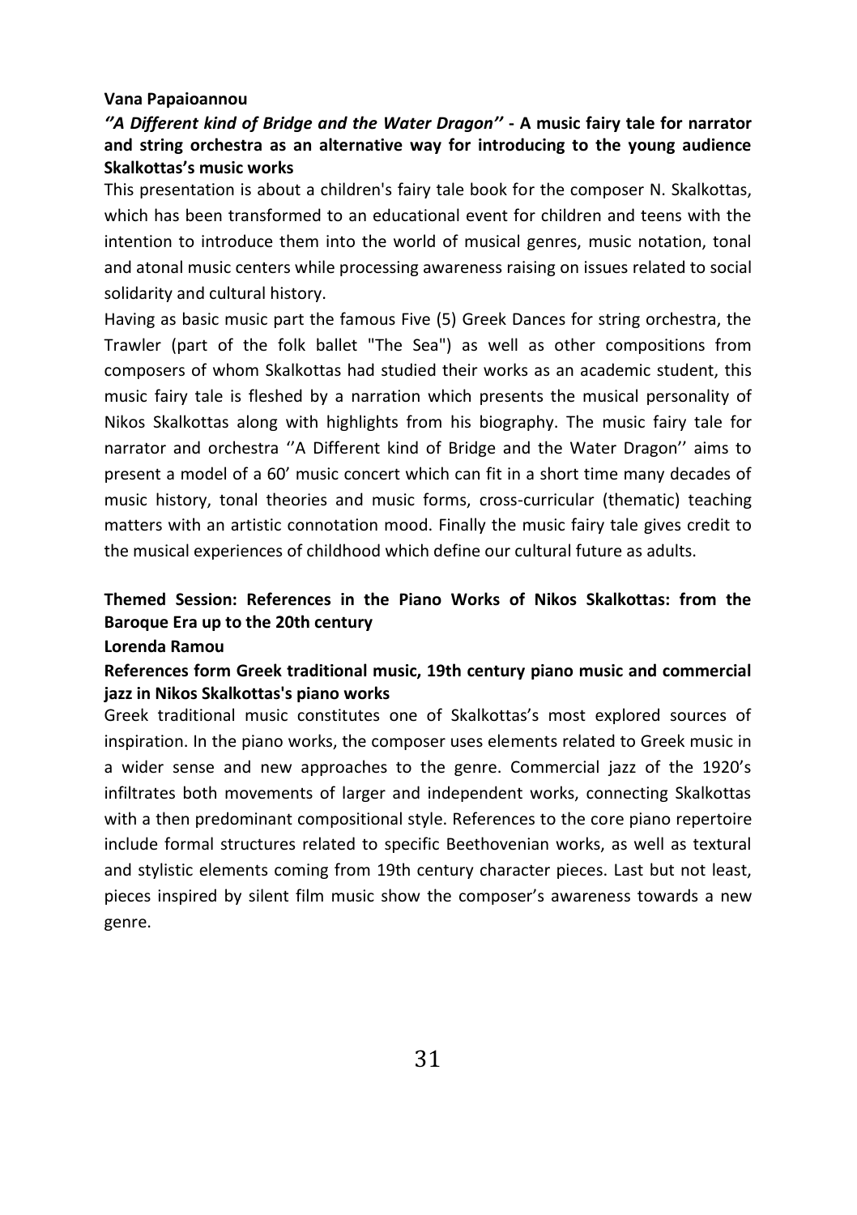**Vana Papaioannou**

***''A Different kind of Bridge and the Water Dragon''* - A music fairy tale for narrator and string orchestra as an alternative way for introducing to the young audience Skalkottas's music works**

This presentation is about a children's fairy tale book for the composer N. Skalkottas, which has been transformed to an educational event for children and teens with the intention to introduce them into the world of musical genres, music notation, tonal and atonal music centers while processing awareness raising on issues related to social solidarity and cultural history.

Having as basic music part the famous Five (5) Greek Dances for string orchestra, the Trawler (part of the folk ballet "The Sea") as well as other compositions from composers of whom Skalkottas had studied their works as an academic student, this music fairy tale is fleshed by a narration which presents the musical personality of Nikos Skalkottas along with highlights from his biography. The music fairy tale for narrator and orchestra ''A Different kind of Bridge and the Water Dragon'' aims to present a model of a 60' music concert which can fit in a short time many decades of music history, tonal theories and music forms, cross-curricular (thematic) teaching matters with an artistic connotation mood. Finally the music fairy tale gives credit to the musical experiences of childhood which define our cultural future as adults.

**Themed Session: References in the Piano Works of Nikos Skalkottas: from the Baroque Era up to the 20th century**

**Lorenda Ramou**

**References form Greek traditional music, 19th century piano music and commercial jazz in Nikos Skalkottas's piano works**

Greek traditional music constitutes one of Skalkottas's most explored sources of inspiration. In the piano works, the composer uses elements related to Greek music in a wider sense and new approaches to the genre. Commercial jazz of the 1920's infiltrates both movements of larger and independent works, connecting Skalkottas with a then predominant compositional style. References to the core piano repertoire include formal structures related to specific Beethovenian works, as well as textural and stylistic elements coming from 19th century character pieces. Last but not least, pieces inspired by silent film music show the composer's awareness towards a new genre.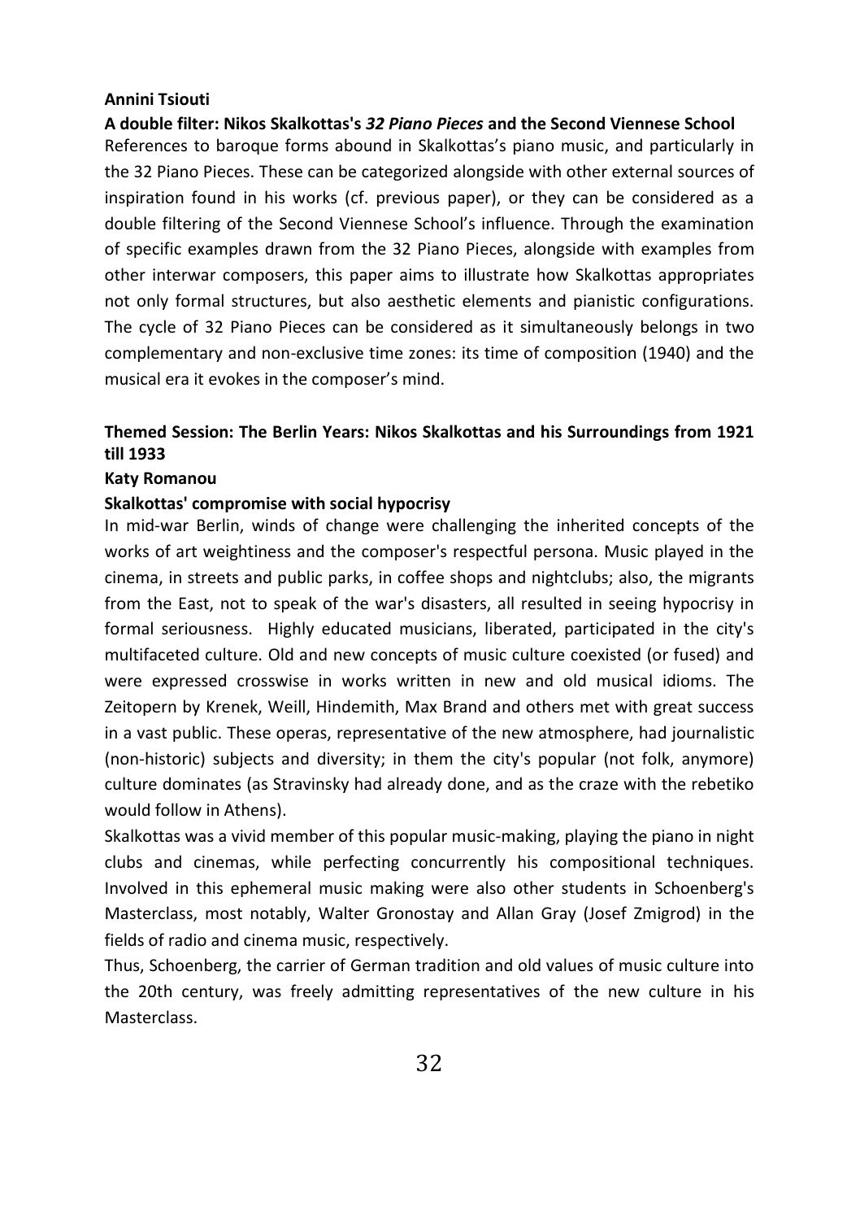**Annini Tsiouti**

**A double filter: Nikos Skalkottas's *32 Piano Pieces* and the Second Viennese School**

References to baroque forms abound in Skalkottas's piano music, and particularly in the 32 Piano Pieces. These can be categorized alongside with other external sources of inspiration found in his works (cf. previous paper), or they can be considered as a double filtering of the Second Viennese School's influence. Through the examination of specific examples drawn from the 32 Piano Pieces, alongside with examples from other interwar composers, this paper aims to illustrate how Skalkottas appropriates not only formal structures, but also aesthetic elements and pianistic configurations. The cycle of 32 Piano Pieces can be considered as it simultaneously belongs in two complementary and non-exclusive time zones: its time of composition (1940) and the musical era it evokes in the composer's mind.

**Themed Session: The Berlin Years: Nikos Skalkottas and his Surroundings from 1921 till 1933**

**Katy Romanou**

**Skalkottas' compromise with social hypocrisy**

In mid-war Berlin, winds of change were challenging the inherited concepts of the works of art weightiness and the composer's respectful persona. Music played in the cinema, in streets and public parks, in coffee shops and nightclubs; also, the migrants from the East, not to speak of the war's disasters, all resulted in seeing hypocrisy in formal seriousness. Highly educated musicians, liberated, participated in the city's multifaceted culture. Old and new concepts of music culture coexisted (or fused) and were expressed crosswise in works written in new and old musical idioms. The Zeitopern by Krenek, Weill, Hindemith, Max Brand and others met with great success in a vast public. These operas, representative of the new atmosphere, had journalistic (non-historic) subjects and diversity; in them the city's popular (not folk, anymore) culture dominates (as Stravinsky had already done, and as the craze with the rebetiko would follow in Athens).

Skalkottas was a vivid member of this popular music-making, playing the piano in night clubs and cinemas, while perfecting concurrently his compositional techniques. Involved in this ephemeral music making were also other students in Schoenberg's Masterclass, most notably, Walter Gronostay and Allan Gray (Josef Zmigrod) in the fields of radio and cinema music, respectively.

Thus, Schoenberg, the carrier of German tradition and old values of music culture into the 20th century, was freely admitting representatives of the new culture in his Masterclass.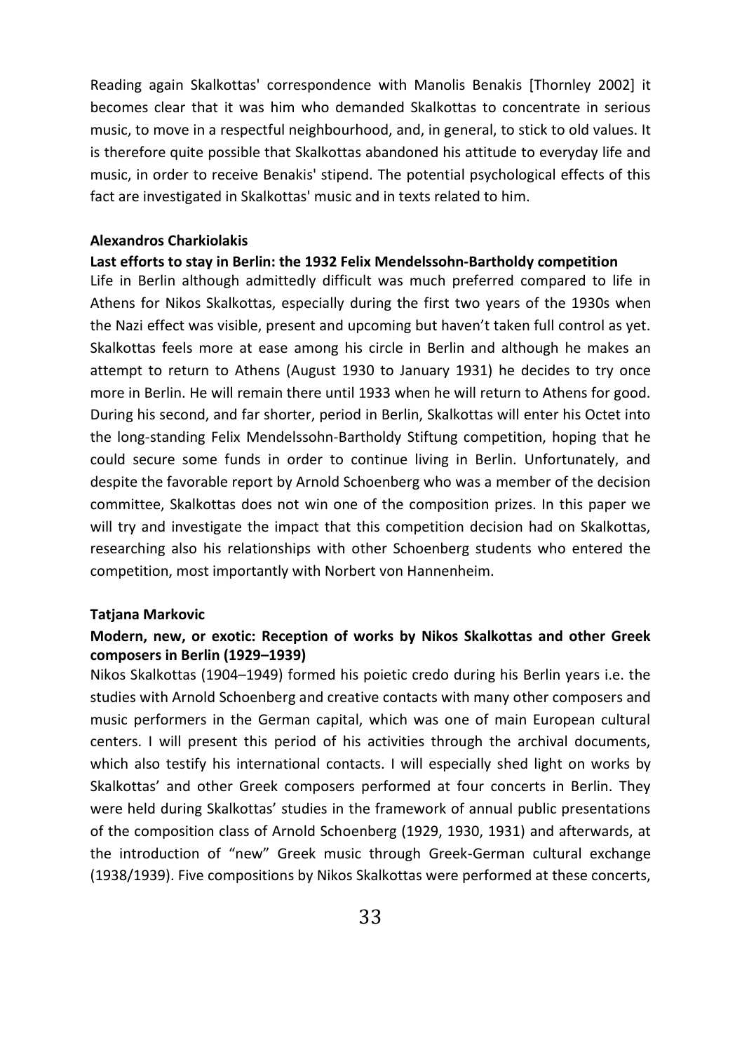Reading again Skalkottas' correspondence with Manolis Benakis [Thornley 2002] it becomes clear that it was him who demanded Skalkottas to concentrate in serious music, to move in a respectful neighbourhood, and, in general, to stick to old values. It is therefore quite possible that Skalkottas abandoned his attitude to everyday life and music, in order to receive Benakis' stipend. The potential psychological effects of this fact are investigated in Skalkottas' music and in texts related to him.

**Alexandros Charkiolakis**

**Last efforts to stay in Berlin: the 1932 Felix Mendelssohn-Bartholdy competition**

Life in Berlin although admittedly difficult was much preferred compared to life in Athens for Nikos Skalkottas, especially during the first two years of the 1930s when the Nazi effect was visible, present and upcoming but haven't taken full control as yet. Skalkottas feels more at ease among his circle in Berlin and although he makes an attempt to return to Athens (August 1930 to January 1931) he decides to try once more in Berlin. He will remain there until 1933 when he will return to Athens for good. During his second, and far shorter, period in Berlin, Skalkottas will enter his Octet into the long-standing Felix Mendelssohn-Bartholdy Stiftung competition, hoping that he could secure some funds in order to continue living in Berlin. Unfortunately, and despite the favorable report by Arnold Schoenberg who was a member of the decision committee, Skalkottas does not win one of the composition prizes. In this paper we will try and investigate the impact that this competition decision had on Skalkottas, researching also his relationships with other Schoenberg students who entered the competition, most importantly with Norbert von Hannenheim.

**Tatjana Markovic**

**Modern, new, or exotic: Reception of works by Nikos Skalkottas and other Greek composers in Berlin (1929–1939)**

Nikos Skalkottas (1904–1949) formed his poietic credo during his Berlin years i.e. the studies with Arnold Schoenberg and creative contacts with many other composers and music performers in the German capital, which was one of main European cultural centers. I will present this period of his activities through the archival documents, which also testify his international contacts. I will especially shed light on works by Skalkottas' and other Greek composers performed at four concerts in Berlin. They were held during Skalkottas' studies in the framework of annual public presentations of the composition class of Arnold Schoenberg (1929, 1930, 1931) and afterwards, at the introduction of "new" Greek music through Greek-German cultural exchange (1938/1939). Five compositions by Nikos Skalkottas were performed at these concerts,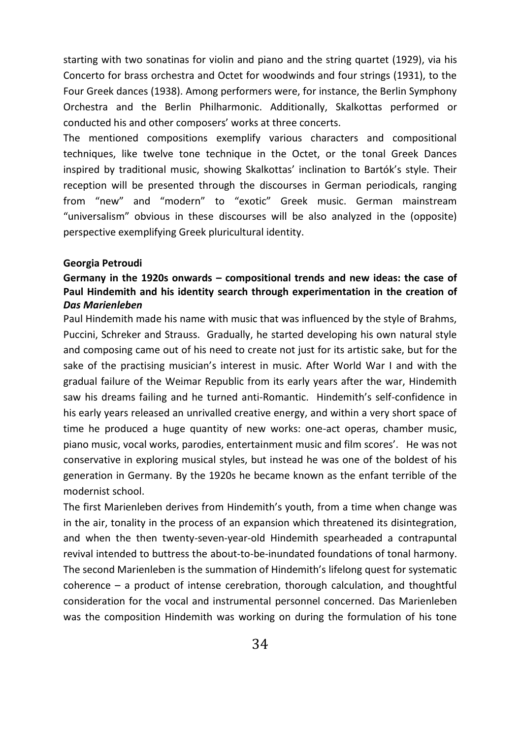starting with two sonatinas for violin and piano and the string quartet (1929), via his Concerto for brass orchestra and Octet for woodwinds and four strings (1931), to the Four Greek dances (1938). Among performers were, for instance, the Berlin Symphony Orchestra and the Berlin Philharmonic. Additionally, Skalkottas performed or conducted his and other composers' works at three concerts.

The mentioned compositions exemplify various characters and compositional techniques, like twelve tone technique in the Octet, or the tonal Greek Dances inspired by traditional music, showing Skalkottas' inclination to Bartók's style. Their reception will be presented through the discourses in German periodicals, ranging from "new" and "modern" to "exotic" Greek music. German mainstream "universalism" obvious in these discourses will be also analyzed in the (opposite) perspective exemplifying Greek pluricultural identity.

**Georgia Petroudi**

**Germany in the 1920s onwards – compositional trends and new ideas: the case of Paul Hindemith and his identity search through experimentation in the creation of *Das Marienleben***

Paul Hindemith made his name with music that was influenced by the style of Brahms, Puccini, Schreker and Strauss. Gradually, he started developing his own natural style and composing came out of his need to create not just for its artistic sake, but for the sake of the practising musician's interest in music. After World War I and with the gradual failure of the Weimar Republic from its early years after the war, Hindemith saw his dreams failing and he turned anti-Romantic. Hindemith's self-confidence in his early years released an unrivalled creative energy, and within a very short space of time he produced a huge quantity of new works: one-act operas, chamber music, piano music, vocal works, parodies, entertainment music and film scores'. He was not conservative in exploring musical styles, but instead he was one of the boldest of his generation in Germany. By the 1920s he became known as the enfant terrible of the modernist school.

The first Marienleben derives from Hindemith's youth, from a time when change was in the air, tonality in the process of an expansion which threatened its disintegration, and when the then twenty-seven-year-old Hindemith spearheaded a contrapuntal revival intended to buttress the about-to-be-inundated foundations of tonal harmony. The second Marienleben is the summation of Hindemith's lifelong quest for systematic coherence – a product of intense cerebration, thorough calculation, and thoughtful consideration for the vocal and instrumental personnel concerned. Das Marienleben was the composition Hindemith was working on during the formulation of his tone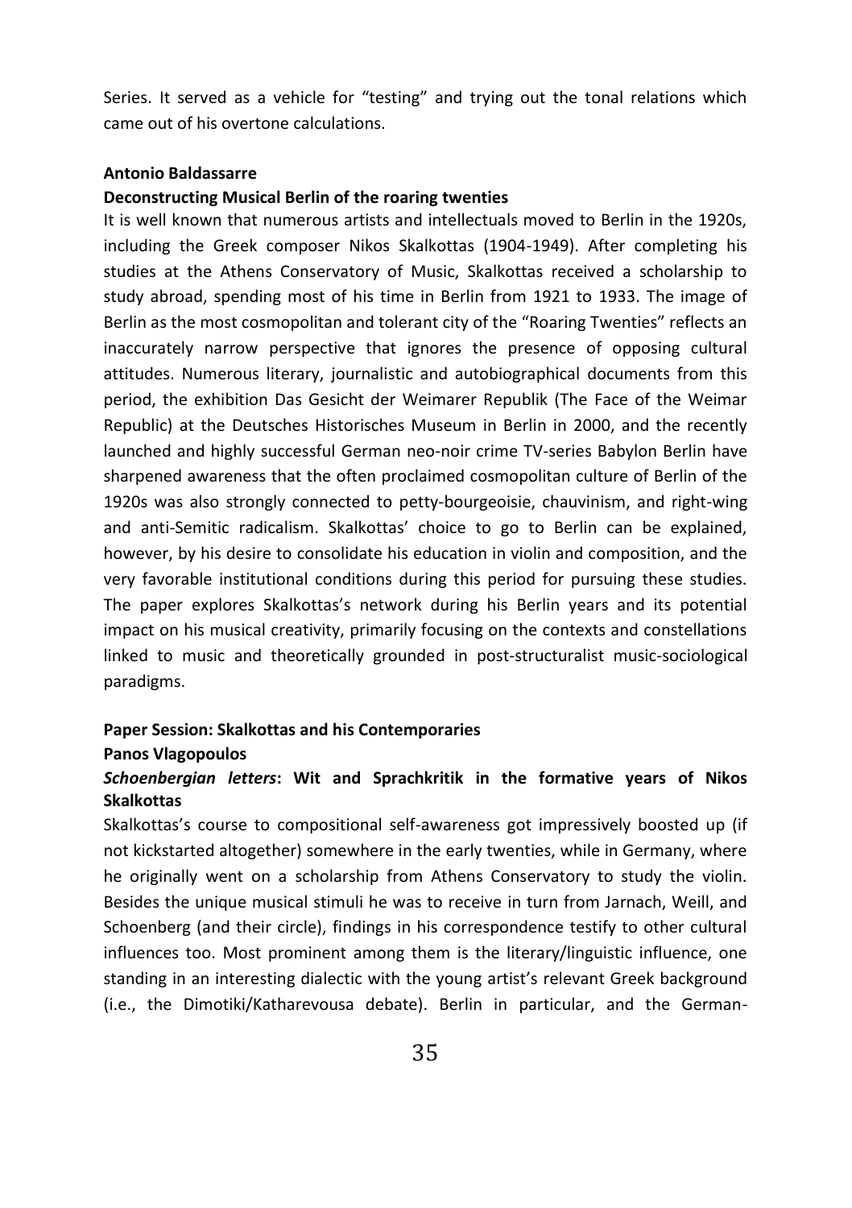Series. It served as a vehicle for "testing" and trying out the tonal relations which came out of his overtone calculations.

**Antonio Baldassarre**

**Deconstructing Musical Berlin of the roaring twenties**

It is well known that numerous artists and intellectuals moved to Berlin in the 1920s, including the Greek composer Nikos Skalkottas (1904-1949). After completing his studies at the Athens Conservatory of Music, Skalkottas received a scholarship to study abroad, spending most of his time in Berlin from 1921 to 1933. The image of Berlin as the most cosmopolitan and tolerant city of the "Roaring Twenties" reflects an inaccurately narrow perspective that ignores the presence of opposing cultural attitudes. Numerous literary, journalistic and autobiographical documents from this period, the exhibition Das Gesicht der Weimarer Republik (The Face of the Weimar Republic) at the Deutsches Historisches Museum in Berlin in 2000, and the recently launched and highly successful German neo-noir crime TV-series Babylon Berlin have sharpened awareness that the often proclaimed cosmopolitan culture of Berlin of the 1920s was also strongly connected to petty-bourgeoisie, chauvinism, and right-wing and anti-Semitic radicalism. Skalkottas' choice to go to Berlin can be explained, however, by his desire to consolidate his education in violin and composition, and the very favorable institutional conditions during this period for pursuing these studies. The paper explores Skalkottas's network during his Berlin years and its potential impact on his musical creativity, primarily focusing on the contexts and constellations linked to music and theoretically grounded in post-structuralist music-sociological paradigms.

**Paper Session: Skalkottas and his Contemporaries**

**Panos Vlagopoulos**

***Schoenbergian letters*: Wit and Sprachkritik in the formative years of Nikos Skalkottas**

Skalkottas's course to compositional self-awareness got impressively boosted up (if not kickstarted altogether) somewhere in the early twenties, while in Germany, where he originally went on a scholarship from Athens Conservatory to study the violin. Besides the unique musical stimuli he was to receive in turn from Jarnach, Weill, and Schoenberg (and their circle), findings in his correspondence testify to other cultural influences too. Most prominent among them is the literary/linguistic influence, one standing in an interesting dialectic with the young artist's relevant Greek background (i.e., the Dimotiki/Katharevousa debate). Berlin in particular, and the German-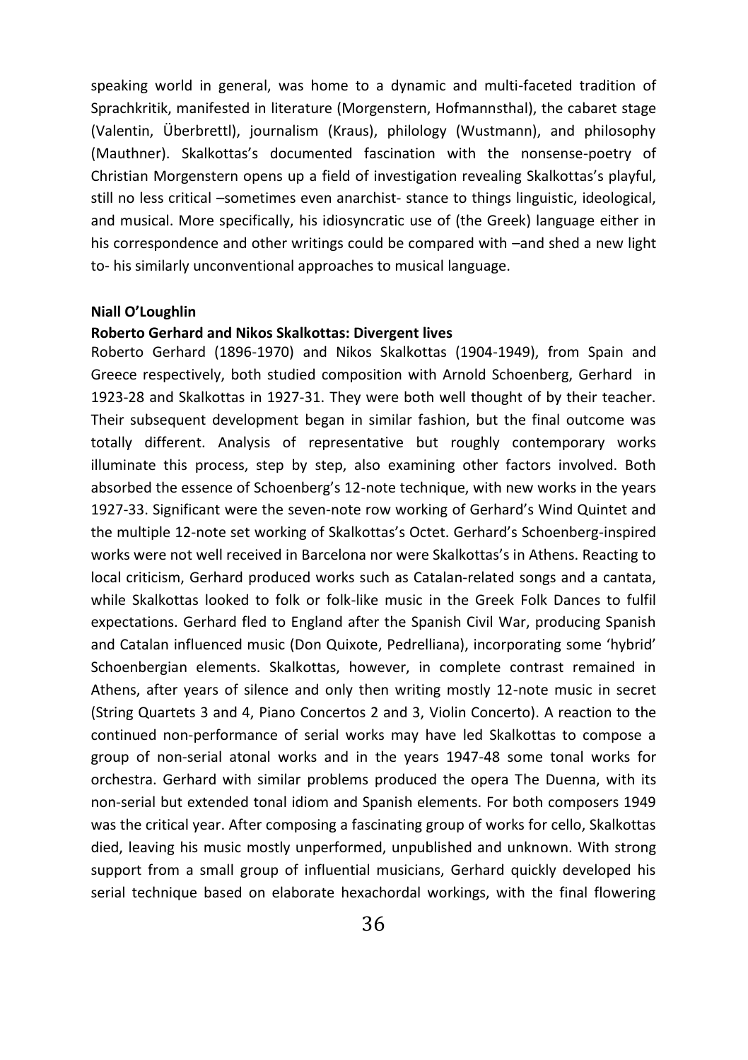speaking world in general, was home to a dynamic and multi-faceted tradition of Sprachkritik, manifested in literature (Morgenstern, Hofmannsthal), the cabaret stage (Valentin, Überbrettl), journalism (Kraus), philology (Wustmann), and philosophy (Mauthner). Skalkottas's documented fascination with the nonsense-poetry of Christian Morgenstern opens up a field of investigation revealing Skalkottas's playful, still no less critical –sometimes even anarchist- stance to things linguistic, ideological, and musical. More specifically, his idiosyncratic use of (the Greek) language either in his correspondence and other writings could be compared with –and shed a new light to- his similarly unconventional approaches to musical language.

**Niall O'Loughlin**

**Roberto Gerhard and Nikos Skalkottas: Divergent lives**

Roberto Gerhard (1896-1970) and Nikos Skalkottas (1904-1949), from Spain and Greece respectively, both studied composition with Arnold Schoenberg, Gerhard in 1923-28 and Skalkottas in 1927-31. They were both well thought of by their teacher. Their subsequent development began in similar fashion, but the final outcome was totally different. Analysis of representative but roughly contemporary works illuminate this process, step by step, also examining other factors involved. Both absorbed the essence of Schoenberg's 12-note technique, with new works in the years 1927-33. Significant were the seven-note row working of Gerhard's Wind Quintet and the multiple 12-note set working of Skalkottas's Octet. Gerhard's Schoenberg-inspired works were not well received in Barcelona nor were Skalkottas's in Athens. Reacting to local criticism, Gerhard produced works such as Catalan-related songs and a cantata, while Skalkottas looked to folk or folk-like music in the Greek Folk Dances to fulfil expectations. Gerhard fled to England after the Spanish Civil War, producing Spanish and Catalan influenced music (Don Quixote, Pedrelliana), incorporating some 'hybrid' Schoenbergian elements. Skalkottas, however, in complete contrast remained in Athens, after years of silence and only then writing mostly 12-note music in secret (String Quartets 3 and 4, Piano Concertos 2 and 3, Violin Concerto). A reaction to the continued non-performance of serial works may have led Skalkottas to compose a group of non-serial atonal works and in the years 1947-48 some tonal works for orchestra. Gerhard with similar problems produced the opera The Duenna, with its non-serial but extended tonal idiom and Spanish elements. For both composers 1949 was the critical year. After composing a fascinating group of works for cello, Skalkottas died, leaving his music mostly unperformed, unpublished and unknown. With strong support from a small group of influential musicians, Gerhard quickly developed his serial technique based on elaborate hexachordal workings, with the final flowering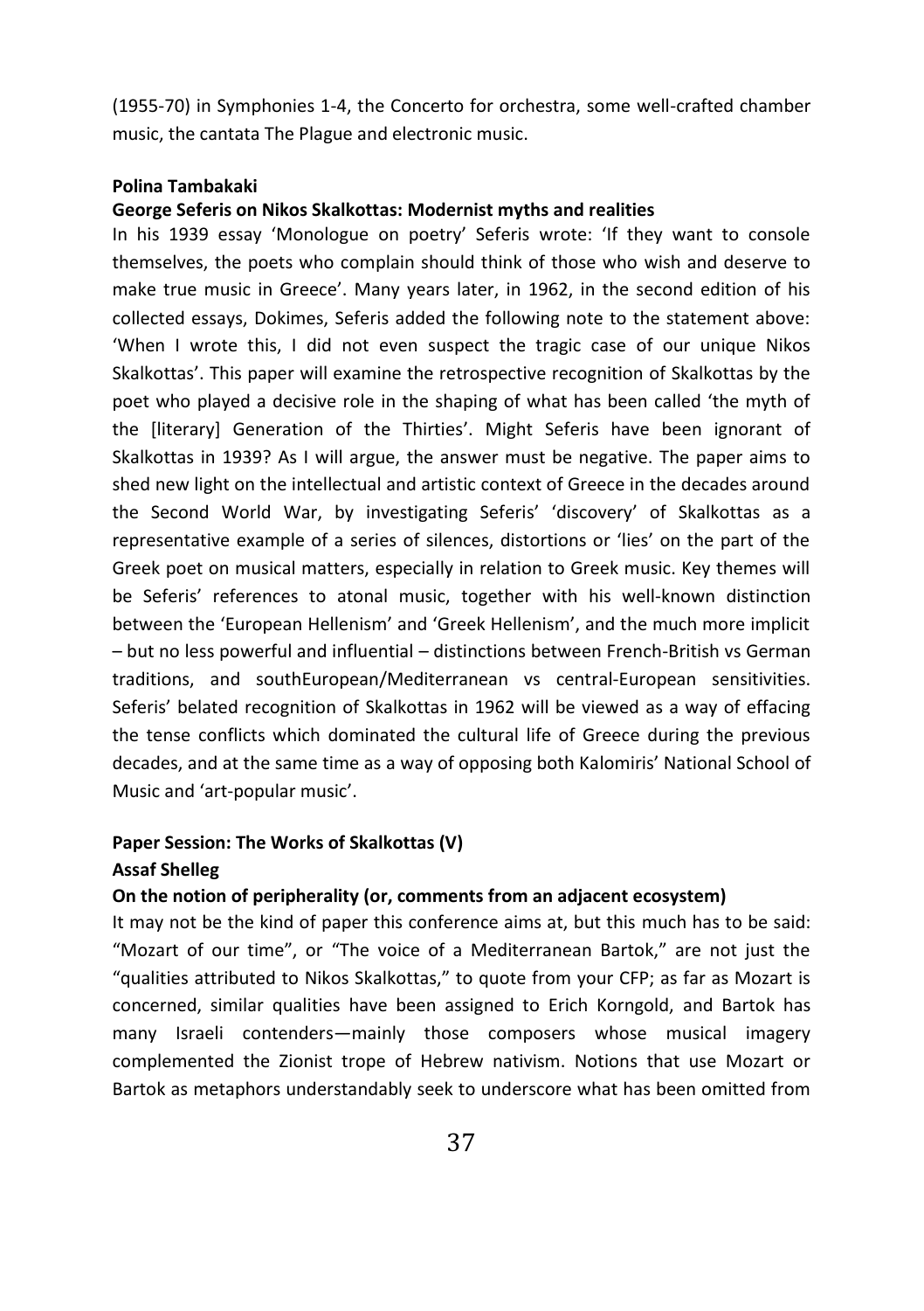(1955-70) in Symphonies 1-4, the Concerto for orchestra, some well-crafted chamber music, the cantata The Plague and electronic music.

**Polina Tambakaki**

**George Seferis on Nikos Skalkottas: Modernist myths and realities**

In his 1939 essay 'Monologue on poetry' Seferis wrote: 'If they want to console themselves, the poets who complain should think of those who wish and deserve to make true music in Greece'. Many years later, in 1962, in the second edition of his collected essays, Dokimes, Seferis added the following note to the statement above: 'When I wrote this, I did not even suspect the tragic case of our unique Nikos Skalkottas'. This paper will examine the retrospective recognition of Skalkottas by the poet who played a decisive role in the shaping of what has been called 'the myth of the [literary] Generation of the Thirties'. Might Seferis have been ignorant of Skalkottas in 1939? As I will argue, the answer must be negative. The paper aims to shed new light on the intellectual and artistic context of Greece in the decades around the Second World War, by investigating Seferis' 'discovery' of Skalkottas as a representative example of a series of silences, distortions or 'lies' on the part of the Greek poet on musical matters, especially in relation to Greek music. Key themes will be Seferis' references to atonal music, together with his well-known distinction between the 'European Hellenism' and 'Greek Hellenism', and the much more implicit – but no less powerful and influential – distinctions between French-British vs German traditions, and southEuropean/Mediterranean vs central-European sensitivities. Seferis' belated recognition of Skalkottas in 1962 will be viewed as a way of effacing the tense conflicts which dominated the cultural life of Greece during the previous decades, and at the same time as a way of opposing both Kalomiris' National School of Music and 'art-popular music'.

**Paper Session: The Works of Skalkottas (V)**

**Assaf Shelleg**

**On the notion of peripherality (or, comments from an adjacent ecosystem)**

It may not be the kind of paper this conference aims at, but this much has to be said: "Mozart of our time", or "The voice of a Mediterranean Bartok," are not just the "qualities attributed to Nikos Skalkottas," to quote from your CFP; as far as Mozart is concerned, similar qualities have been assigned to Erich Korngold, and Bartok has many Israeli contenders—mainly those composers whose musical imagery complemented the Zionist trope of Hebrew nativism. Notions that use Mozart or Bartok as metaphors understandably seek to underscore what has been omitted from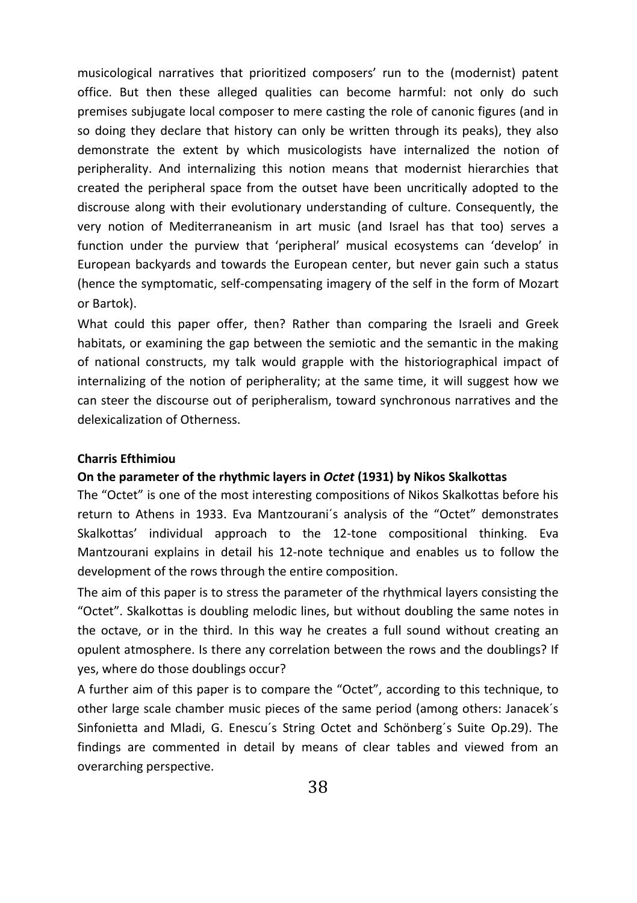musicological narratives that prioritized composers' run to the (modernist) patent office. But then these alleged qualities can become harmful: not only do such premises subjugate local composer to mere casting the role of canonic figures (and in so doing they declare that history can only be written through its peaks), they also demonstrate the extent by which musicologists have internalized the notion of peripherality. And internalizing this notion means that modernist hierarchies that created the peripheral space from the outset have been uncritically adopted to the discrouse along with their evolutionary understanding of culture. Consequently, the very notion of Mediterraneanism in art music (and Israel has that too) serves a function under the purview that 'peripheral' musical ecosystems can 'develop' in European backyards and towards the European center, but never gain such a status (hence the symptomatic, self-compensating imagery of the self in the form of Mozart or Bartok).

What could this paper offer, then? Rather than comparing the Israeli and Greek habitats, or examining the gap between the semiotic and the semantic in the making of national constructs, my talk would grapple with the historiographical impact of internalizing of the notion of peripherality; at the same time, it will suggest how we can steer the discourse out of peripheralism, toward synchronous narratives and the delexicalization of Otherness.

**Charris Efthimiou**

**On the parameter of the rhythmic layers in *Octet* (1931) by Nikos Skalkottas**

The "Octet" is one of the most interesting compositions of Nikos Skalkottas before his return to Athens in 1933. Eva Mantzourani´s analysis of the "Octet" demonstrates Skalkottas' individual approach to the 12-tone compositional thinking. Eva Mantzourani explains in detail his 12-note technique and enables us to follow the development of the rows through the entire composition.

The aim of this paper is to stress the parameter of the rhythmical layers consisting the "Octet". Skalkottas is doubling melodic lines, but without doubling the same notes in the octave, or in the third. In this way he creates a full sound without creating an opulent atmosphere. Is there any correlation between the rows and the doublings? If yes, where do those doublings occur?

A further aim of this paper is to compare the "Octet", according to this technique, to other large scale chamber music pieces of the same period (among others: Janacek´s Sinfonietta and Mladi, G. Enescu´s String Octet and Schönberg´s Suite Op.29). The findings are commented in detail by means of clear tables and viewed from an overarching perspective.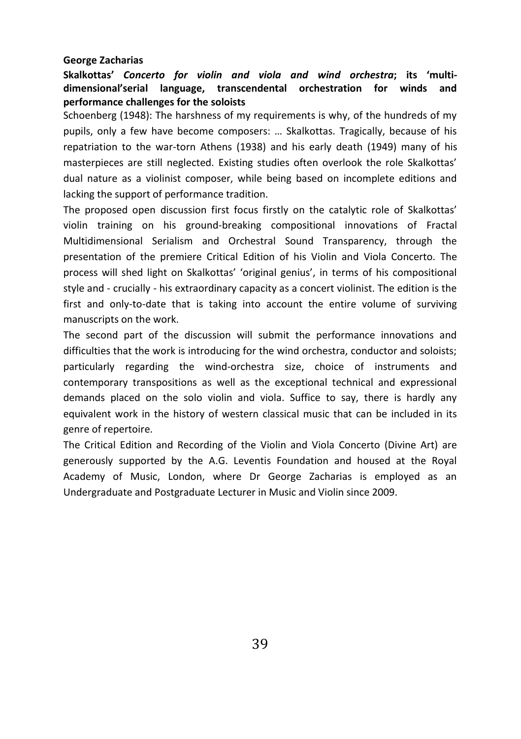**George Zacharias**

**Skalkottas' *Concerto for violin and viola and wind orchestra*; its 'multi-dimensional'serial language, transcendental orchestration for winds and performance challenges for the soloists**

Schoenberg (1948): The harshness of my requirements is why, of the hundreds of my pupils, only a few have become composers: … Skalkottas. Tragically, because of his repatriation to the war-torn Athens (1938) and his early death (1949) many of his masterpieces are still neglected. Existing studies often overlook the role Skalkottas' dual nature as a violinist composer, while being based on incomplete editions and lacking the support of performance tradition.

The proposed open discussion first focus firstly on the catalytic role of Skalkottas' violin training on his ground-breaking compositional innovations of Fractal Multidimensional Serialism and Orchestral Sound Transparency, through the presentation of the premiere Critical Edition of his Violin and Viola Concerto. The process will shed light on Skalkottas' 'original genius', in terms of his compositional style and - crucially - his extraordinary capacity as a concert violinist. The edition is the first and only-to-date that is taking into account the entire volume of surviving manuscripts on the work.

The second part of the discussion will submit the performance innovations and difficulties that the work is introducing for the wind orchestra, conductor and soloists; particularly regarding the wind-orchestra size, choice of instruments and contemporary transpositions as well as the exceptional technical and expressional demands placed on the solo violin and viola. Suffice to say, there is hardly any equivalent work in the history of western classical music that can be included in its genre of repertoire.

The Critical Edition and Recording of the Violin and Viola Concerto (Divine Art) are generously supported by the A.G. Leventis Foundation and housed at the Royal Academy of Music, London, where Dr George Zacharias is employed as an Undergraduate and Postgraduate Lecturer in Music and Violin since 2009.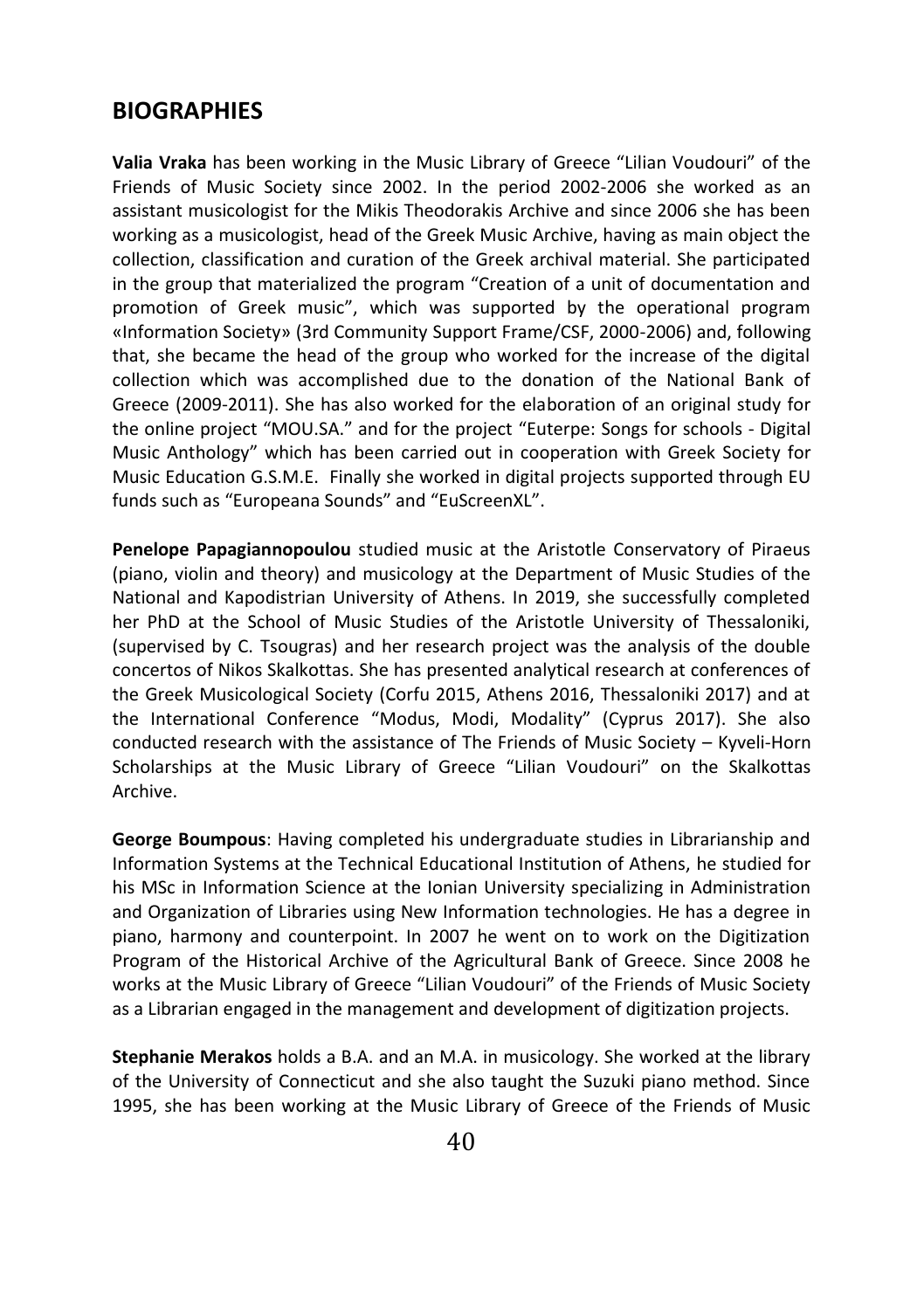## BIOGRAPHIES

**Valia Vraka** has been working in the Music Library of Greece "Lilian Voudouri" of the Friends of Music Society since 2002. In the period 2002-2006 she worked as an assistant musicologist for the Mikis Theodorakis Archive and since 2006 she has been working as a musicologist, head of the Greek Music Archive, having as main object the collection, classification and curation of the Greek archival material. She participated in the group that materialized the program "Creation of a unit of documentation and promotion of Greek music", which was supported by the operational program «Information Society» (3rd Community Support Frame/CSF, 2000-2006) and, following that, she became the head of the group who worked for the increase of the digital collection which was accomplished due to the donation of the National Bank of Greece (2009-2011). She has also worked for the elaboration of an original study for the online project "MOU.SA." and for the project "Euterpe: Songs for schools - Digital Music Anthology" which has been carried out in cooperation with Greek Society for Music Education G.S.M.E. Finally she worked in digital projects supported through EU funds such as "Europeana Sounds" and "EuScreenXL".

**Penelope Papagiannopoulou** studied music at the Aristotle Conservatory of Piraeus (piano, violin and theory) and musicology at the Department of Music Studies of the National and Kapodistrian University of Athens. In 2019, she successfully completed her PhD at the School of Music Studies of the Aristotle University of Thessaloniki, (supervised by C. Tsougras) and her research project was the analysis of the double concertos of Nikos Skalkottas. She has presented analytical research at conferences of the Greek Musicological Society (Corfu 2015, Athens 2016, Thessaloniki 2017) and at the International Conference "Modus, Modi, Modality" (Cyprus 2017). She also conducted research with the assistance of The Friends of Music Society – Kyveli-Horn Scholarships at the Music Library of Greece "Lilian Voudouri" on the Skalkottas Archive.

**George Boumpous**: Having completed his undergraduate studies in Librarianship and Information Systems at the Technical Educational Institution of Athens, he studied for his MSc in Information Science at the Ionian University specializing in Administration and Organization of Libraries using New Information technologies. He has a degree in piano, harmony and counterpoint. In 2007 he went on to work on the Digitization Program of the Historical Archive of the Agricultural Bank of Greece. Since 2008 he works at the Music Library of Greece "Lilian Voudouri" of the Friends of Music Society as a Librarian engaged in the management and development of digitization projects.

**Stephanie Merakos** holds a B.A. and an M.A. in musicology. She worked at the library of the University of Connecticut and she also taught the Suzuki piano method. Since 1995, she has been working at the Music Library of Greece of the Friends of Music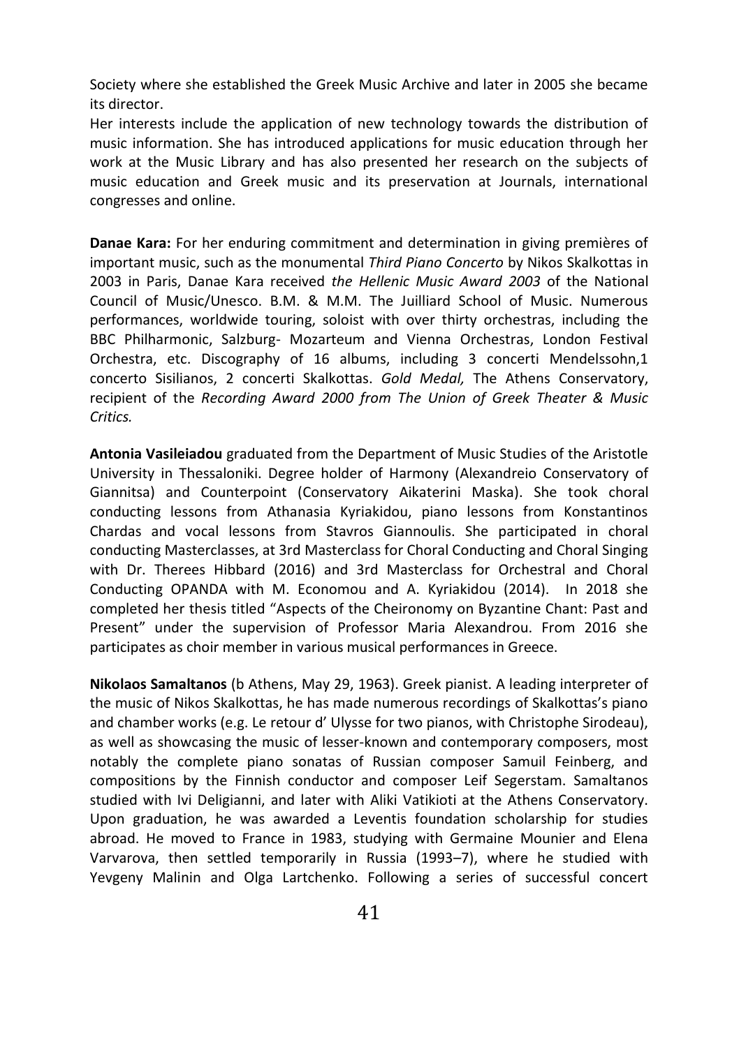Society where she established the Greek Music Archive and later in 2005 she became its director.

Her interests include the application of new technology towards the distribution of music information. She has introduced applications for music education through her work at the Music Library and has also presented her research on the subjects of music education and Greek music and its preservation at Journals, international congresses and online.

**Danae Kara:** For her enduring commitment and determination in giving premières of important music, such as the monumental *Third Piano Concerto* by Nikos Skalkottas in 2003 in Paris, Danae Kara received *the Hellenic Music Award 2003* of the National Council of Music/Unesco. B.M. & M.M. The Juilliard School of Music. Numerous performances, worldwide touring, soloist with over thirty orchestras, including the BBC Philharmonic, Salzburg- Mozarteum and Vienna Orchestras, London Festival Orchestra, etc. Discography of 16 albums, including 3 concerti Mendelssohn,1 concerto Sisilianos, 2 concerti Skalkottas. *Gold Medal,* The Athens Conservatory, recipient of the *Recording Award 2000 from The Union of Greek Theater & Music Critics.*

**Antonia Vasileiadou** graduated from the Department of Music Studies of the Aristotle University in Thessaloniki. Degree holder of Harmony (Alexandreio Conservatory of Giannitsa) and Counterpoint (Conservatory Aikaterini Maska). She took choral conducting lessons from Athanasia Kyriakidou, piano lessons from Konstantinos Chardas and vocal lessons from Stavros Giannoulis. She participated in choral conducting Masterclasses, at 3rd Masterclass for Choral Conducting and Choral Singing with Dr. Therees Hibbard (2016) and 3rd Masterclass for Orchestral and Choral Conducting OPANDA with M. Economou and A. Kyriakidou (2014). In 2018 she completed her thesis titled "Aspects of the Cheironomy on Byzantine Chant: Past and Present" under the supervision of Professor Maria Alexandrou. From 2016 she participates as choir member in various musical performances in Greece.

**Nikolaos Samaltanos** (b Athens, May 29, 1963). Greek pianist. A leading interpreter of the music of Nikos Skalkottas, he has made numerous recordings of Skalkottas's piano and chamber works (e.g. Le retour d' Ulysse for two pianos, with Christophe Sirodeau), as well as showcasing the music of lesser-known and contemporary composers, most notably the complete piano sonatas of Russian composer Samuil Feinberg, and compositions by the Finnish conductor and composer Leif Segerstam. Samaltanos studied with Ivi Deligianni, and later with Aliki Vatikioti at the Athens Conservatory. Upon graduation, he was awarded a Leventis foundation scholarship for studies abroad. He moved to France in 1983, studying with Germaine Mounier and Elena Varvarova, then settled temporarily in Russia (1993–7), where he studied with Yevgeny Malinin and Olga Lartchenko. Following a series of successful concert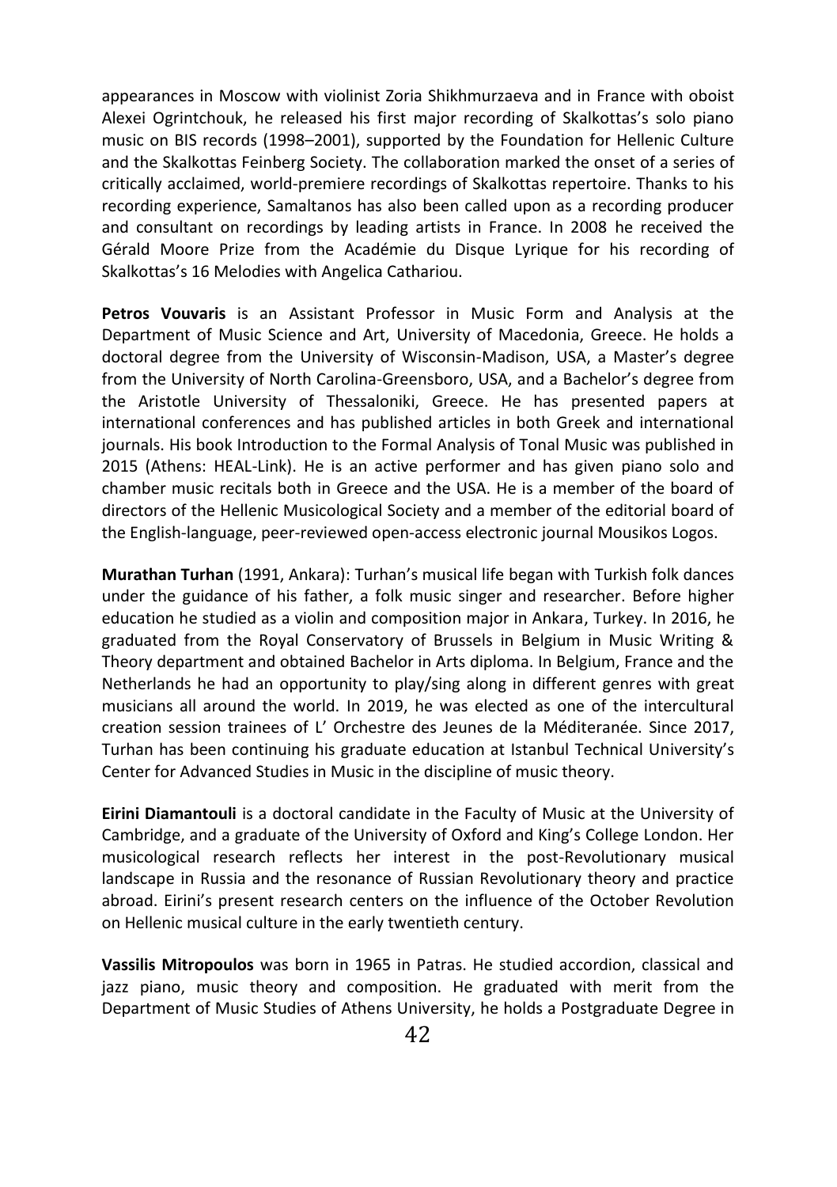appearances in Moscow with violinist Zoria Shikhmurzaeva and in France with oboist Alexei Ogrintchouk, he released his first major recording of Skalkottas's solo piano music on BIS records (1998–2001), supported by the Foundation for Hellenic Culture and the Skalkottas Feinberg Society. The collaboration marked the onset of a series of critically acclaimed, world-premiere recordings of Skalkottas repertoire. Thanks to his recording experience, Samaltanos has also been called upon as a recording producer and consultant on recordings by leading artists in France. In 2008 he received the Gérald Moore Prize from the Académie du Disque Lyrique for his recording of Skalkottas's 16 Melodies with Angelica Cathariou.

**Petros Vouvaris** is an Assistant Professor in Music Form and Analysis at the Department of Music Science and Art, University of Macedonia, Greece. He holds a doctoral degree from the University of Wisconsin-Madison, USA, a Master's degree from the University of North Carolina-Greensboro, USA, and a Bachelor's degree from the Aristotle University of Thessaloniki, Greece. He has presented papers at international conferences and has published articles in both Greek and international journals. His book Introduction to the Formal Analysis of Tonal Music was published in 2015 (Athens: HEAL-Link). He is an active performer and has given piano solo and chamber music recitals both in Greece and the USA. He is a member of the board of directors of the Hellenic Musicological Society and a member of the editorial board of the English-language, peer-reviewed open-access electronic journal Mousikos Logos.

**Murathan Turhan** (1991, Ankara): Turhan's musical life began with Turkish folk dances under the guidance of his father, a folk music singer and researcher. Before higher education he studied as a violin and composition major in Ankara, Turkey. In 2016, he graduated from the Royal Conservatory of Brussels in Belgium in Music Writing & Theory department and obtained Bachelor in Arts diploma. In Belgium, France and the Netherlands he had an opportunity to play/sing along in different genres with great musicians all around the world. In 2019, he was elected as one of the intercultural creation session trainees of L' Orchestre des Jeunes de la Méditeranée. Since 2017, Turhan has been continuing his graduate education at Istanbul Technical University's Center for Advanced Studies in Music in the discipline of music theory.

**Eirini Diamantouli** is a doctoral candidate in the Faculty of Music at the University of Cambridge, and a graduate of the University of Oxford and King's College London. Her musicological research reflects her interest in the post-Revolutionary musical landscape in Russia and the resonance of Russian Revolutionary theory and practice abroad. Eirini's present research centers on the influence of the October Revolution on Hellenic musical culture in the early twentieth century.

**Vassilis Mitropoulos** was born in 1965 in Patras. He studied accordion, classical and jazz piano, music theory and composition. He graduated with merit from the Department of Music Studies of Athens University, he holds a Postgraduate Degree in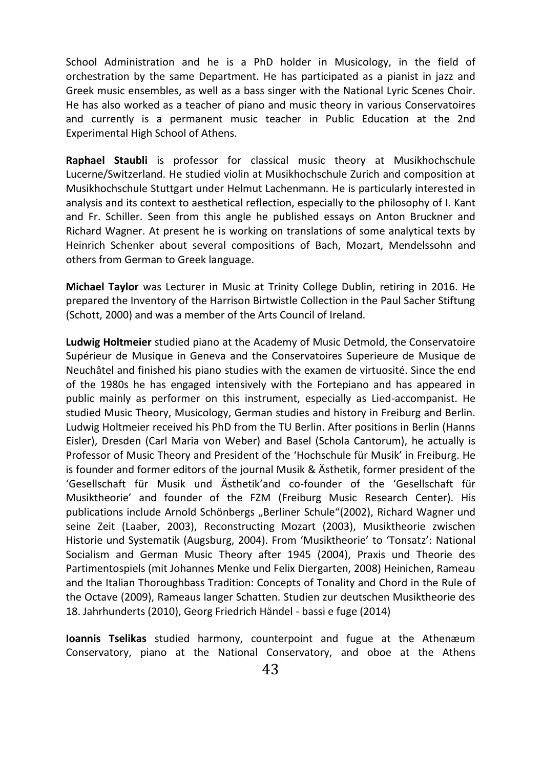School Administration and he is a PhD holder in Musicology, in the field of orchestration by the same Department. He has participated as a pianist in jazz and Greek music ensembles, as well as a bass singer with the National Lyric Scenes Choir. He has also worked as a teacher of piano and music theory in various Conservatoires and currently is a permanent music teacher in Public Education at the 2nd Experimental High School of Athens.

**Raphael Staubli** is professor for classical music theory at Musikhochschule Lucerne/Switzerland. He studied violin at Musikhochschule Zurich and composition at Musikhochschule Stuttgart under Helmut Lachenmann. He is particularly interested in analysis and its context to aesthetical reflection, especially to the philosophy of I. Kant and Fr. Schiller. Seen from this angle he published essays on Anton Bruckner and Richard Wagner. At present he is working on translations of some analytical texts by Heinrich Schenker about several compositions of Bach, Mozart, Mendelssohn and others from German to Greek language.

**Michael Taylor** was Lecturer in Music at Trinity College Dublin, retiring in 2016. He prepared the Inventory of the Harrison Birtwistle Collection in the Paul Sacher Stiftung (Schott, 2000) and was a member of the Arts Council of Ireland.

**Ludwig Holtmeier** studied piano at the Academy of Music Detmold, the Conservatoire Supérieur de Musique in Geneva and the Conservatoires Superieure de Musique de Neuchâtel and finished his piano studies with the examen de virtuosité. Since the end of the 1980s he has engaged intensively with the Fortepiano and has appeared in public mainly as performer on this instrument, especially as Lied-accompanist. He studied Music Theory, Musicology, German studies and history in Freiburg and Berlin. Ludwig Holtmeier received his PhD from the TU Berlin. After positions in Berlin (Hanns Eisler), Dresden (Carl Maria von Weber) and Basel (Schola Cantorum), he actually is Professor of Music Theory and President of the 'Hochschule für Musik' in Freiburg. He is founder and former editors of the journal Musik & Ästhetik, former president of the 'Gesellschaft für Musik und Ästhetik'and co-founder of the 'Gesellschaft für Musiktheorie' and founder of the FZM (Freiburg Music Research Center). His publications include Arnold Schönbergs „Berliner Schule"(2002), Richard Wagner und seine Zeit (Laaber, 2003), Reconstructing Mozart (2003), Musiktheorie zwischen Historie und Systematik (Augsburg, 2004). From 'Musiktheorie' to 'Tonsatz': National Socialism and German Music Theory after 1945 (2004), Praxis und Theorie des Partimentospiels (mit Johannes Menke und Felix Diergarten, 2008) Heinichen, Rameau and the Italian Thoroughbass Tradition: Concepts of Tonality and Chord in the Rule of the Octave (2009), Rameaus langer Schatten. Studien zur deutschen Musiktheorie des 18. Jahrhunderts (2010), Georg Friedrich Händel - bassi e fuge (2014)

**Ioannis Tselikas** studied harmony, counterpoint and fugue at the Athenæum Conservatory, piano at the National Conservatory, and oboe at the Athens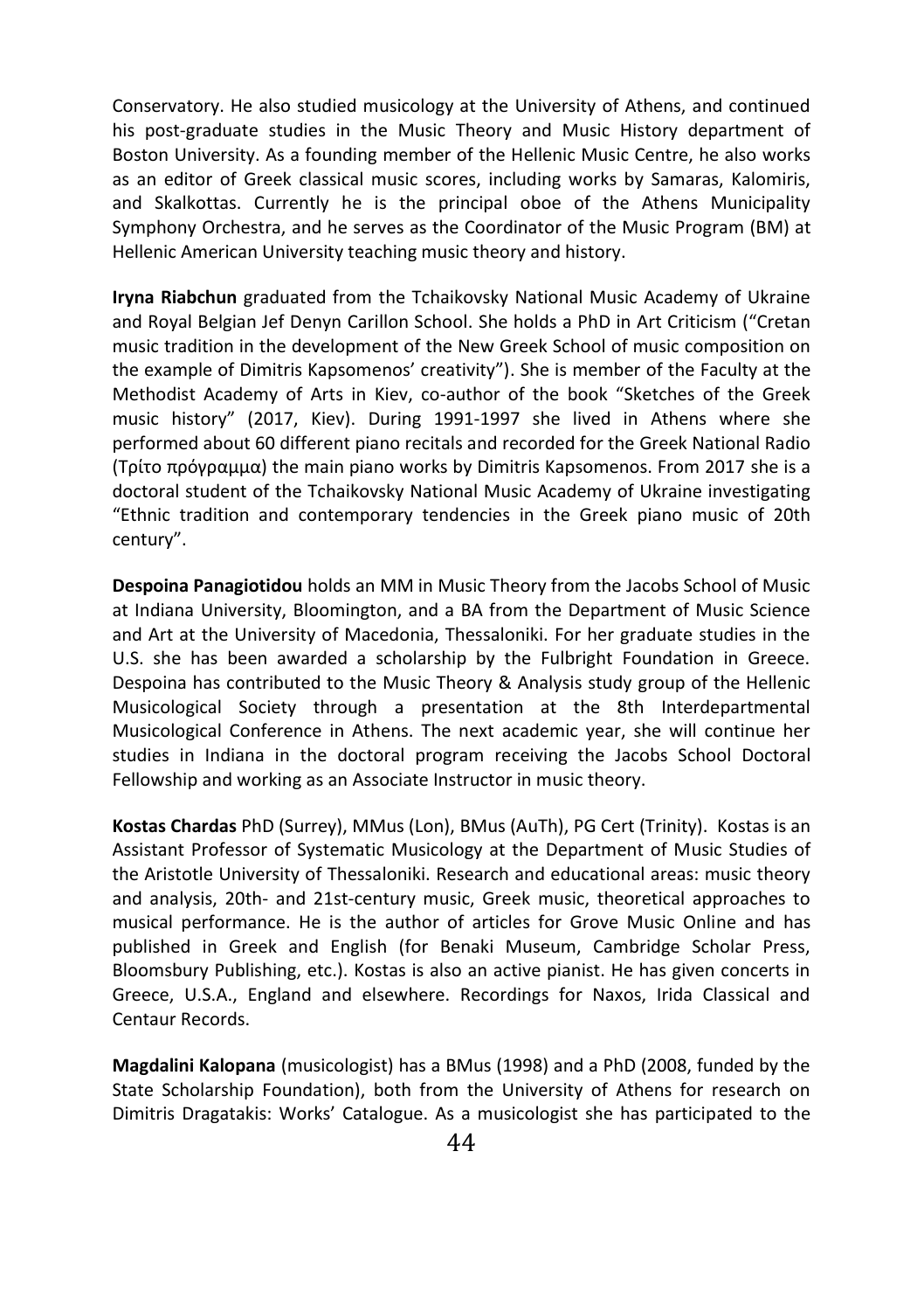Conservatory. He also studied musicology at the University of Athens, and continued his post-graduate studies in the Music Theory and Music History department of Boston University. As a founding member of the Hellenic Music Centre, he also works as an editor of Greek classical music scores, including works by Samaras, Kalomiris, and Skalkottas. Currently he is the principal oboe of the Athens Municipality Symphony Orchestra, and he serves as the Coordinator of the Music Program (BM) at Hellenic American University teaching music theory and history.

**Iryna Riabchun** graduated from the Tchaikovsky National Music Academy of Ukraine and Royal Belgian Jef Denyn Carillon School. She holds a PhD in Art Criticism ("Cretan music tradition in the development of the New Greek School of music composition on the example of Dimitris Kapsomenos' creativity"). She is member of the Faculty at the Methodist Academy of Arts in Kiev, co-author of the book "Sketches of the Greek music history" (2017, Kiev). During 1991-1997 she lived in Athens where she performed about 60 different piano recitals and recorded for the Greek National Radio (Τρίτο πρόγραμμα) the main piano works by Dimitris Kapsomenos. From 2017 she is a doctoral student of the Tchaikovsky National Music Academy of Ukraine investigating "Ethnic tradition and contemporary tendencies in the Greek piano music of 20th century".

**Despoina Panagiotidou** holds an MM in Music Theory from the Jacobs School of Music at Indiana University, Bloomington, and a BA from the Department of Music Science and Art at the University of Macedonia, Thessaloniki. For her graduate studies in the U.S. she has been awarded a scholarship by the Fulbright Foundation in Greece. Despoina has contributed to the Music Theory & Analysis study group of the Hellenic Musicological Society through a presentation at the 8th Interdepartmental Musicological Conference in Athens. The next academic year, she will continue her studies in Indiana in the doctoral program receiving the Jacobs School Doctoral Fellowship and working as an Associate Instructor in music theory.

**Kostas Chardas** PhD (Surrey), MMus (Lon), BMus (AuTh), PG Cert (Trinity). Kostas is an Assistant Professor of Systematic Musicology at the Department of Music Studies of the Aristotle University of Thessaloniki. Research and educational areas: music theory and analysis, 20th- and 21st-century music, Greek music, theoretical approaches to musical performance. He is the author of articles for Grove Music Online and has published in Greek and English (for Benaki Museum, Cambridge Scholar Press, Bloomsbury Publishing, etc.). Kostas is also an active pianist. He has given concerts in Greece, U.S.A., England and elsewhere. Recordings for Naxos, Irida Classical and Centaur Records.

**Magdalini Kalopana** (musicologist) has a BMus (1998) and a PhD (2008, funded by the State Scholarship Foundation), both from the University of Athens for research on Dimitris Dragatakis: Works' Catalogue. As a musicologist she has participated to the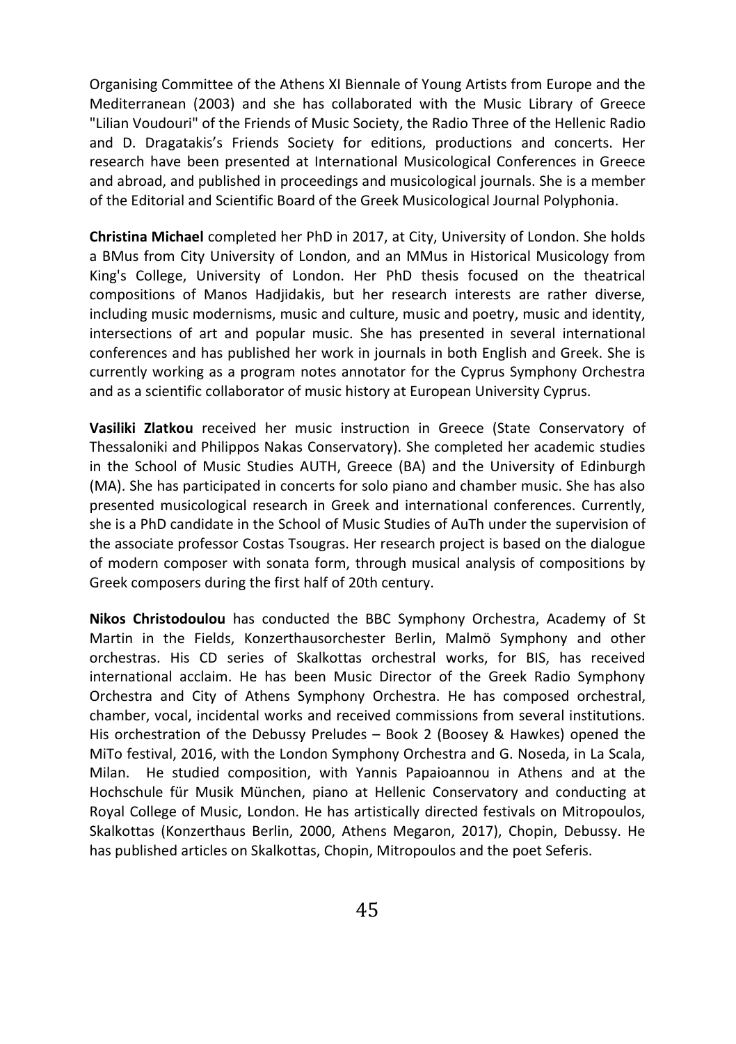Organising Committee of the Athens XI Biennale of Young Artists from Europe and the Mediterranean (2003) and she has collaborated with the Music Library of Greece "Lilian Voudouri" of the Friends of Music Society, the Radio Three of the Hellenic Radio and D. Dragatakis's Friends Society for editions, productions and concerts. Her research have been presented at International Musicological Conferences in Greece and abroad, and published in proceedings and musicological journals. She is a member of the Editorial and Scientific Board of the Greek Musicological Journal Polyphonia.

**Christina Michael** completed her PhD in 2017, at City, University of London. She holds a BMus from City University of London, and an MMus in Historical Musicology from King's College, University of London. Her PhD thesis focused on the theatrical compositions of Manos Hadjidakis, but her research interests are rather diverse, including music modernisms, music and culture, music and poetry, music and identity, intersections of art and popular music. She has presented in several international conferences and has published her work in journals in both English and Greek. She is currently working as a program notes annotator for the Cyprus Symphony Orchestra and as a scientific collaborator of music history at European University Cyprus.

**Vasiliki Zlatkou** received her music instruction in Greece (State Conservatory of Thessaloniki and Philippos Nakas Conservatory). She completed her academic studies in the School of Music Studies AUTH, Greece (BA) and the University of Edinburgh (MA). She has participated in concerts for solo piano and chamber music. She has also presented musicological research in Greek and international conferences. Currently, she is a PhD candidate in the School of Music Studies of AuTh under the supervision of the associate professor Costas Tsougras. Her research project is based on the dialogue of modern composer with sonata form, through musical analysis of compositions by Greek composers during the first half of 20th century.

**Nikos Christodoulou** has conducted the BBC Symphony Orchestra, Academy of St Martin in the Fields, Konzerthausorchester Berlin, Malmö Symphony and other orchestras. His CD series of Skalkottas orchestral works, for BIS, has received international acclaim. He has been Music Director of the Greek Radio Symphony Orchestra and City of Athens Symphony Orchestra. He has composed orchestral, chamber, vocal, incidental works and received commissions from several institutions. His orchestration of the Debussy Preludes – Book 2 (Boosey & Hawkes) opened the MiTo festival, 2016, with the London Symphony Orchestra and G. Noseda, in La Scala, Milan. He studied composition, with Yannis Papaioannou in Athens and at the Hochschule für Musik München, piano at Hellenic Conservatory and conducting at Royal College of Music, London. He has artistically directed festivals on Mitropoulos, Skalkottas (Konzerthaus Berlin, 2000, Athens Megaron, 2017), Chopin, Debussy. He has published articles on Skalkottas, Chopin, Mitropoulos and the poet Seferis.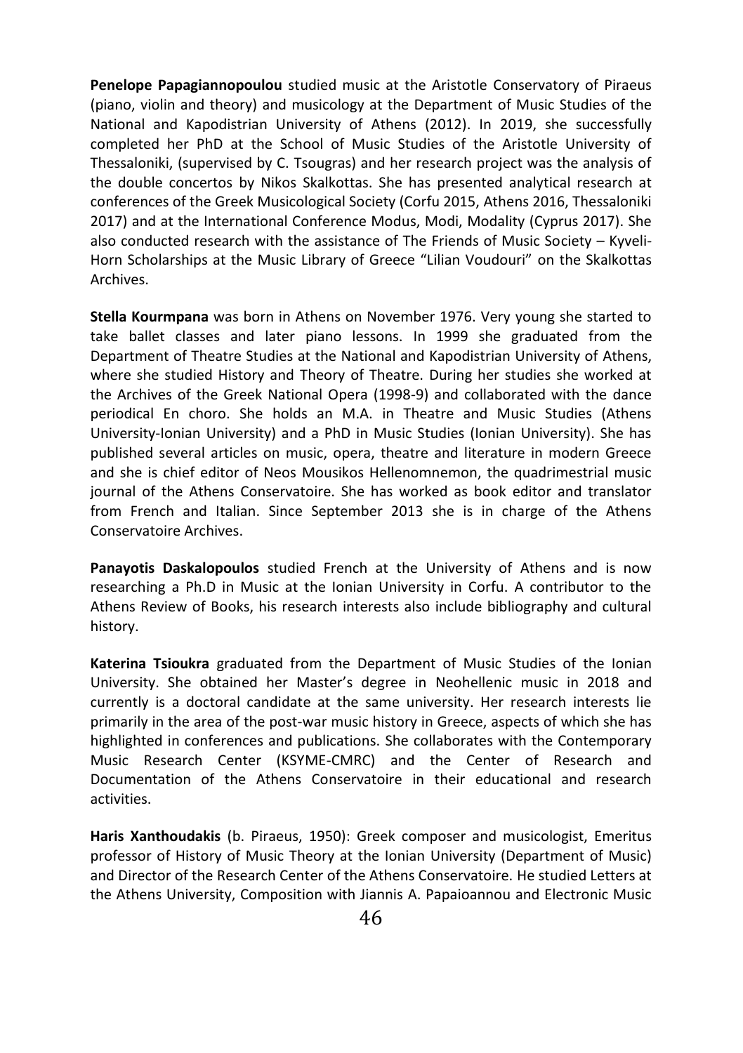**Penelope Papagiannopoulou** studied music at the Aristotle Conservatory of Piraeus (piano, violin and theory) and musicology at the Department of Music Studies of the National and Kapodistrian University of Athens (2012). In 2019, she successfully completed her PhD at the School of Music Studies of the Aristotle University of Thessaloniki, (supervised by C. Tsougras) and her research project was the analysis of the double concertos by Nikos Skalkottas. She has presented analytical research at conferences of the Greek Musicological Society (Corfu 2015, Athens 2016, Thessaloniki 2017) and at the International Conference Modus, Modi, Modality (Cyprus 2017). She also conducted research with the assistance of The Friends of Music Society – Kyveli-Horn Scholarships at the Music Library of Greece "Lilian Voudouri" on the Skalkottas Archives.

**Stella Kourmpana** was born in Athens on November 1976. Very young she started to take ballet classes and later piano lessons. In 1999 she graduated from the Department of Theatre Studies at the National and Kapodistrian University of Athens, where she studied History and Theory of Theatre. During her studies she worked at the Archives of the Greek National Opera (1998-9) and collaborated with the dance periodical En choro. She holds an M.A. in Theatre and Music Studies (Athens University-Ionian University) and a PhD in Music Studies (Ionian University). She has published several articles on music, opera, theatre and literature in modern Greece and she is chief editor of Neos Mousikos Hellenomnemon, the quadrimestrial music journal of the Athens Conservatoire. She has worked as book editor and translator from French and Italian. Since September 2013 she is in charge of the Athens Conservatoire Archives.

**Panayotis Daskalopoulos** studied French at the University of Athens and is now researching a Ph.D in Music at the Ionian University in Corfu. A contributor to the Athens Review of Books, his research interests also include bibliography and cultural history.

**Katerina Tsioukra** graduated from the Department of Music Studies of the Ionian University. She obtained her Master's degree in Neohellenic music in 2018 and currently is a doctoral candidate at the same university. Her research interests lie primarily in the area of the post-war music history in Greece, aspects of which she has highlighted in conferences and publications. She collaborates with the Contemporary Music Research Center (KSYME-CMRC) and the Center of Research and Documentation of the Athens Conservatoire in their educational and research activities.

**Haris Xanthoudakis** (b. Piraeus, 1950): Greek composer and musicologist, Emeritus professor of History of Music Theory at the Ionian University (Department of Music) and Director of the Research Center of the Athens Conservatoire. He studied Letters at the Athens University, Composition with Jiannis A. Papaioannou and Electronic Music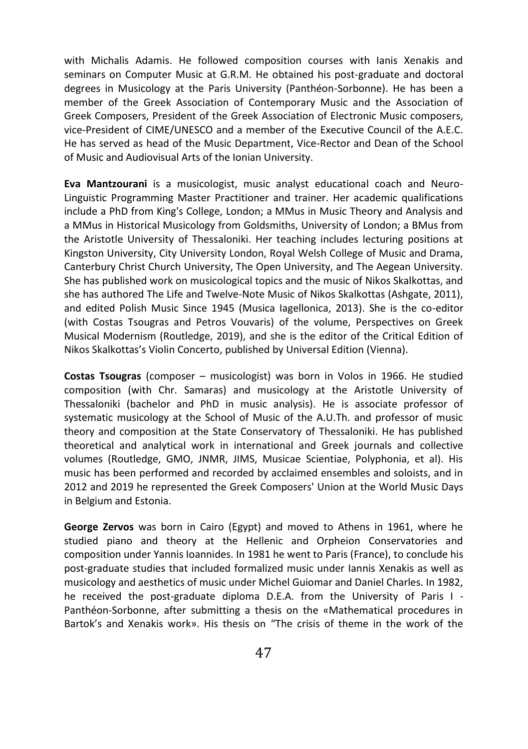with Michalis Adamis. He followed composition courses with Ianis Xenakis and seminars on Computer Music at G.R.M. He obtained his post-graduate and doctoral degrees in Musicology at the Paris University (Panthéon-Sorbonne). He has been a member of the Greek Association of Contemporary Music and the Association of Greek Composers, President of the Greek Association of Electronic Music composers, vice-President of CIME/UNESCO and a member of the Executive Council of the A.E.C. He has served as head of the Music Department, Vice-Rector and Dean of the School of Music and Audiovisual Arts of the Ionian University.

**Eva Mantzourani** is a musicologist, music analyst educational coach and Neuro-Linguistic Programming Master Practitioner and trainer. Her academic qualifications include a PhD from King's College, London; a MMus in Music Theory and Analysis and a MMus in Historical Musicology from Goldsmiths, University of London; a BMus from the Aristotle University of Thessaloniki. Her teaching includes lecturing positions at Kingston University, City University London, Royal Welsh College of Music and Drama, Canterbury Christ Church University, The Open University, and The Aegean University. She has published work on musicological topics and the music of Nikos Skalkottas, and she has authored The Life and Twelve-Note Music of Nikos Skalkottas (Ashgate, 2011), and edited Polish Music Since 1945 (Musica Iagellonica, 2013). She is the co-editor (with Costas Tsougras and Petros Vouvaris) of the volume, Perspectives on Greek Musical Modernism (Routledge, 2019), and she is the editor of the Critical Edition of Nikos Skalkottas's Violin Concerto, published by Universal Edition (Vienna).

**Costas Tsougras** (composer – musicologist) was born in Volos in 1966. He studied composition (with Chr. Samaras) and musicology at the Aristotle University of Thessaloniki (bachelor and PhD in music analysis). He is associate professor of systematic musicology at the School of Music of the A.U.Th. and professor of music theory and composition at the State Conservatory of Thessaloniki. He has published theoretical and analytical work in international and Greek journals and collective volumes (Routledge, GMO, JNMR, JIMS, Musicae Scientiae, Polyphonia, et al). His music has been performed and recorded by acclaimed ensembles and soloists, and in 2012 and 2019 he represented the Greek Composers' Union at the World Music Days in Belgium and Estonia.

**George Zervos** was born in Cairo (Egypt) and moved to Athens in 1961, where he studied piano and theory at the Hellenic and Orpheion Conservatories and composition under Yannis Ioannides. In 1981 he went to Paris (France), to conclude his post-graduate studies that included formalized music under Iannis Xenakis as well as musicology and aesthetics of music under Michel Guiomar and Daniel Charles. In 1982, he received the post-graduate diploma D.E.A. from the University of Paris I - Panthéon-Sorbonne, after submitting a thesis on the «Mathematical procedures in Bartok's and Xenakis work». His thesis on "The crisis of theme in the work of the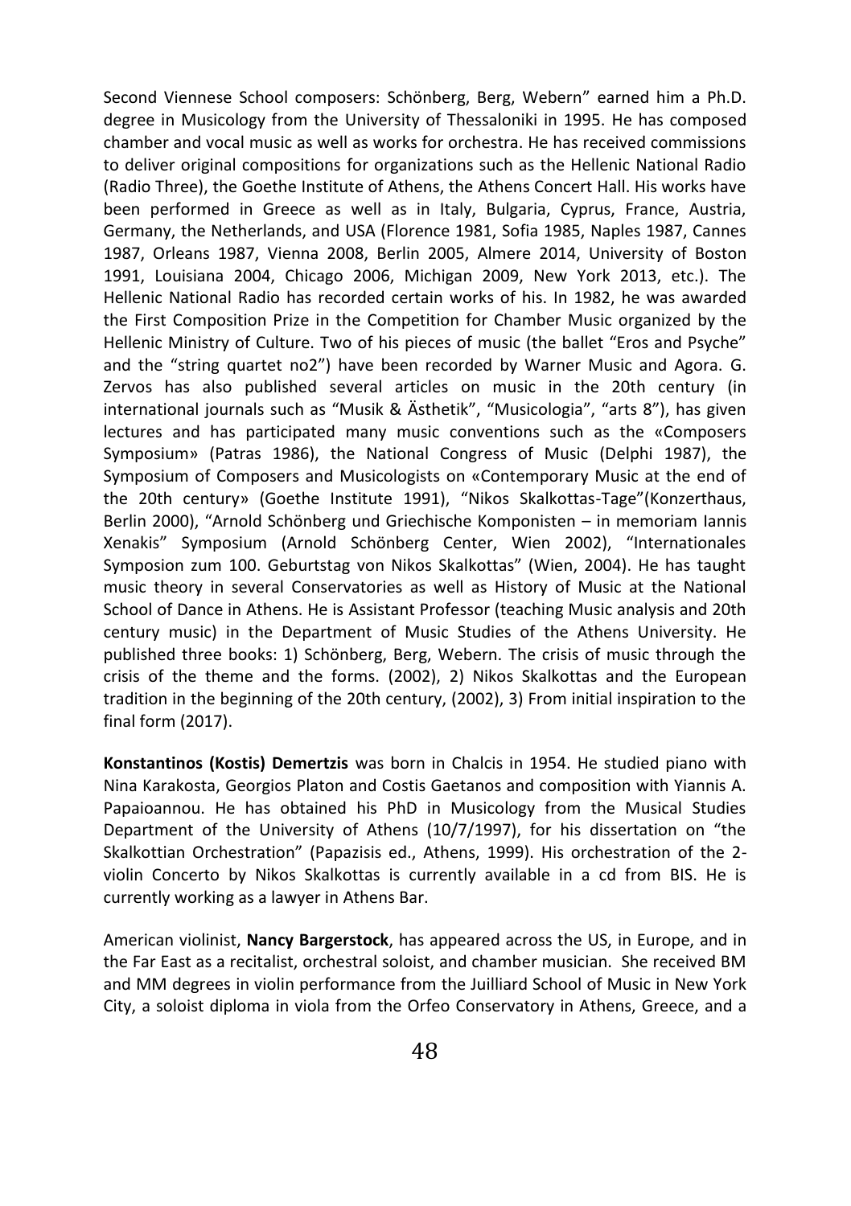Second Viennese School composers: Schönberg, Berg, Webern" earned him a Ph.D. degree in Musicology from the University of Thessaloniki in 1995. He has composed chamber and vocal music as well as works for orchestra. He has received commissions to deliver original compositions for organizations such as the Hellenic National Radio (Radio Three), the Goethe Institute of Athens, the Athens Concert Hall. His works have been performed in Greece as well as in Italy, Bulgaria, Cyprus, France, Austria, Germany, the Netherlands, and USA (Florence 1981, Sofia 1985, Naples 1987, Cannes 1987, Orleans 1987, Vienna 2008, Berlin 2005, Almere 2014, University of Boston 1991, Louisiana 2004, Chicago 2006, Michigan 2009, New York 2013, etc.). The Hellenic National Radio has recorded certain works of his. In 1982, he was awarded the First Composition Prize in the Competition for Chamber Music organized by the Hellenic Ministry of Culture. Two of his pieces of music (the ballet "Eros and Psyche" and the "string quartet no2") have been recorded by Warner Music and Agora. G. Zervos has also published several articles on music in the 20th century (in international journals such as "Musik & Ästhetik", "Musicologia", "arts 8"), has given lectures and has participated many music conventions such as the «Composers Symposium» (Patras 1986), the National Congress of Music (Delphi 1987), the Symposium of Composers and Musicologists on «Contemporary Music at the end of the 20th century» (Goethe Institute 1991), "Nikos Skalkottas-Tage"(Konzerthaus, Berlin 2000), "Arnold Schönberg und Griechische Komponisten – in memoriam Iannis Xenakis" Symposium (Arnold Schönberg Center, Wien 2002), "Internationales Symposion zum 100. Geburtstag von Nikos Skalkottas" (Wien, 2004). He has taught music theory in several Conservatories as well as History of Music at the National School of Dance in Athens. He is Assistant Professor (teaching Music analysis and 20th century music) in the Department of Music Studies of the Athens University. He published three books: 1) Schönberg, Berg, Webern. The crisis of music through the crisis of the theme and the forms. (2002), 2) Nikos Skalkottas and the European tradition in the beginning of the 20th century, (2002), 3) From initial inspiration to the final form (2017).

**Konstantinos (Kostis) Demertzis** was born in Chalcis in 1954. He studied piano with Nina Karakosta, Georgios Platon and Costis Gaetanos and composition with Yiannis A. Papaioannou. He has obtained his PhD in Musicology from the Musical Studies Department of the University of Athens (10/7/1997), for his dissertation on "the Skalkottian Orchestration" (Papazisis ed., Athens, 1999). His orchestration of the 2-violin Concerto by Nikos Skalkottas is currently available in a cd from BIS. He is currently working as a lawyer in Athens Bar.

American violinist, **Nancy Bargerstock**, has appeared across the US, in Europe, and in the Far East as a recitalist, orchestral soloist, and chamber musician. She received BM and MM degrees in violin performance from the Juilliard School of Music in New York City, a soloist diploma in viola from the Orfeo Conservatory in Athens, Greece, and a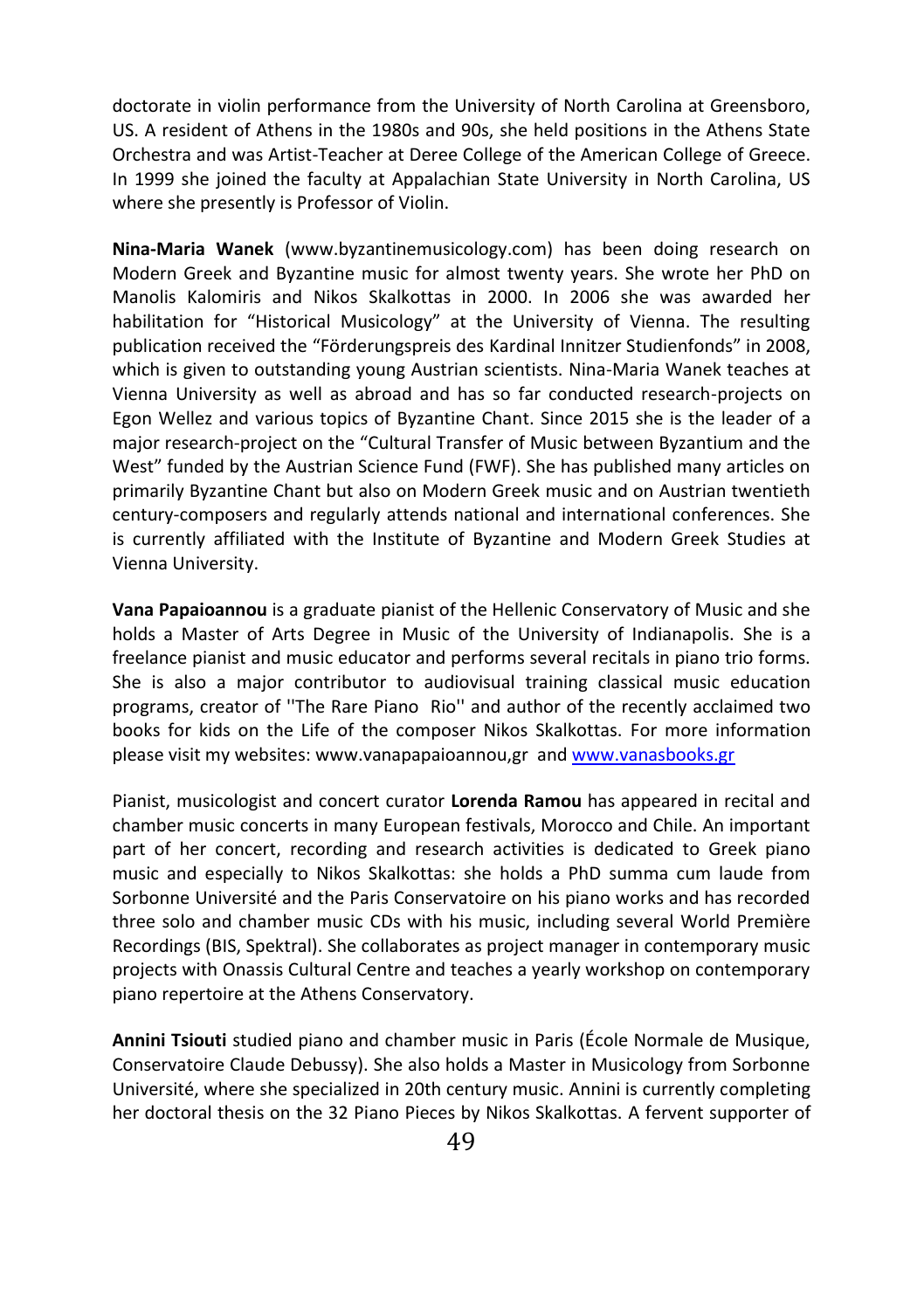doctorate in violin performance from the University of North Carolina at Greensboro, US. A resident of Athens in the 1980s and 90s, she held positions in the Athens State Orchestra and was Artist-Teacher at Deree College of the American College of Greece. In 1999 she joined the faculty at Appalachian State University in North Carolina, US where she presently is Professor of Violin.

**Nina-Maria Wanek** (www.byzantinemusicology.com) has been doing research on Modern Greek and Byzantine music for almost twenty years. She wrote her PhD on Manolis Kalomiris and Nikos Skalkottas in 2000. In 2006 she was awarded her habilitation for "Historical Musicology" at the University of Vienna. The resulting publication received the "Förderungspreis des Kardinal Innitzer Studienfonds" in 2008, which is given to outstanding young Austrian scientists. Nina-Maria Wanek teaches at Vienna University as well as abroad and has so far conducted research-projects on Egon Wellez and various topics of Byzantine Chant. Since 2015 she is the leader of a major research-project on the "Cultural Transfer of Music between Byzantium and the West" funded by the Austrian Science Fund (FWF). She has published many articles on primarily Byzantine Chant but also on Modern Greek music and on Austrian twentieth century-composers and regularly attends national and international conferences. She is currently affiliated with the Institute of Byzantine and Modern Greek Studies at Vienna University.

**Vana Papaioannou** is a graduate pianist of the Hellenic Conservatory of Music and she holds a Master of Arts Degree in Music of the University of Indianapolis. She is a freelance pianist and music educator and performs several recitals in piano trio forms. She is also a major contributor to audiovisual training classical music education programs, creator of ''The Rare Piano Rio'' and author of the recently acclaimed two books for kids on the Life of the composer Nikos Skalkottas. For more information please visit my websites: www.vanapapaioannou,gr and www.vanasbooks.gr

Pianist, musicologist and concert curator **Lorenda Ramou** has appeared in recital and chamber music concerts in many European festivals, Morocco and Chile. An important part of her concert, recording and research activities is dedicated to Greek piano music and especially to Nikos Skalkottas: she holds a PhD summa cum laude from Sorbonne Université and the Paris Conservatoire on his piano works and has recorded three solo and chamber music CDs with his music, including several World Première Recordings (BIS, Spektral). She collaborates as project manager in contemporary music projects with Onassis Cultural Centre and teaches a yearly workshop on contemporary piano repertoire at the Athens Conservatory.

**Annini Tsiouti** studied piano and chamber music in Paris (École Normale de Musique, Conservatoire Claude Debussy). She also holds a Master in Musicology from Sorbonne Université, where she specialized in 20th century music. Annini is currently completing her doctoral thesis on the 32 Piano Pieces by Nikos Skalkottas. A fervent supporter of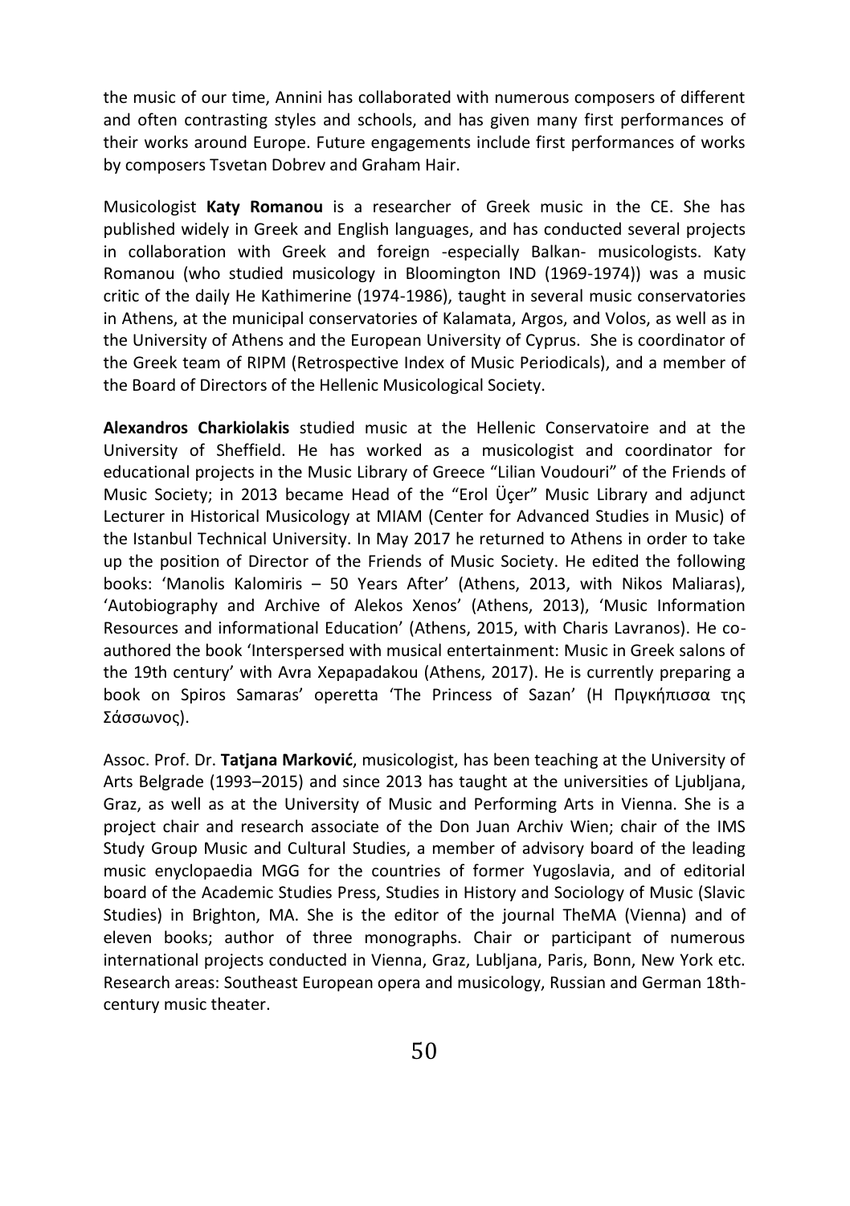the music of our time, Annini has collaborated with numerous composers of different and often contrasting styles and schools, and has given many first performances of their works around Europe. Future engagements include first performances of works by composers Tsvetan Dobrev and Graham Hair.

Musicologist **Katy Romanou** is a researcher of Greek music in the CE. She has published widely in Greek and English languages, and has conducted several projects in collaboration with Greek and foreign -especially Balkan- musicologists. Katy Romanou (who studied musicology in Bloomington IND (1969-1974)) was a music critic of the daily He Kathimerine (1974-1986), taught in several music conservatories in Athens, at the municipal conservatories of Kalamata, Argos, and Volos, as well as in the University of Athens and the European University of Cyprus. She is coordinator of the Greek team of RIPM (Retrospective Index of Music Periodicals), and a member of the Board of Directors of the Hellenic Musicological Society.

**Alexandros Charkiolakis** studied music at the Hellenic Conservatoire and at the University of Sheffield. He has worked as a musicologist and coordinator for educational projects in the Music Library of Greece "Lilian Voudouri" of the Friends of Music Society; in 2013 became Head of the "Erol Üçer" Music Library and adjunct Lecturer in Historical Musicology at MIAM (Center for Advanced Studies in Music) of the Istanbul Technical University. In May 2017 he returned to Athens in order to take up the position of Director of the Friends of Music Society. He edited the following books: 'Manolis Kalomiris – 50 Years After' (Athens, 2013, with Nikos Maliaras), 'Autobiography and Archive of Alekos Xenos' (Athens, 2013), 'Music Information Resources and informational Education' (Athens, 2015, with Charis Lavranos). He co-authored the book 'Interspersed with musical entertainment: Music in Greek salons of the 19th century' with Avra Xepapadakou (Athens, 2017). He is currently preparing a book on Spiros Samaras' operetta 'The Princess of Sazan' (Η Πριγκήπισσα της Σάσσωνος).

Assoc. Prof. Dr. **Tatjana Marković**, musicologist, has been teaching at the University of Arts Belgrade (1993–2015) and since 2013 has taught at the universities of Ljubljana, Graz, as well as at the University of Music and Performing Arts in Vienna. She is a project chair and research associate of the Don Juan Archiv Wien; chair of the IMS Study Group Music and Cultural Studies, a member of advisory board of the leading music enyclopaedia MGG for the countries of former Yugoslavia, and of editorial board of the Academic Studies Press, Studies in History and Sociology of Music (Slavic Studies) in Brighton, MA. She is the editor of the journal TheMA (Vienna) and of eleven books; author of three monographs. Chair or participant of numerous international projects conducted in Vienna, Graz, Lubljana, Paris, Bonn, New York etc. Research areas: Southeast European opera and musicology, Russian and German 18th-century music theater.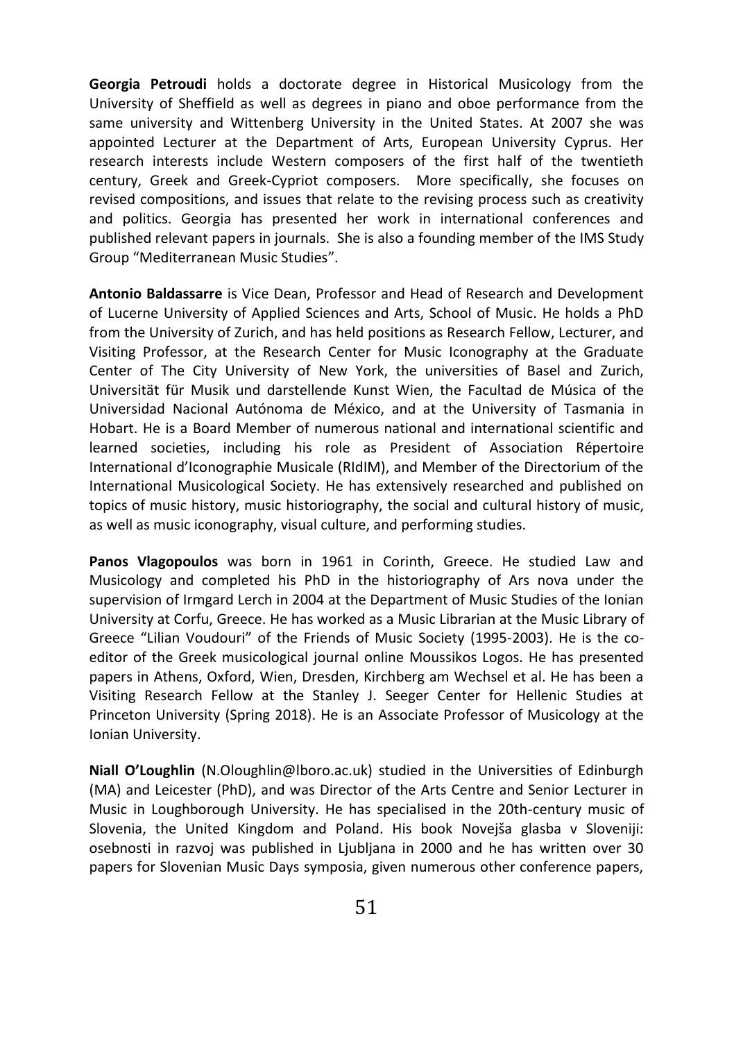**Georgia Petroudi** holds a doctorate degree in Historical Musicology from the University of Sheffield as well as degrees in piano and oboe performance from the same university and Wittenberg University in the United States. At 2007 she was appointed Lecturer at the Department of Arts, European University Cyprus. Her research interests include Western composers of the first half of the twentieth century, Greek and Greek-Cypriot composers. More specifically, she focuses on revised compositions, and issues that relate to the revising process such as creativity and politics. Georgia has presented her work in international conferences and published relevant papers in journals. She is also a founding member of the IMS Study Group "Mediterranean Music Studies".

**Antonio Baldassarre** is Vice Dean, Professor and Head of Research and Development of Lucerne University of Applied Sciences and Arts, School of Music. He holds a PhD from the University of Zurich, and has held positions as Research Fellow, Lecturer, and Visiting Professor, at the Research Center for Music Iconography at the Graduate Center of The City University of New York, the universities of Basel and Zurich, Universität für Musik und darstellende Kunst Wien, the Facultad de Música of the Universidad Nacional Autónoma de México, and at the University of Tasmania in Hobart. He is a Board Member of numerous national and international scientific and learned societies, including his role as President of Association Répertoire International d'Iconographie Musicale (RIdIM), and Member of the Directorium of the International Musicological Society. He has extensively researched and published on topics of music history, music historiography, the social and cultural history of music, as well as music iconography, visual culture, and performing studies.

**Panos Vlagopoulos** was born in 1961 in Corinth, Greece. He studied Law and Musicology and completed his PhD in the historiography of Ars nova under the supervision of Irmgard Lerch in 2004 at the Department of Music Studies of the Ionian University at Corfu, Greece. He has worked as a Music Librarian at the Music Library of Greece "Lilian Voudouri" of the Friends of Music Society (1995-2003). He is the co-editor of the Greek musicological journal online Moussikos Logos. He has presented papers in Athens, Oxford, Wien, Dresden, Kirchberg am Wechsel et al. He has been a Visiting Research Fellow at the Stanley J. Seeger Center for Hellenic Studies at Princeton University (Spring 2018). He is an Associate Professor of Musicology at the Ionian University.

**Niall O'Loughlin** (N.Oloughlin@lboro.ac.uk) studied in the Universities of Edinburgh (MA) and Leicester (PhD), and was Director of the Arts Centre and Senior Lecturer in Music in Loughborough University. He has specialised in the 20th-century music of Slovenia, the United Kingdom and Poland. His book Novejša glasba v Sloveniji: osebnosti in razvoj was published in Ljubljana in 2000 and he has written over 30 papers for Slovenian Music Days symposia, given numerous other conference papers,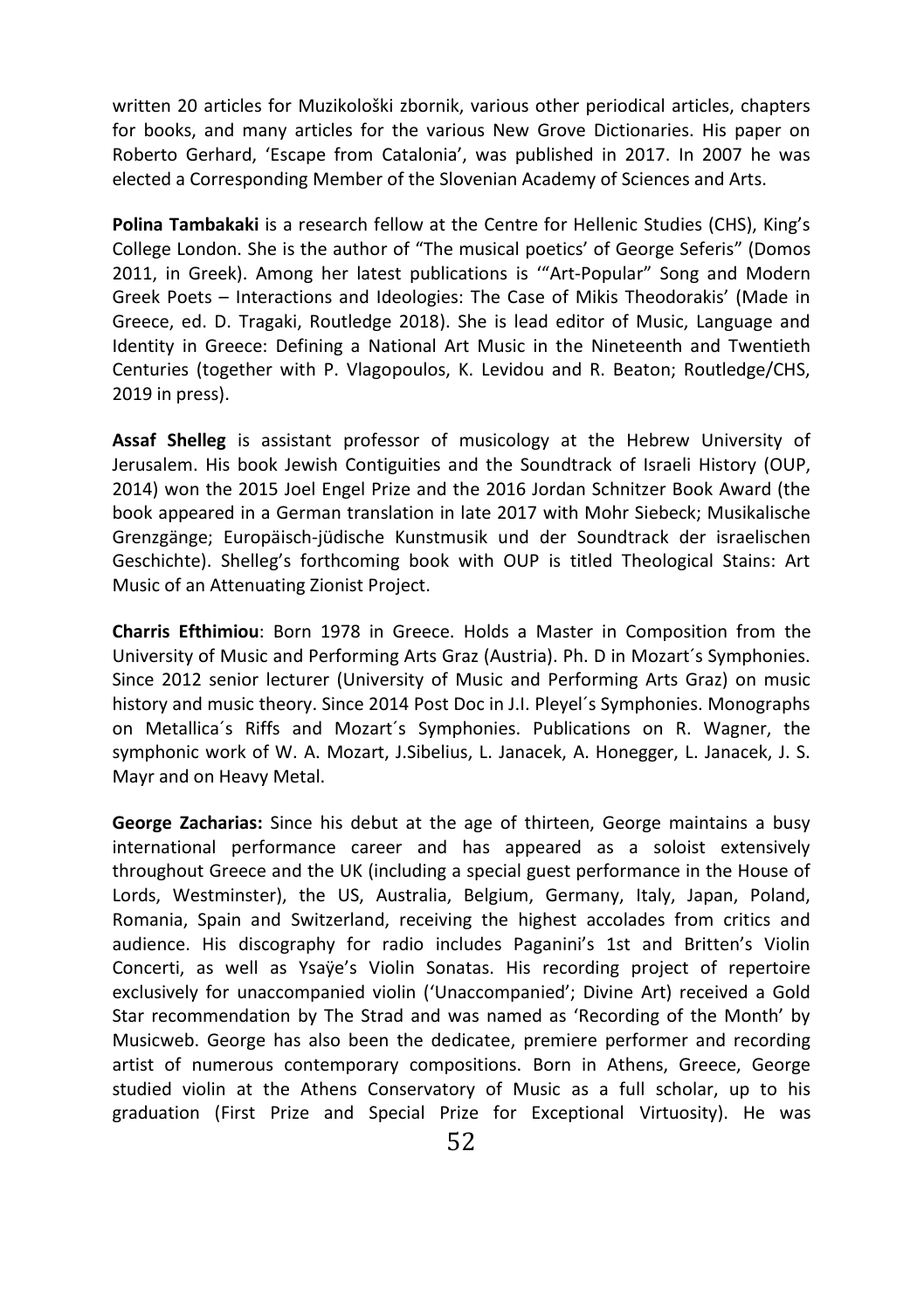written 20 articles for Muzikološki zbornik, various other periodical articles, chapters for books, and many articles for the various New Grove Dictionaries. His paper on Roberto Gerhard, 'Escape from Catalonia', was published in 2017. In 2007 he was elected a Corresponding Member of the Slovenian Academy of Sciences and Arts.

**Polina Tambakaki** is a research fellow at the Centre for Hellenic Studies (CHS), King's College London. She is the author of "The musical poetics' of George Seferis" (Domos 2011, in Greek). Among her latest publications is '"Art-Popular" Song and Modern Greek Poets – Interactions and Ideologies: The Case of Mikis Theodorakis' (Made in Greece, ed. D. Tragaki, Routledge 2018). She is lead editor of Music, Language and Identity in Greece: Defining a National Art Music in the Nineteenth and Twentieth Centuries (together with P. Vlagopoulos, K. Levidou and R. Beaton; Routledge/CHS, 2019 in press).

**Assaf Shelleg** is assistant professor of musicology at the Hebrew University of Jerusalem. His book Jewish Contiguities and the Soundtrack of Israeli History (OUP, 2014) won the 2015 Joel Engel Prize and the 2016 Jordan Schnitzer Book Award (the book appeared in a German translation in late 2017 with Mohr Siebeck; Musikalische Grenzgänge; Europäisch-jüdische Kunstmusik und der Soundtrack der israelischen Geschichte). Shelleg's forthcoming book with OUP is titled Theological Stains: Art Music of an Attenuating Zionist Project.

**Charris Efthimiou**: Born 1978 in Greece. Holds a Master in Composition from the University of Music and Performing Arts Graz (Austria). Ph. D in Mozart´s Symphonies. Since 2012 senior lecturer (University of Music and Performing Arts Graz) on music history and music theory. Since 2014 Post Doc in J.I. Pleyel´s Symphonies. Monographs on Metallica´s Riffs and Mozart´s Symphonies. Publications on R. Wagner, the symphonic work of W. A. Mozart, J.Sibelius, L. Janacek, A. Honegger, L. Janacek, J. S. Mayr and on Heavy Metal.

**George Zacharias:** Since his debut at the age of thirteen, George maintains a busy international performance career and has appeared as a soloist extensively throughout Greece and the UK (including a special guest performance in the House of Lords, Westminster), the US, Australia, Belgium, Germany, Italy, Japan, Poland, Romania, Spain and Switzerland, receiving the highest accolades from critics and audience. His discography for radio includes Paganini's 1st and Britten's Violin Concerti, as well as Ysaÿe's Violin Sonatas. His recording project of repertoire exclusively for unaccompanied violin ('Unaccompanied'; Divine Art) received a Gold Star recommendation by The Strad and was named as 'Recording of the Month' by Musicweb. George has also been the dedicatee, premiere performer and recording artist of numerous contemporary compositions. Born in Athens, Greece, George studied violin at the Athens Conservatory of Music as a full scholar, up to his graduation (First Prize and Special Prize for Exceptional Virtuosity). He was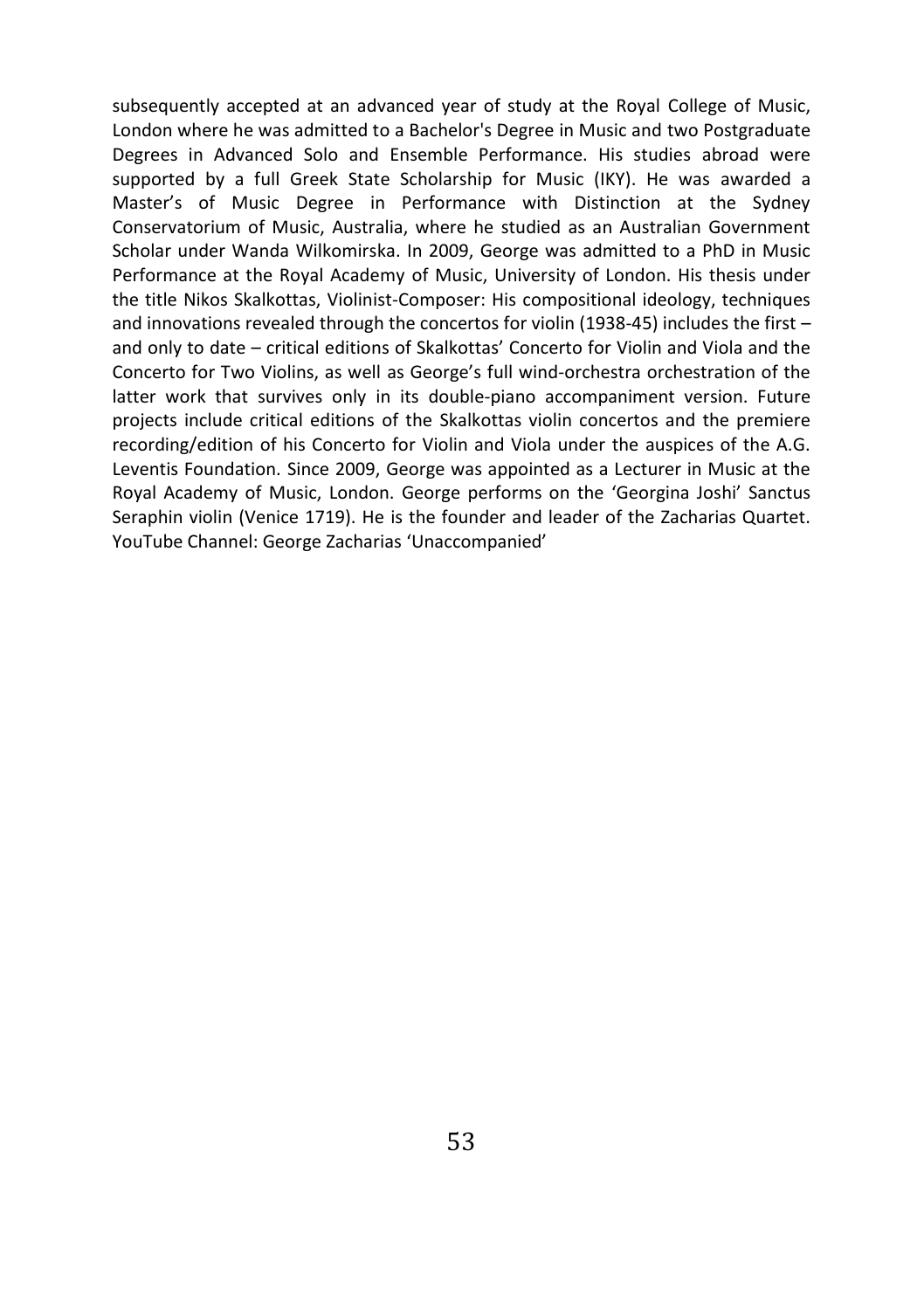subsequently accepted at an advanced year of study at the Royal College of Music, London where he was admitted to a Bachelor's Degree in Music and two Postgraduate Degrees in Advanced Solo and Ensemble Performance. His studies abroad were supported by a full Greek State Scholarship for Music (IKY). He was awarded a Master's of Music Degree in Performance with Distinction at the Sydney Conservatorium of Music, Australia, where he studied as an Australian Government Scholar under Wanda Wilkomirska. In 2009, George was admitted to a PhD in Music Performance at the Royal Academy of Music, University of London. His thesis under the title Nikos Skalkottas, Violinist-Composer: His compositional ideology, techniques and innovations revealed through the concertos for violin (1938-45) includes the first – and only to date – critical editions of Skalkottas' Concerto for Violin and Viola and the Concerto for Two Violins, as well as George's full wind-orchestra orchestration of the latter work that survives only in its double-piano accompaniment version. Future projects include critical editions of the Skalkottas violin concertos and the premiere recording/edition of his Concerto for Violin and Viola under the auspices of the A.G. Leventis Foundation. Since 2009, George was appointed as a Lecturer in Music at the Royal Academy of Music, London. George performs on the 'Georgina Joshi' Sanctus Seraphin violin (Venice 1719). He is the founder and leader of the Zacharias Quartet. YouTube Channel: George Zacharias 'Unaccompanied'